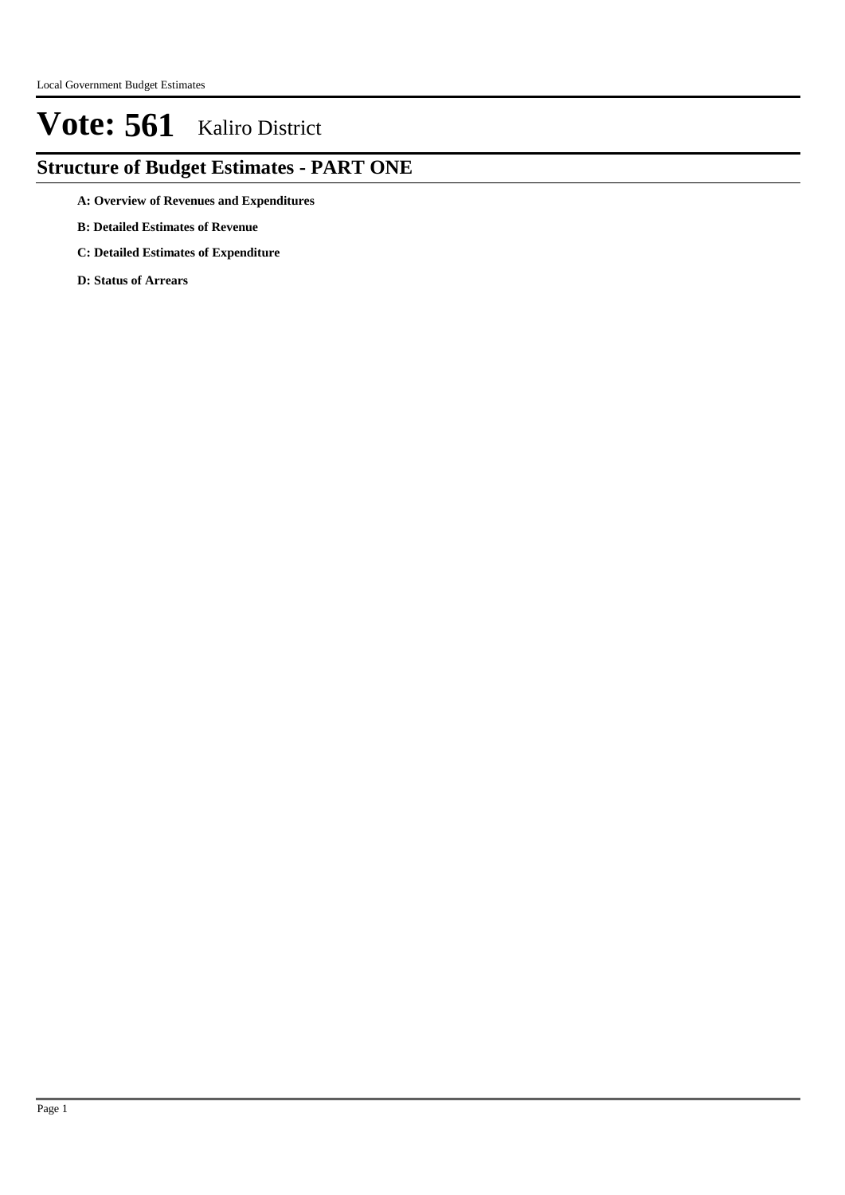# Vote: 561 Kaliro District

## Structure of Budget Estimates - PART ONE

**A: Overview of Revenues and Expenditures**

**B: Detailed Estimates of Revenue**

**C: Detailed Estimates of Expenditure**

**D: Status of Arrears**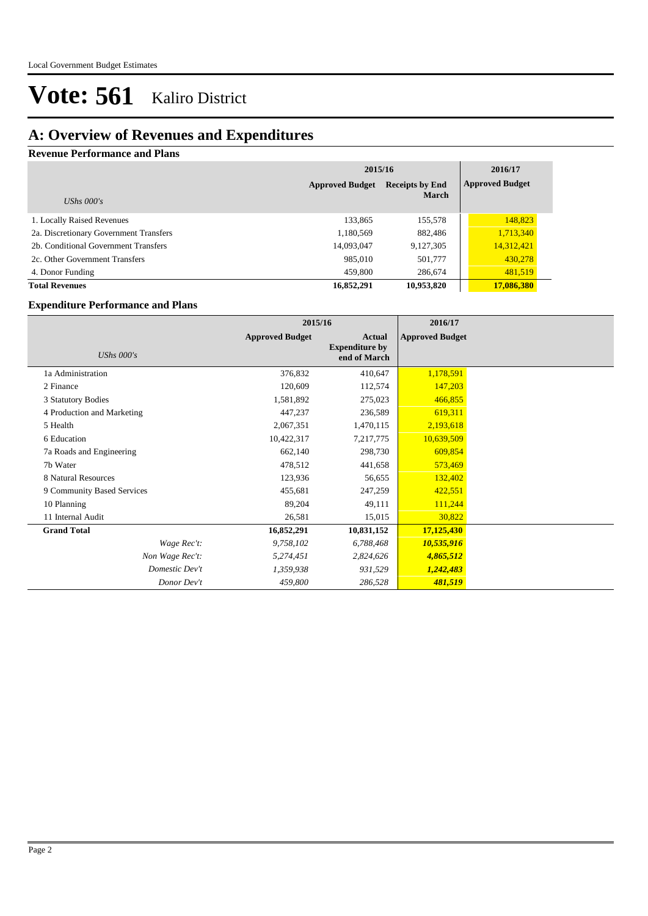# Vote: 561 Kaliro District

## A: Overview of Revenues and Expenditures

### Revenue Performance and Plans

| *UShs 000's* | 2015/16 Approved Budget | 2015/16 Receipts by End March | 2016/17 Approved Budget |
|---|---|---|---|
| 1. Locally Raised Revenues | 133,865 | 155,578 | 148,823 |
| 2a. Discretionary Government Transfers | 1,180,569 | 882,486 | 1,713,340 |
| 2b. Conditional Government Transfers | 14,093,047 | 9,127,305 | 14,312,421 |
| 2c. Other Government Transfers | 985,010 | 501,777 | 430,278 |
| 4. Donor Funding | 459,800 | 286,674 | 481,519 |
| **Total Revenues** | **16,852,291** | **10,953,820** | **17,086,380** |

### Expenditure Performance and Plans

| *UShs 000's* | 2015/16 Approved Budget | 2015/16 Actual Expenditure by end of March | 2016/17 Approved Budget |
|---|---|---|---|
| 1a Administration | 376,832 | 410,647 | 1,178,591 |
| 2 Finance | 120,609 | 112,574 | 147,203 |
| 3 Statutory Bodies | 1,581,892 | 275,023 | 466,855 |
| 4 Production and Marketing | 447,237 | 236,589 | 619,311 |
| 5 Health | 2,067,351 | 1,470,115 | 2,193,618 |
| 6 Education | 10,422,317 | 7,217,775 | 10,639,509 |
| 7a Roads and Engineering | 662,140 | 298,730 | 609,854 |
| 7b Water | 478,512 | 441,658 | 573,469 |
| 8 Natural Resources | 123,936 | 56,655 | 132,402 |
| 9 Community Based Services | 455,681 | 247,259 | 422,551 |
| 10 Planning | 89,204 | 49,111 | 111,244 |
| 11 Internal Audit | 26,581 | 15,015 | 30,822 |
| **Grand Total** | **16,852,291** | **10,831,152** | **17,125,430** |
| *Wage Rec't:* | *9,758,102* | *6,788,468* | ***10,535,916*** |
| *Non Wage Rec't:* | *5,274,451* | *2,824,626* | ***4,865,512*** |
| *Domestic Dev't* | *1,359,938* | *931,529* | ***1,242,483*** |
| *Donor Dev't* | *459,800* | *286,528* | ***481,519*** |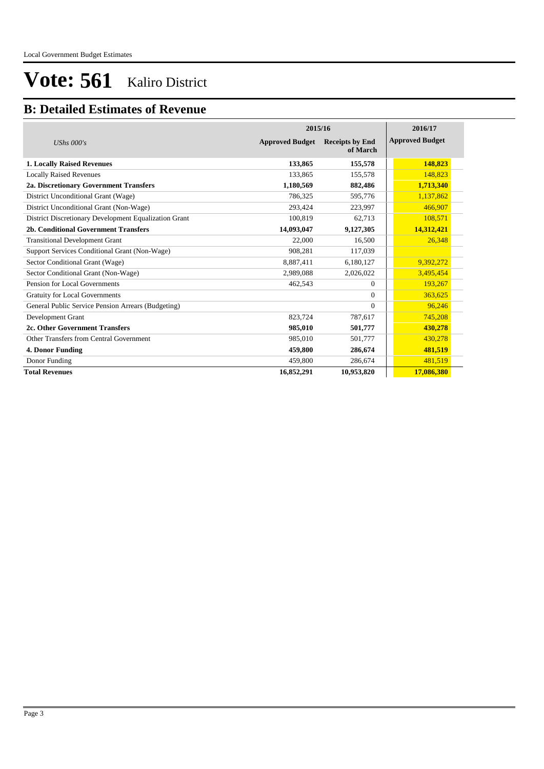# Vote: 561 Kaliro District

## B: Detailed Estimates of Revenue

| *UShs 000's* | 2015/16 Approved Budget | 2015/16 Receipts by End of March | 2016/17 Approved Budget |
|---|---|---|---|
| **1. Locally Raised Revenues** | **133,865** | **155,578** | **148,823** |
| Locally Raised Revenues | 133,865 | 155,578 | 148,823 |
| **2a. Discretionary Government Transfers** | **1,180,569** | **882,486** | **1,713,340** |
| District Unconditional Grant (Wage) | 786,325 | 595,776 | 1,137,862 |
| District Unconditional Grant (Non-Wage) | 293,424 | 223,997 | 466,907 |
| District Discretionary Development Equalization Grant | 100,819 | 62,713 | 108,571 |
| **2b. Conditional Government Transfers** | **14,093,047** | **9,127,305** | **14,312,421** |
| Transitional Development Grant | 22,000 | 16,500 | 26,348 |
| Support Services Conditional Grant (Non-Wage) | 908,281 | 117,039 | |
| Sector Conditional Grant (Wage) | 8,887,411 | 6,180,127 | 9,392,272 |
| Sector Conditional Grant (Non-Wage) | 2,989,088 | 2,026,022 | 3,495,454 |
| Pension for Local Governments | 462,543 | 0 | 193,267 |
| Gratuity for Local Governments | | 0 | 363,625 |
| General Public Service Pension Arrears (Budgeting) | | 0 | 96,246 |
| Development Grant | 823,724 | 787,617 | 745,208 |
| **2c. Other Government Transfers** | **985,010** | **501,777** | **430,278** |
| Other Transfers from Central Government | 985,010 | 501,777 | 430,278 |
| **4. Donor Funding** | **459,800** | **286,674** | **481,519** |
| Donor Funding | 459,800 | 286,674 | 481,519 |
| **Total Revenues** | **16,852,291** | **10,953,820** | **17,086,380** |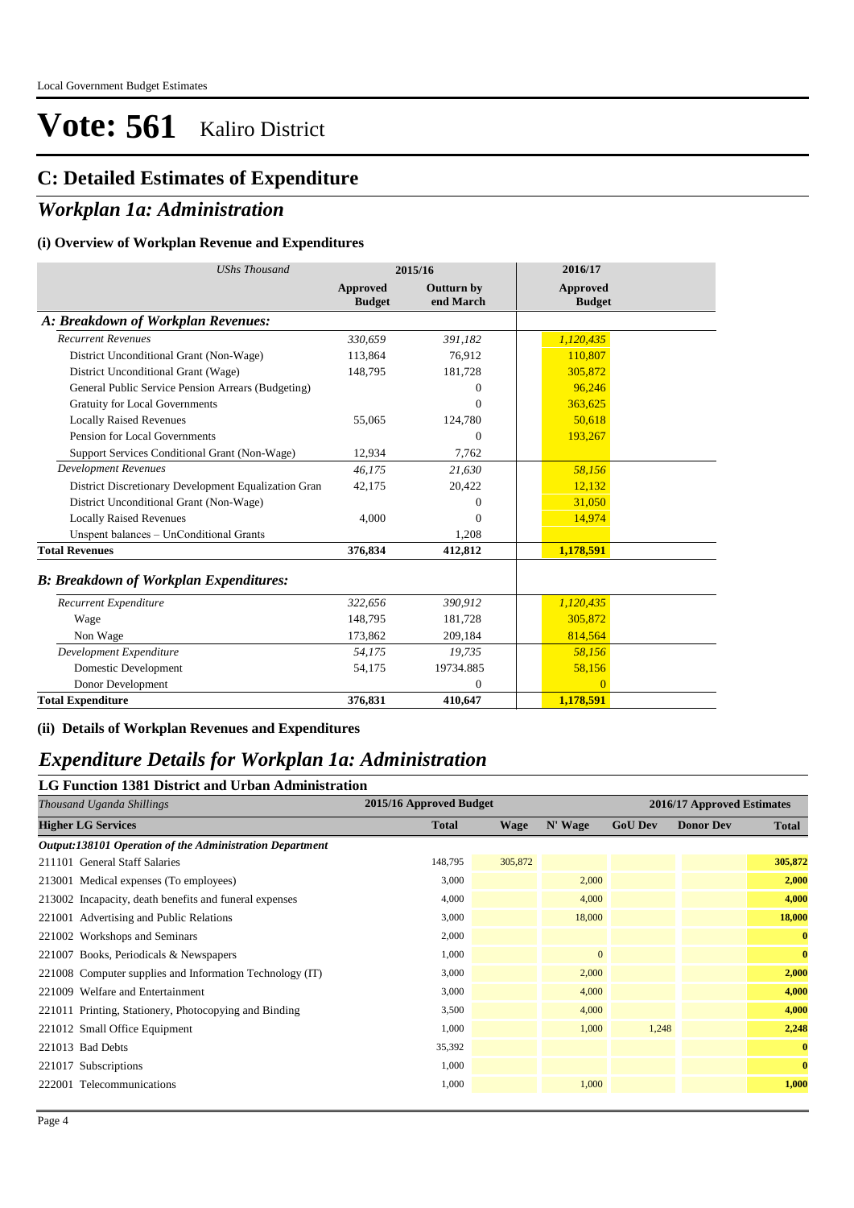# Vote: 561 Kaliro District

## C: Detailed Estimates of Expenditure

## *Workplan 1a: Administration*

### (i) Overview of Workplan Revenue and Expenditures

| *UShs Thousand* | 2015/16 | | 2016/17 |
|---|---|---|---|
| | **Approved Budget** | **Outturn by end March** | **Approved Budget** |
| ***A: Breakdown of Workplan Revenues:*** | | | |
| *Recurrent Revenues* | *330,659* | *391,182* | *1,120,435* |
| District Unconditional Grant (Non-Wage) | 113,864 | 76,912 | 110,807 |
| District Unconditional Grant (Wage) | 148,795 | 181,728 | 305,872 |
| General Public Service Pension Arrears (Budgeting) | | 0 | 96,246 |
| Gratuity for Local Governments | | 0 | 363,625 |
| Locally Raised Revenues | 55,065 | 124,780 | 50,618 |
| Pension for Local Governments | | 0 | 193,267 |
| Support Services Conditional Grant (Non-Wage) | 12,934 | 7,762 | |
| *Development Revenues* | *46,175* | *21,630* | *58,156* |
| District Discretionary Development Equalization Gran | 42,175 | 20,422 | 12,132 |
| District Unconditional Grant (Non-Wage) | | 0 | 31,050 |
| Locally Raised Revenues | 4,000 | 0 | 14,974 |
| Unspent balances – UnConditional Grants | | 1,208 | |
| **Total Revenues** | **376,834** | **412,812** | **1,178,591** |
| ***B: Breakdown of Workplan Expenditures:*** | | | |
| *Recurrent Expenditure* | *322,656* | *390,912* | *1,120,435* |
| Wage | 148,795 | 181,728 | 305,872 |
| Non Wage | 173,862 | 209,184 | 814,564 |
| *Development Expenditure* | *54,175* | *19,735* | *58,156* |
| Domestic Development | 54,175 | 19734.885 | 58,156 |
| Donor Development | | 0 | 0 |
| **Total Expenditure** | **376,831** | **410,647** | **1,178,591** |

### (ii) Details of Workplan Revenues and Expenditures

## *Expenditure Details for Workplan 1a: Administration*

### LG Function 1381 District and Urban Administration

| *Thousand Uganda Shillings* | 2015/16 Approved Budget | 2016/17 Approved Estimates | | | | |
|---|---|---|---|---|---|---|
| **Higher LG Services** | **Total** | **Wage** | **N' Wage** | **GoU Dev** | **Donor Dev** | **Total** |
| ***Output:138101 Operation of the Administration Department*** | | | | | | |
| 211101 General Staff Salaries | 148,795 | 305,872 | | | | **305,872** |
| 213001 Medical expenses (To employees) | 3,000 | | 2,000 | | | **2,000** |
| 213002 Incapacity, death benefits and funeral expenses | 4,000 | | 4,000 | | | **4,000** |
| 221001 Advertising and Public Relations | 3,000 | | 18,000 | | | **18,000** |
| 221002 Workshops and Seminars | 2,000 | | | | | **0** |
| 221007 Books, Periodicals & Newspapers | 1,000 | | 0 | | | **0** |
| 221008 Computer supplies and Information Technology (IT) | 3,000 | | 2,000 | | | **2,000** |
| 221009 Welfare and Entertainment | 3,000 | | 4,000 | | | **4,000** |
| 221011 Printing, Stationery, Photocopying and Binding | 3,500 | | 4,000 | | | **4,000** |
| 221012 Small Office Equipment | 1,000 | | 1,000 | 1,248 | | **2,248** |
| 221013 Bad Debts | 35,392 | | | | | **0** |
| 221017 Subscriptions | 1,000 | | | | | **0** |
| 222001 Telecommunications | 1,000 | | 1,000 | | | **1,000** |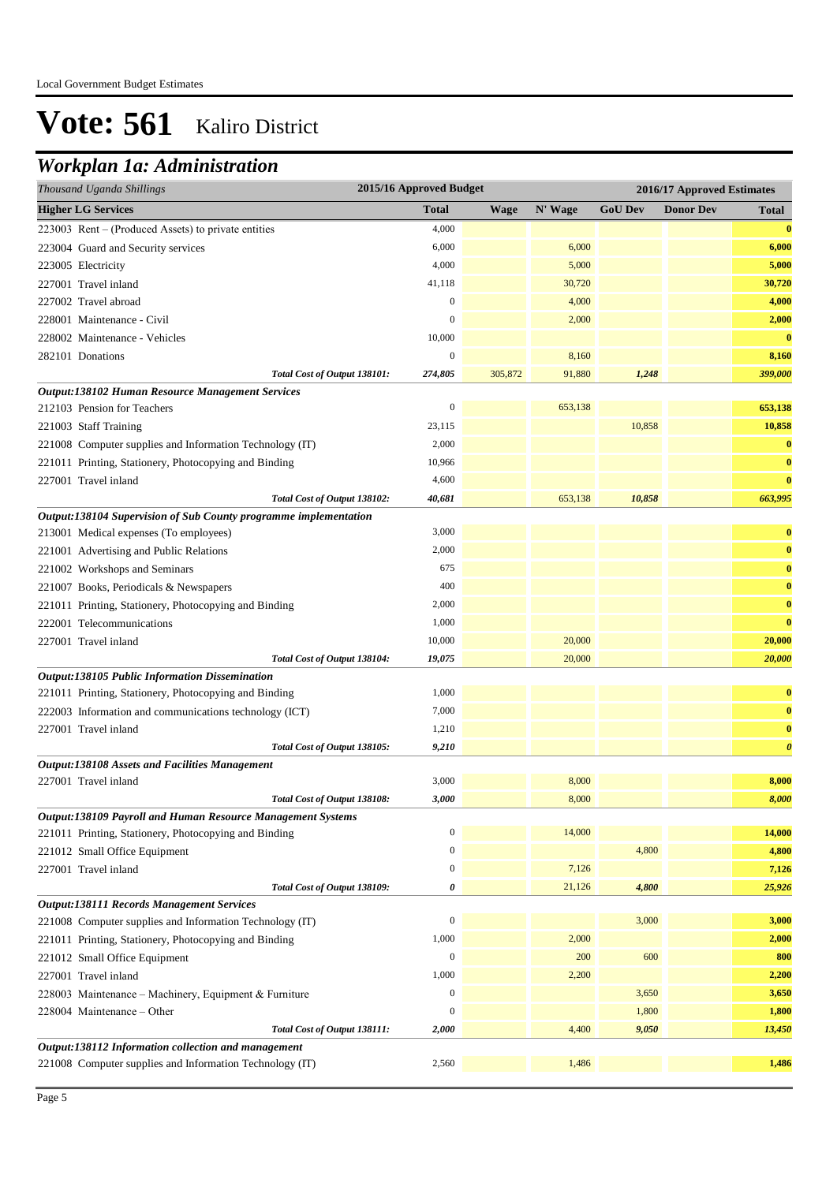# Vote: 561 Kaliro District

## *Workplan 1a: Administration*

| *Thousand Uganda Shillings* | 2015/16 Approved Budget | 2016/17 Approved Estimates | | | | |
|---|---|---|---|---|---|---|
| **Higher LG Services** | **Total** | **Wage** | **N' Wage** | **GoU Dev** | **Donor Dev** | **Total** |
| 223003 Rent – (Produced Assets) to private entities | 4,000 | | | | | **0** |
| 223004 Guard and Security services | 6,000 | | 6,000 | | | **6,000** |
| 223005 Electricity | 4,000 | | 5,000 | | | **5,000** |
| 227001 Travel inland | 41,118 | | 30,720 | | | **30,720** |
| 227002 Travel abroad | 0 | | 4,000 | | | **4,000** |
| 228001 Maintenance - Civil | 0 | | 2,000 | | | **2,000** |
| 228002 Maintenance - Vehicles | 10,000 | | | | | **0** |
| 282101 Donations | 0 | | 8,160 | | | **8,160** |
| *Total Cost of Output 138101:* | *274,805* | 305,872 | 91,880 | *1,248* | | *399,000* |
| ***Output:138102 Human Resource Management Services*** | | | | | | |
| 212103 Pension for Teachers | 0 | | 653,138 | | | **653,138** |
| 221003 Staff Training | 23,115 | | | 10,858 | | **10,858** |
| 221008 Computer supplies and Information Technology (IT) | 2,000 | | | | | **0** |
| 221011 Printing, Stationery, Photocopying and Binding | 10,966 | | | | | **0** |
| 227001 Travel inland | 4,600 | | | | | **0** |
| *Total Cost of Output 138102:* | *40,681* | | 653,138 | *10,858* | | *663,995* |
| ***Output:138104 Supervision of Sub County programme implementation*** | | | | | | |
| 213001 Medical expenses (To employees) | 3,000 | | | | | **0** |
| 221001 Advertising and Public Relations | 2,000 | | | | | **0** |
| 221002 Workshops and Seminars | 675 | | | | | **0** |
| 221007 Books, Periodicals & Newspapers | 400 | | | | | **0** |
| 221011 Printing, Stationery, Photocopying and Binding | 2,000 | | | | | **0** |
| 222001 Telecommunications | 1,000 | | | | | **0** |
| 227001 Travel inland | 10,000 | | 20,000 | | | **20,000** |
| *Total Cost of Output 138104:* | *19,075* | | 20,000 | | | *20,000* |
| ***Output:138105 Public Information Dissemination*** | | | | | | |
| 221011 Printing, Stationery, Photocopying and Binding | 1,000 | | | | | **0** |
| 222003 Information and communications technology (ICT) | 7,000 | | | | | **0** |
| 227001 Travel inland | 1,210 | | | | | **0** |
| *Total Cost of Output 138105:* | *9,210* | | | | | *0* |
| ***Output:138108 Assets and Facilities Management*** | | | | | | |
| 227001 Travel inland | 3,000 | | 8,000 | | | **8,000** |
| *Total Cost of Output 138108:* | *3,000* | | 8,000 | | | *8,000* |
| ***Output:138109 Payroll and Human Resource Management Systems*** | | | | | | |
| 221011 Printing, Stationery, Photocopying and Binding | 0 | | 14,000 | | | **14,000** |
| 221012 Small Office Equipment | 0 | | | 4,800 | | **4,800** |
| 227001 Travel inland | 0 | | 7,126 | | | **7,126** |
| *Total Cost of Output 138109:* | *0* | | 21,126 | *4,800* | | *25,926* |
| ***Output:138111 Records Management Services*** | | | | | | |
| 221008 Computer supplies and Information Technology (IT) | 0 | | | 3,000 | | **3,000** |
| 221011 Printing, Stationery, Photocopying and Binding | 1,000 | | 2,000 | | | **2,000** |
| 221012 Small Office Equipment | 0 | | 200 | 600 | | **800** |
| 227001 Travel inland | 1,000 | | 2,200 | | | **2,200** |
| 228003 Maintenance – Machinery, Equipment & Furniture | 0 | | | 3,650 | | **3,650** |
| 228004 Maintenance – Other | 0 | | | 1,800 | | **1,800** |
| *Total Cost of Output 138111:* | *2,000* | | 4,400 | *9,050* | | *13,450* |
| ***Output:138112 Information collection and management*** | | | | | | |
| 221008 Computer supplies and Information Technology (IT) | 2,560 | | 1,486 | | | **1,486** |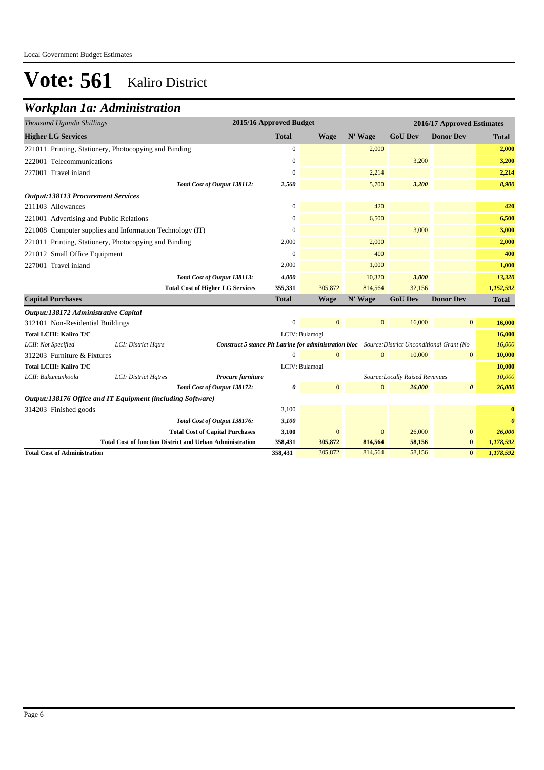# Vote: 561 Kaliro District

## Workplan 1a: Administration

| *Thousand Uganda Shillings* | | | 2015/16 Approved Budget | 2016/17 Approved Estimates | | | | |
|---|---|---|---|---|---|---|---|---|
| **Higher LG Services** | | | **Total** | **Wage** | **N' Wage** | **GoU Dev** | **Donor Dev** | **Total** |
| 221011 Printing, Stationery, Photocopying and Binding | | | 0 | | 2,000 | | | 2,000 |
| 222001 Telecommunications | | | 0 | | | 3,200 | | 3,200 |
| 227001 Travel inland | | | 0 | | 2,214 | | | 2,214 |
| | | *Total Cost of Output 138112:* | *2,560* | | 5,700 | *3,200* | | *8,900* |
| ***Output:138113 Procurement Services*** | | | | | | | | |
| 211103 Allowances | | | 0 | | 420 | | | 420 |
| 221001 Advertising and Public Relations | | | 0 | | 6,500 | | | 6,500 |
| 221008 Computer supplies and Information Technology (IT) | | | 0 | | | 3,000 | | 3,000 |
| 221011 Printing, Stationery, Photocopying and Binding | | | 2,000 | | 2,000 | | | 2,000 |
| 221012 Small Office Equipment | | | 0 | | 400 | | | 400 |
| 227001 Travel inland | | | 2,000 | | 1,000 | | | 1,000 |
| | | *Total Cost of Output 138113:* | *4,000* | | 10,320 | *3,000* | | *13,320* |
| | | **Total Cost of Higher LG Services** | **355,331** | 305,872 | 814,564 | 32,156 | | *1,152,592* |
| **Capital Purchases** | | | **Total** | **Wage** | **N' Wage** | **GoU Dev** | **Donor Dev** | **Total** |
| ***Output:138172 Administrative Capital*** | | | | | | | | |
| 312101 Non-Residential Buildings | | | 0 | 0 | 0 | 16,000 | 0 | **16,000** |
| **Total LCIII: Kaliro T/C** | | | LCIV: Bulamogi | | | | | **16,000** |
| *LCII: Not Specified* | *LCI: District Hqtrs* | ***Construct 5 stance Pit Latrine for administration bloc*** | | | *Source:District Unconditional Grant (No* | | | *16,000* |
| 312203 Furniture & Fixtures | | | 0 | 0 | 0 | 10,000 | 0 | **10,000** |
| **Total LCIII: Kaliro T/C** | | | LCIV: Bulamogi | | | | | **10,000** |
| *LCII: Bukumankoola* | *LCI: District Hqtres* | ***Procure furniture*** | | | *Source:Locally Raised Revenues* | | | *10,000* |
| | | *Total Cost of Output 138172:* | *0* | 0 | 0 | *26,000* | *0* | *26,000* |
| ***Output:138176 Office and IT Equipment (including Software)*** | | | | | | | | |
| 314203 Finished goods | | | 3,100 | | | | | **0** |
| | | *Total Cost of Output 138176:* | *3,100* | | | | | *0* |
| | | **Total Cost of Capital Purchases** | **3,100** | 0 | 0 | 26,000 | **0** | ***26,000*** |
| | | **Total Cost of function District and Urban Administration** | **358,431** | **305,872** | **814,564** | **58,156** | **0** | ***1,178,592*** |
| **Total Cost of Administration** | | | **358,431** | 305,872 | 814,564 | 58,156 | **0** | ***1,178,592*** |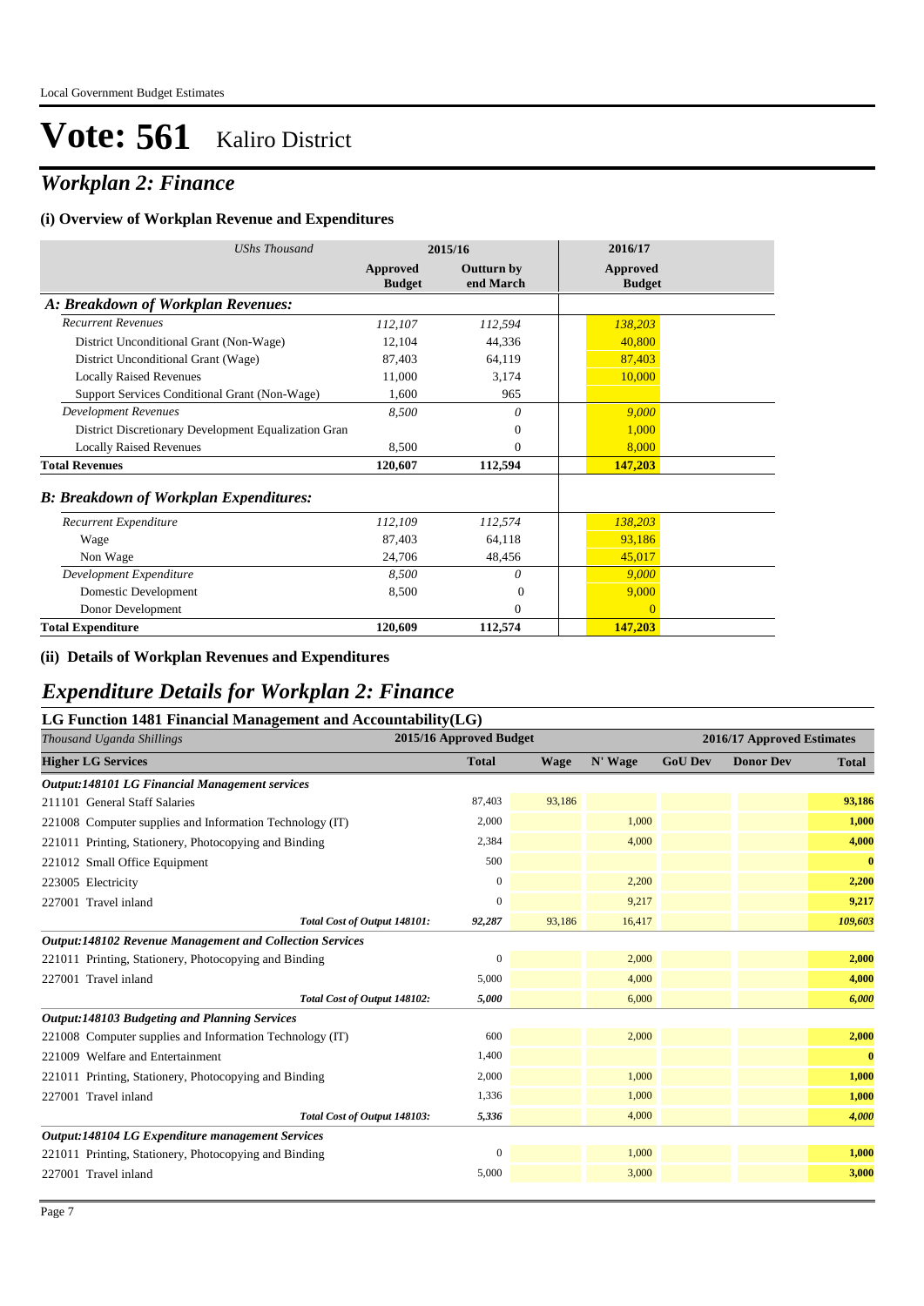# Vote: 561 Kaliro District

## *Workplan 2: Finance*

### (i) Overview of Workplan Revenue and Expenditures

| *UShs Thousand* | 2015/16 | | 2016/17 |
|---|---|---|---|
| | **Approved Budget** | **Outturn by end March** | **Approved Budget** |
| ***A: Breakdown of Workplan Revenues:*** | | | |
| *Recurrent Revenues* | *112,107* | *112,594* | *138,203* |
| District Unconditional Grant (Non-Wage) | 12,104 | 44,336 | 40,800 |
| District Unconditional Grant (Wage) | 87,403 | 64,119 | 87,403 |
| Locally Raised Revenues | 11,000 | 3,174 | 10,000 |
| Support Services Conditional Grant (Non-Wage) | 1,600 | 965 | |
| *Development Revenues* | *8,500* | *0* | *9,000* |
| District Discretionary Development Equalization Gran | | 0 | 1,000 |
| Locally Raised Revenues | 8,500 | 0 | 8,000 |
| **Total Revenues** | **120,607** | **112,594** | **147,203** |
| ***B: Breakdown of Workplan Expenditures:*** | | | |
| *Recurrent Expenditure* | *112,109* | *112,574* | *138,203* |
| Wage | 87,403 | 64,118 | 93,186 |
| Non Wage | 24,706 | 48,456 | 45,017 |
| *Development Expenditure* | *8,500* | *0* | *9,000* |
| Domestic Development | 8,500 | 0 | 9,000 |
| Donor Development | | 0 | 0 |
| **Total Expenditure** | **120,609** | **112,574** | **147,203** |

### (ii) Details of Workplan Revenues and Expenditures

## *Expenditure Details for Workplan 2: Finance*

### LG Function 1481 Financial Management and Accountability(LG)

| *Thousand Uganda Shillings* | 2015/16 Approved Budget | 2016/17 Approved Estimates | | | | |
|---|---|---|---|---|---|---|
| **Higher LG Services** | **Total** | **Wage** | **N' Wage** | **GoU Dev** | **Donor Dev** | **Total** |
| ***Output:148101 LG Financial Management services*** | | | | | | |
| 211101 General Staff Salaries | 87,403 | 93,186 | | | | **93,186** |
| 221008 Computer supplies and Information Technology (IT) | 2,000 | | 1,000 | | | **1,000** |
| 221011 Printing, Stationery, Photocopying and Binding | 2,384 | | 4,000 | | | **4,000** |
| 221012 Small Office Equipment | 500 | | | | | **0** |
| 223005 Electricity | 0 | | 2,200 | | | **2,200** |
| 227001 Travel inland | 0 | | 9,217 | | | **9,217** |
| ***Total Cost of Output 148101:*** | ***92,287*** | 93,186 | 16,417 | | | ***109,603*** |
| ***Output:148102 Revenue Management and Collection Services*** | | | | | | |
| 221011 Printing, Stationery, Photocopying and Binding | 0 | | 2,000 | | | **2,000** |
| 227001 Travel inland | 5,000 | | 4,000 | | | **4,000** |
| ***Total Cost of Output 148102:*** | ***5,000*** | | 6,000 | | | ***6,000*** |
| ***Output:148103 Budgeting and Planning Services*** | | | | | | |
| 221008 Computer supplies and Information Technology (IT) | 600 | | 2,000 | | | **2,000** |
| 221009 Welfare and Entertainment | 1,400 | | | | | **0** |
| 221011 Printing, Stationery, Photocopying and Binding | 2,000 | | 1,000 | | | **1,000** |
| 227001 Travel inland | 1,336 | | 1,000 | | | **1,000** |
| ***Total Cost of Output 148103:*** | ***5,336*** | | 4,000 | | | ***4,000*** |
| ***Output:148104 LG Expenditure management Services*** | | | | | | |
| 221011 Printing, Stationery, Photocopying and Binding | 0 | | 1,000 | | | **1,000** |
| 227001 Travel inland | 5,000 | | 3,000 | | | **3,000** |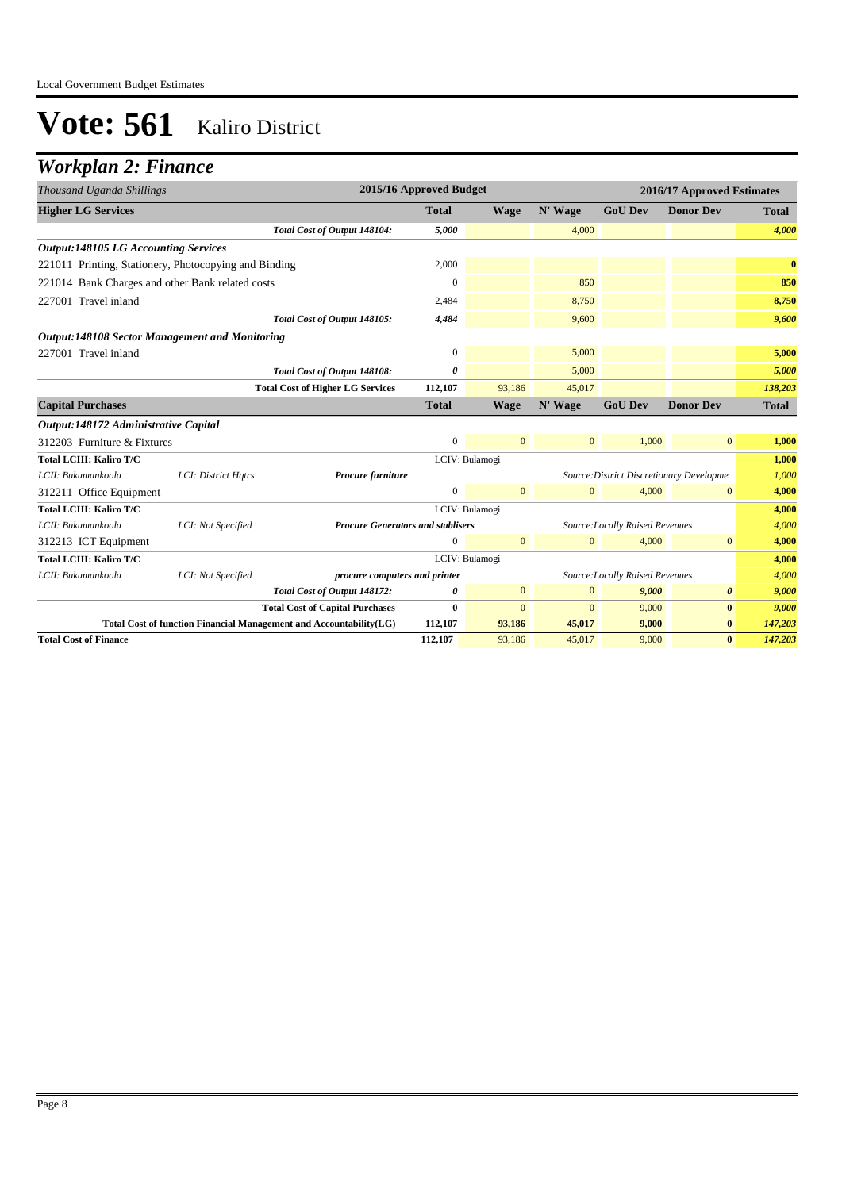# Vote: 561 Kaliro District

## *Workplan 2: Finance*

| *Thousand Uganda Shillings* | | | 2015/16 Approved Budget | | | 2016/17 Approved Estimates | | |
|---|---|---|---|---|---|---|---|---|
| **Higher LG Services** | | | **Total** | **Wage** | **N' Wage** | **GoU Dev** | **Donor Dev** | **Total** |
| | | *Total Cost of Output 148104:* | *5,000* | | 4,000 | | | *4,000* |
| ***Output:148105 LG Accounting Services*** | | | | | | | | |
| 221011 Printing, Stationery, Photocopying and Binding | | | 2,000 | | | | | **0** |
| 221014 Bank Charges and other Bank related costs | | | 0 | | 850 | | | **850** |
| 227001 Travel inland | | | 2,484 | | 8,750 | | | **8,750** |
| | | *Total Cost of Output 148105:* | *4,484* | | 9,600 | | | *9,600* |
| ***Output:148108 Sector Management and Monitoring*** | | | | | | | | |
| 227001 Travel inland | | | 0 | | 5,000 | | | **5,000** |
| | | *Total Cost of Output 148108:* | *0* | | 5,000 | | | *5,000* |
| | | **Total Cost of Higher LG Services** | **112,107** | 93,186 | 45,017 | | | *138,203* |
| **Capital Purchases** | | | **Total** | **Wage** | **N' Wage** | **GoU Dev** | **Donor Dev** | **Total** |
| ***Output:148172 Administrative Capital*** | | | | | | | | |
| 312203 Furniture & Fixtures | | | 0 | 0 | 0 | 1,000 | 0 | **1,000** |
| **Total LCIII: Kaliro T/C** | | | LCIV: Bulamogi | | | | | **1,000** |
| *LCII: Bukumankoola* | *LCI: District Hqtrs* | ***Procure furniture*** | | | *Source:District Discretionary Developme* | | | *1,000* |
| 312211 Office Equipment | | | 0 | 0 | 0 | 4,000 | 0 | **4,000** |
| **Total LCIII: Kaliro T/C** | | | LCIV: Bulamogi | | | | | **4,000** |
| *LCII: Bukumankoola* | *LCI: Not Specified* | ***Procure Generators and stablisers*** | | | *Source:Locally Raised Revenues* | | | *4,000* |
| 312213 ICT Equipment | | | 0 | 0 | 0 | 4,000 | 0 | **4,000** |
| **Total LCIII: Kaliro T/C** | | | LCIV: Bulamogi | | | | | **4,000** |
| *LCII: Bukumankoola* | *LCI: Not Specified* | ***procure computers and printer*** | | | *Source:Locally Raised Revenues* | | | *4,000* |
| | | *Total Cost of Output 148172:* | *0* | 0 | 0 | *9,000* | *0* | *9,000* |
| | | **Total Cost of Capital Purchases** | **0** | 0 | 0 | 9,000 | **0** | *9,000* |
| **Total Cost of function Financial Management and Accountability(LG)** | | | **112,107** | **93,186** | **45,017** | **9,000** | **0** | *147,203* |
| **Total Cost of Finance** | | | **112,107** | 93,186 | 45,017 | 9,000 | **0** | *147,203* |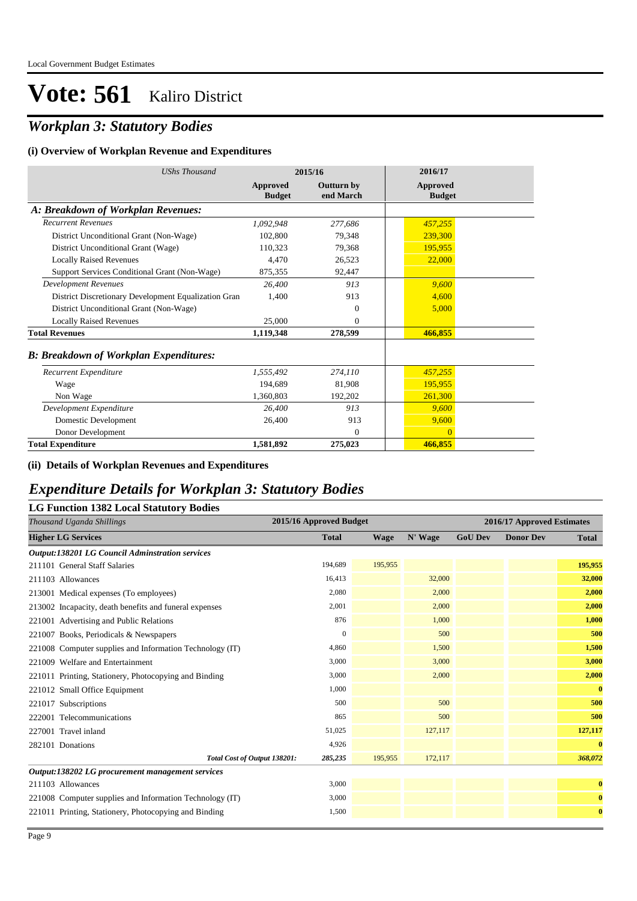Local Government Budget Estimates

# Vote: 561 Kaliro District

## *Workplan 3: Statutory Bodies*

### (i) Overview of Workplan Revenue and Expenditures

| *UShs Thousand* | 2015/16 | | 2016/17 |
|---|---|---|---|
| | **Approved Budget** | **Outturn by end March** | **Approved Budget** |
| ***A: Breakdown of Workplan Revenues:*** | | | |
| *Recurrent Revenues* | *1,092,948* | *277,686* | *457,255* |
| District Unconditional Grant (Non-Wage) | 102,800 | 79,348 | 239,300 |
| District Unconditional Grant (Wage) | 110,323 | 79,368 | 195,955 |
| Locally Raised Revenues | 4,470 | 26,523 | 22,000 |
| Support Services Conditional Grant (Non-Wage) | 875,355 | 92,447 | |
| *Development Revenues* | *26,400* | *913* | *9,600* |
| District Discretionary Development Equalization Gran | 1,400 | 913 | 4,600 |
| District Unconditional Grant (Non-Wage) | | 0 | 5,000 |
| Locally Raised Revenues | 25,000 | 0 | |
| **Total Revenues** | **1,119,348** | **278,599** | **466,855** |
| ***B: Breakdown of Workplan Expenditures:*** | | | |
| *Recurrent Expenditure* | *1,555,492* | *274,110* | *457,255* |
| Wage | 194,689 | 81,908 | 195,955 |
| Non Wage | 1,360,803 | 192,202 | 261,300 |
| *Development Expenditure* | *26,400* | *913* | *9,600* |
| Domestic Development | 26,400 | 913 | 9,600 |
| Donor Development | | 0 | 0 |
| **Total Expenditure** | **1,581,892** | **275,023** | **466,855** |

### (ii) Details of Workplan Revenues and Expenditures

## *Expenditure Details for Workplan 3: Statutory Bodies*

### LG Function 1382 Local Statutory Bodies

| *Thousand Uganda Shillings* | 2015/16 Approved Budget | 2016/17 Approved Estimates | | | | |
|---|---|---|---|---|---|---|
| **Higher LG Services** | **Total** | **Wage** | **N' Wage** | **GoU Dev** | **Donor Dev** | **Total** |
| ***Output:138201 LG Council Adminstration services*** | | | | | | |
| 211101 General Staff Salaries | 194,689 | 195,955 | | | | **195,955** |
| 211103 Allowances | 16,413 | | 32,000 | | | **32,000** |
| 213001 Medical expenses (To employees) | 2,080 | | 2,000 | | | **2,000** |
| 213002 Incapacity, death benefits and funeral expenses | 2,001 | | 2,000 | | | **2,000** |
| 221001 Advertising and Public Relations | 876 | | 1,000 | | | **1,000** |
| 221007 Books, Periodicals & Newspapers | 0 | | 500 | | | **500** |
| 221008 Computer supplies and Information Technology (IT) | 4,860 | | 1,500 | | | **1,500** |
| 221009 Welfare and Entertainment | 3,000 | | 3,000 | | | **3,000** |
| 221011 Printing, Stationery, Photocopying and Binding | 3,000 | | 2,000 | | | **2,000** |
| 221012 Small Office Equipment | 1,000 | | | | | **0** |
| 221017 Subscriptions | 500 | | 500 | | | **500** |
| 222001 Telecommunications | 865 | | 500 | | | **500** |
| 227001 Travel inland | 51,025 | | 127,117 | | | **127,117** |
| 282101 Donations | 4,926 | | | | | **0** |
| ***Total Cost of Output 138201:*** | ***285,235*** | 195,955 | 172,117 | | | ***368,072*** |
| ***Output:138202 LG procurement management services*** | | | | | | |
| 211103 Allowances | 3,000 | | | | | **0** |
| 221008 Computer supplies and Information Technology (IT) | 3,000 | | | | | **0** |
| 221011 Printing, Stationery, Photocopying and Binding | 1,500 | | | | | **0** |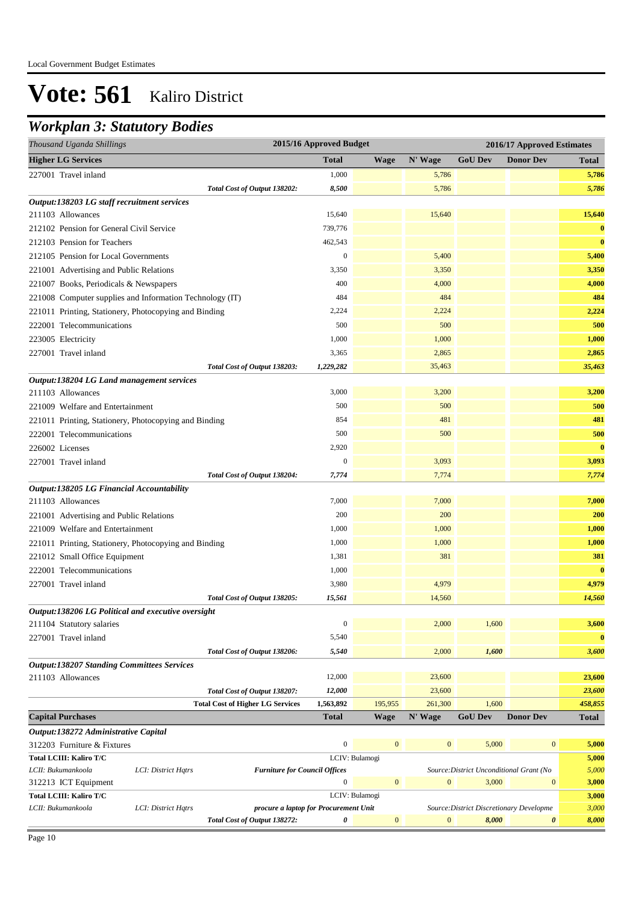# Vote: 561 Kaliro District

## Workplan 3: Statutory Bodies

| Thousand Uganda Shillings | | 2015/16 Approved Budget | 2016/17 Approved Estimates | | | | |
|---|---|---|---|---|---|---|---|
| **Higher LG Services** | | **Total** | **Wage** | **N' Wage** | **GoU Dev** | **Donor Dev** | **Total** |
| 227001 Travel inland | | 1,000 | | 5,786 | | | 5,786 |
| | *Total Cost of Output 138202:* | *8,500* | | 5,786 | | | *5,786* |
| ***Output:138203 LG staff recruitment services*** | | | | | | | |
| 211103 Allowances | | 15,640 | | 15,640 | | | 15,640 |
| 212102 Pension for General Civil Service | | 739,776 | | | | | 0 |
| 212103 Pension for Teachers | | 462,543 | | | | | 0 |
| 212105 Pension for Local Governments | | 0 | | 5,400 | | | 5,400 |
| 221001 Advertising and Public Relations | | 3,350 | | 3,350 | | | 3,350 |
| 221007 Books, Periodicals & Newspapers | | 400 | | 4,000 | | | 4,000 |
| 221008 Computer supplies and Information Technology (IT) | | 484 | | 484 | | | 484 |
| 221011 Printing, Stationery, Photocopying and Binding | | 2,224 | | 2,224 | | | 2,224 |
| 222001 Telecommunications | | 500 | | 500 | | | 500 |
| 223005 Electricity | | 1,000 | | 1,000 | | | 1,000 |
| 227001 Travel inland | | 3,365 | | 2,865 | | | 2,865 |
| | *Total Cost of Output 138203:* | *1,229,282* | | 35,463 | | | *35,463* |
| ***Output:138204 LG Land management services*** | | | | | | | |
| 211103 Allowances | | 3,000 | | 3,200 | | | 3,200 |
| 221009 Welfare and Entertainment | | 500 | | 500 | | | 500 |
| 221011 Printing, Stationery, Photocopying and Binding | | 854 | | 481 | | | 481 |
| 222001 Telecommunications | | 500 | | 500 | | | 500 |
| 226002 Licenses | | 2,920 | | | | | 0 |
| 227001 Travel inland | | 0 | | 3,093 | | | 3,093 |
| | *Total Cost of Output 138204:* | *7,774* | | 7,774 | | | *7,774* |
| ***Output:138205 LG Financial Accountability*** | | | | | | | |
| 211103 Allowances | | 7,000 | | 7,000 | | | 7,000 |
| 221001 Advertising and Public Relations | | 200 | | 200 | | | 200 |
| 221009 Welfare and Entertainment | | 1,000 | | 1,000 | | | 1,000 |
| 221011 Printing, Stationery, Photocopying and Binding | | 1,000 | | 1,000 | | | 1,000 |
| 221012 Small Office Equipment | | 1,381 | | 381 | | | 381 |
| 222001 Telecommunications | | 1,000 | | | | | 0 |
| 227001 Travel inland | | 3,980 | | 4,979 | | | 4,979 |
| | *Total Cost of Output 138205:* | *15,561* | | 14,560 | | | *14,560* |
| ***Output:138206 LG Political and executive oversight*** | | | | | | | |
| 211104 Statutory salaries | | 0 | | 2,000 | 1,600 | | 3,600 |
| 227001 Travel inland | | 5,540 | | | | | 0 |
| | *Total Cost of Output 138206:* | *5,540* | | 2,000 | *1,600* | | *3,600* |
| ***Output:138207 Standing Committees Services*** | | | | | | | |
| 211103 Allowances | | 12,000 | | 23,600 | | | 23,600 |
| | *Total Cost of Output 138207:* | *12,000* | | 23,600 | | | *23,600* |
| | **Total Cost of Higher LG Services** | **1,563,892** | 195,955 | 261,300 | 1,600 | | *458,855* |
| **Capital Purchases** | | **Total** | **Wage** | **N' Wage** | **GoU Dev** | **Donor Dev** | **Total** |
| ***Output:138272 Administrative Capital*** | | | | | | | |
| 312203 Furniture & Fixtures | | 0 | 0 | 0 | 5,000 | 0 | 5,000 |
| **Total LCIII: Kaliro T/C** | | LCIV: Bulamogi | | | | | 5,000 |
| *LCII: Bukumankoola* | *LCI: District Hqtrs* | ***Furniture for Council Offices*** | | *Source:District Unconditional Grant (No* | | | *5,000* |
| 312213 ICT Equipment | | 0 | 0 | 0 | 3,000 | 0 | 3,000 |
| **Total LCIII: Kaliro T/C** | | LCIV: Bulamogi | | | | | 3,000 |
| *LCII: Bukumankoola* | *LCI: District Hqtrs* | ***procure a laptop for Procurement Unit*** | | *Source:District Discretionary Developme* | | | *3,000* |
| | *Total Cost of Output 138272:* | *0* | 0 | 0 | *8,000* | *0* | *8,000* |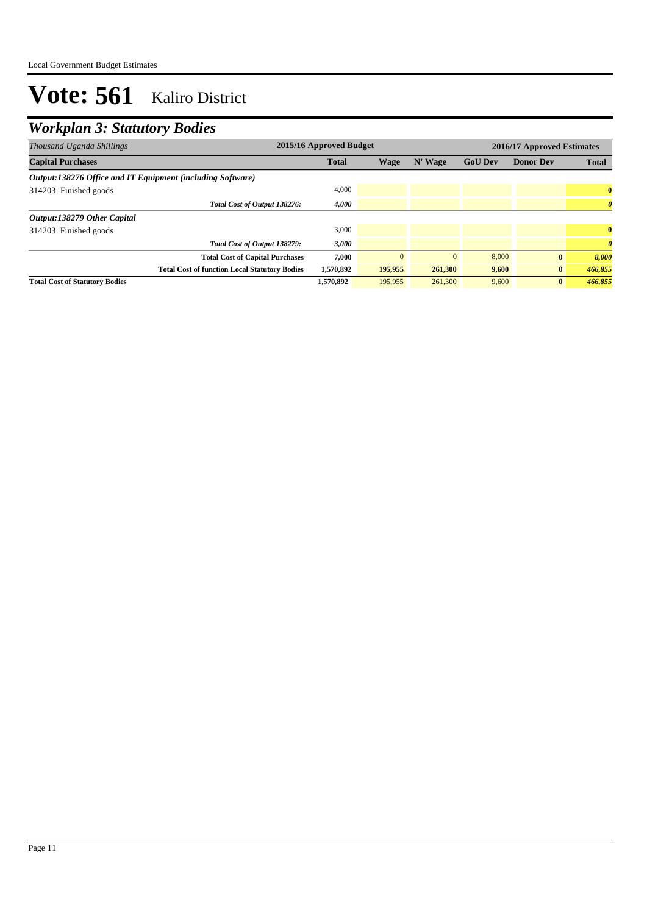# Vote: 561 Kaliro District

## *Workplan 3: Statutory Bodies*

| *Thousand Uganda Shillings* | 2015/16 Approved Budget | 2016/17 Approved Estimates | | | | |
|---|---|---|---|---|---|---|
| **Capital Purchases** | **Total** | **Wage** | **N' Wage** | **GoU Dev** | **Donor Dev** | **Total** |
| ***Output:138276 Office and IT Equipment (including Software)*** | | | | | | |
| 314203 Finished goods | 4,000 | | | | | **0** |
| *Total Cost of Output 138276:* | ***4,000*** | | | | | ***0*** |
| ***Output:138279 Other Capital*** | | | | | | |
| 314203 Finished goods | 3,000 | | | | | **0** |
| *Total Cost of Output 138279:* | ***3,000*** | | | | | ***0*** |
| **Total Cost of Capital Purchases** | **7,000** | 0 | 0 | 8,000 | **0** | ***8,000*** |
| **Total Cost of function Local Statutory Bodies** | **1,570,892** | **195,955** | **261,300** | **9,600** | **0** | ***466,855*** |
| **Total Cost of Statutory Bodies** | **1,570,892** | 195,955 | 261,300 | 9,600 | **0** | ***466,855*** |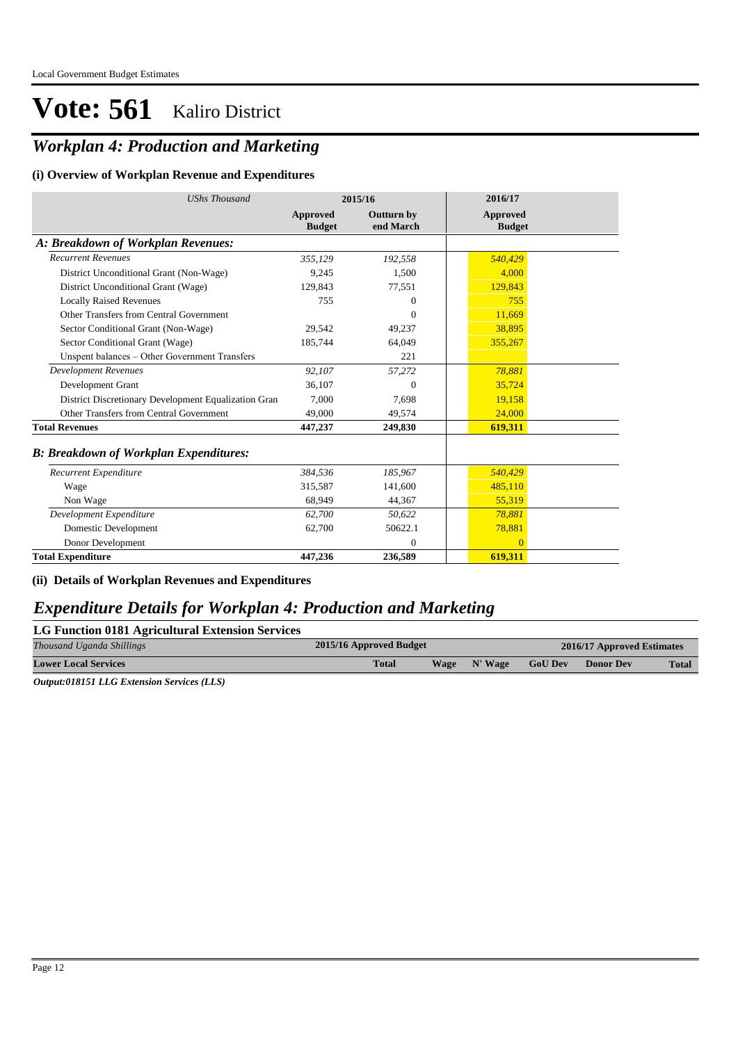# Vote: 561 Kaliro District

## *Workplan 4: Production and Marketing*

### (i) Overview of Workplan Revenue and Expenditures

| *UShs Thousand* | 2015/16 | | 2016/17 |
|---|---|---|---|
| | **Approved Budget** | **Outturn by end March** | **Approved Budget** |
| ***A: Breakdown of Workplan Revenues:*** | | | |
| *Recurrent Revenues* | *355,129* | *192,558* | *540,429* |
| District Unconditional Grant (Non-Wage) | 9,245 | 1,500 | 4,000 |
| District Unconditional Grant (Wage) | 129,843 | 77,551 | 129,843 |
| Locally Raised Revenues | 755 | 0 | 755 |
| Other Transfers from Central Government | | 0 | 11,669 |
| Sector Conditional Grant (Non-Wage) | 29,542 | 49,237 | 38,895 |
| Sector Conditional Grant (Wage) | 185,744 | 64,049 | 355,267 |
| Unspent balances – Other Government Transfers | | 221 | |
| *Development Revenues* | *92,107* | *57,272* | *78,881* |
| Development Grant | 36,107 | 0 | 35,724 |
| District Discretionary Development Equalization Gran | 7,000 | 7,698 | 19,158 |
| Other Transfers from Central Government | 49,000 | 49,574 | 24,000 |
| **Total Revenues** | **447,237** | **249,830** | **619,311** |
| ***B: Breakdown of Workplan Expenditures:*** | | | |
| *Recurrent Expenditure* | *384,536* | *185,967* | *540,429* |
| Wage | 315,587 | 141,600 | 485,110 |
| Non Wage | 68,949 | 44,367 | 55,319 |
| *Development Expenditure* | *62,700* | *50,622* | *78,881* |
| Domestic Development | 62,700 | 50622.1 | 78,881 |
| Donor Development | | 0 | 0 |
| **Total Expenditure** | **447,236** | **236,589** | **619,311** |

### (ii) Details of Workplan Revenues and Expenditures

## *Expenditure Details for Workplan 4: Production and Marketing*

**LG Function 0181 Agricultural Extension Services**

| *Thousand Uganda Shillings* | 2015/16 Approved Budget | 2016/17 Approved Estimates | | | | |
|---|---|---|---|---|---|---|
| **Lower Local Services** | **Total** | **Wage** | **N' Wage** | **GoU Dev** | **Donor Dev** | **Total** |

***Output:018151 LLG Extension Services (LLS)***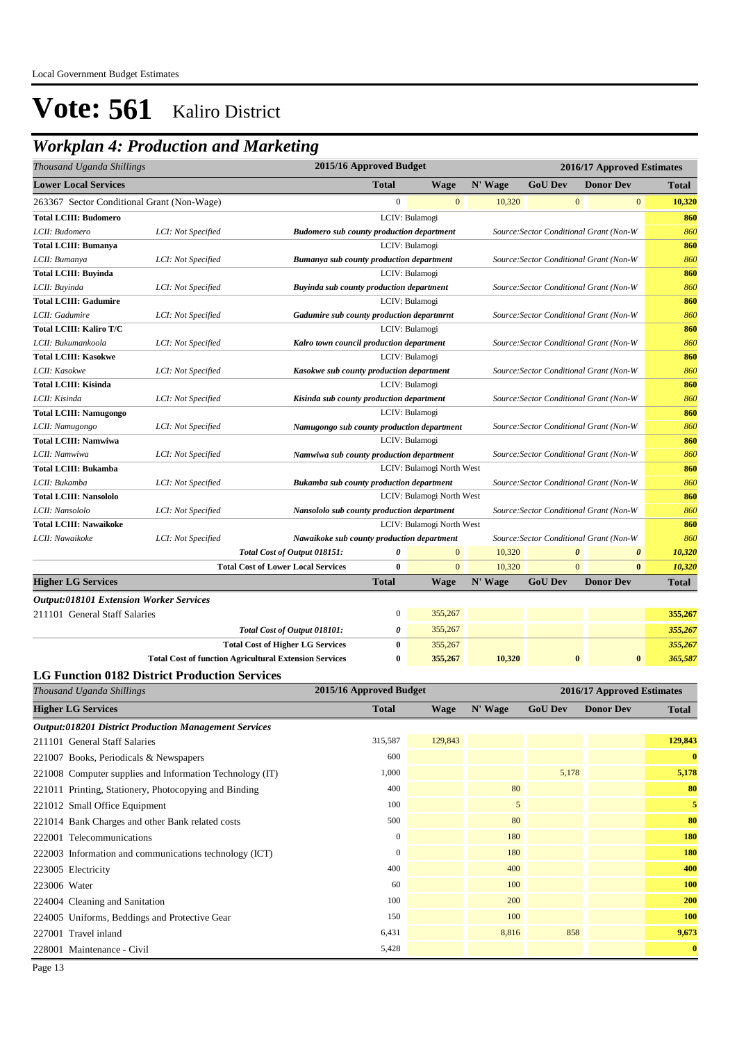Local Government Budget Estimates

# Vote: 561 Kaliro District

## *Workplan 4: Production and Marketing*

| *Thousand Uganda Shillings* | | | 2015/16 Approved Budget | 2016/17 Approved Estimates | | | | |
|---|---|---|---|---|---|---|---|---|
| **Lower Local Services** | | | **Total** | **Wage** | **N' Wage** | **GoU Dev** | **Donor Dev** | **Total** |
| 263367 Sector Conditional Grant (Non-Wage) | | | 0 | 0 | 10,320 | 0 | 0 | **10,320** |
| **Total LCIII: Budomero** | | | LCIV: Bulamogi | | | | | **860** |
| *LCII: Budomero* | *LCI: Not Specified* | ***Budomero sub county production department*** | | | *Source:Sector Conditional Grant (Non-W* | | | *860* |
| **Total LCIII: Bumanya** | | | LCIV: Bulamogi | | | | | **860** |
| *LCII: Bumanya* | *LCI: Not Specified* | ***Bumanya sub county production department*** | | | *Source:Sector Conditional Grant (Non-W* | | | *860* |
| **Total LCIII: Buyinda** | | | LCIV: Bulamogi | | | | | **860** |
| *LCII: Buyinda* | *LCI: Not Specified* | ***Buyinda sub county production department*** | | | *Source:Sector Conditional Grant (Non-W* | | | *860* |
| **Total LCIII: Gadumire** | | | LCIV: Bulamogi | | | | | **860** |
| *LCII: Gadumire* | *LCI: Not Specified* | ***Gadumire sub county production departmrnt*** | | | *Source:Sector Conditional Grant (Non-W* | | | *860* |
| **Total LCIII: Kaliro T/C** | | | LCIV: Bulamogi | | | | | **860** |
| *LCII: Bukumankoola* | *LCI: Not Specified* | ***Kalro town council production department*** | | | *Source:Sector Conditional Grant (Non-W* | | | *860* |
| **Total LCIII: Kasokwe** | | | LCIV: Bulamogi | | | | | **860** |
| *LCII: Kasokwe* | *LCI: Not Specified* | ***Kasokwe sub county production department*** | | | *Source:Sector Conditional Grant (Non-W* | | | *860* |
| **Total LCIII: Kisinda** | | | LCIV: Bulamogi | | | | | **860** |
| *LCII: Kisinda* | *LCI: Not Specified* | ***Kisinda sub county production department*** | | | *Source:Sector Conditional Grant (Non-W* | | | *860* |
| **Total LCIII: Namugongo** | | | LCIV: Bulamogi | | | | | **860** |
| *LCII: Namugongo* | *LCI: Not Specified* | ***Namugongo sub county production department*** | | | *Source:Sector Conditional Grant (Non-W* | | | *860* |
| **Total LCIII: Namwiwa** | | | LCIV: Bulamogi | | | | | **860** |
| *LCII: Namwiwa* | *LCI: Not Specified* | ***Namwiwa sub county production department*** | | | *Source:Sector Conditional Grant (Non-W* | | | *860* |
| **Total LCIII: Bukamba** | | | LCIV: Bulamogi North West | | | | | **860** |
| *LCII: Bukamba* | *LCI: Not Specified* | ***Bukamba sub county production department*** | | | *Source:Sector Conditional Grant (Non-W* | | | *860* |
| **Total LCIII: Nansololo** | | | LCIV: Bulamogi North West | | | | | **860** |
| *LCII: Nansololo* | *LCI: Not Specified* | ***Nansololo sub county production department*** | | | *Source:Sector Conditional Grant (Non-W* | | | *860* |
| **Total LCIII: Nawaikoke** | | | LCIV: Bulamogi North West | | | | | **860** |
| *LCII: Nawaikoke* | *LCI: Not Specified* | ***Nawaikoke sub county production department*** | | | *Source:Sector Conditional Grant (Non-W* | | | *860* |
| | | ***Total Cost of Output 018151:*** | ***0*** | 0 | 10,320 | ***0*** | ***0*** | ***10,320*** |
| | | **Total Cost of Lower Local Services** | **0** | 0 | 10,320 | 0 | **0** | ***10,320*** |
| **Higher LG Services** | | | **Total** | **Wage** | **N' Wage** | **GoU Dev** | **Donor Dev** | **Total** |
| ***Output:018101 Extension Worker Services*** | | | | | | | | |
| 211101 General Staff Salaries | | | 0 | 355,267 | | | | **355,267** |
| | | ***Total Cost of Output 018101:*** | ***0*** | 355,267 | | | | ***355,267*** |
| | | **Total Cost of Higher LG Services** | **0** | 355,267 | | | | ***355,267*** |
| | | **Total Cost of function Agricultural Extension Services** | **0** | **355,267** | **10,320** | **0** | **0** | ***365,587*** |

### LG Function 0182 District Production Services

| *Thousand Uganda Shillings* | 2015/16 Approved Budget | 2016/17 Approved Estimates | | | | |
|---|---|---|---|---|---|---|
| **Higher LG Services** | **Total** | **Wage** | **N' Wage** | **GoU Dev** | **Donor Dev** | **Total** |
| ***Output:018201 District Production Management Services*** | | | | | | |
| 211101 General Staff Salaries | 315,587 | 129,843 | | | | **129,843** |
| 221007 Books, Periodicals & Newspapers | 600 | | | | | **0** |
| 221008 Computer supplies and Information Technology (IT) | 1,000 | | | 5,178 | | **5,178** |
| 221011 Printing, Stationery, Photocopying and Binding | 400 | | 80 | | | **80** |
| 221012 Small Office Equipment | 100 | | 5 | | | **5** |
| 221014 Bank Charges and other Bank related costs | 500 | | 80 | | | **80** |
| 222001 Telecommunications | 0 | | 180 | | | **180** |
| 222003 Information and communications technology (ICT) | 0 | | 180 | | | **180** |
| 223005 Electricity | 400 | | 400 | | | **400** |
| 223006 Water | 60 | | 100 | | | **100** |
| 224004 Cleaning and Sanitation | 100 | | 200 | | | **200** |
| 224005 Uniforms, Beddings and Protective Gear | 150 | | 100 | | | **100** |
| 227001 Travel inland | 6,431 | | 8,816 | 858 | | **9,673** |
| 228001 Maintenance - Civil | 5,428 | | | | | **0** |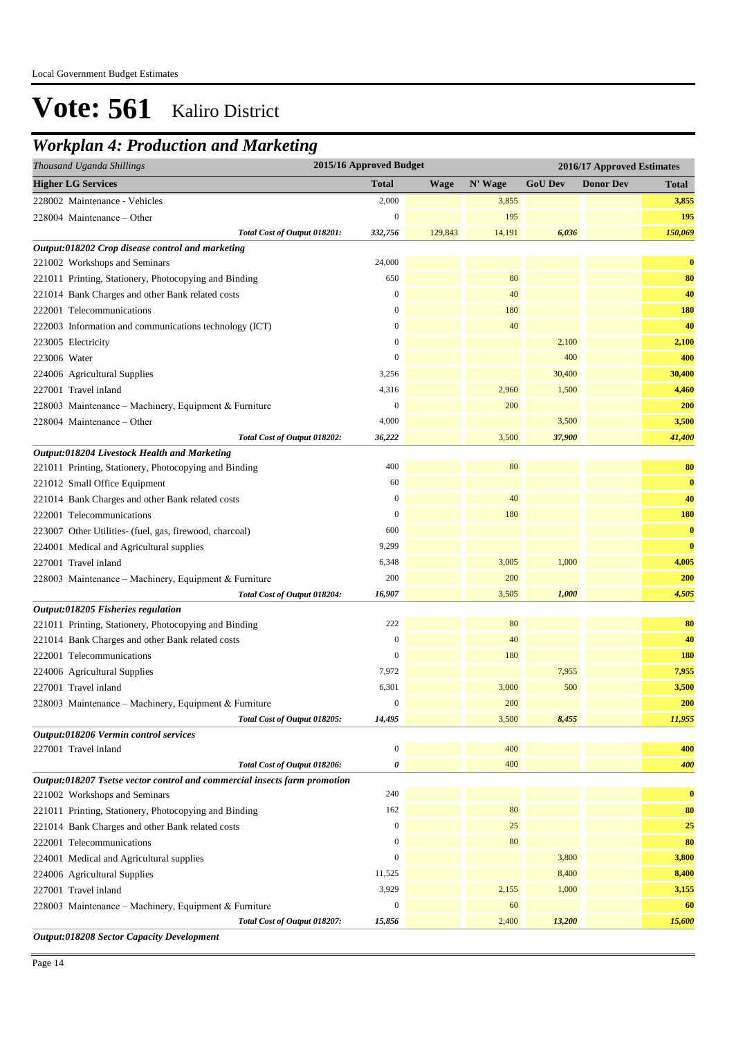Local Government Budget Estimates

# Vote: 561 Kaliro District

## Workplan 4: Production and Marketing

| Thousand Uganda Shillings | 2015/16 Approved Budget | 2016/17 Approved Estimates | | | | |
|---|---|---|---|---|---|---|
| **Higher LG Services** | **Total** | **Wage** | **N' Wage** | **GoU Dev** | **Donor Dev** | **Total** |
| 228002 Maintenance - Vehicles | 2,000 | | 3,855 | | | **3,855** |
| 228004 Maintenance – Other | 0 | | 195 | | | **195** |
| ***Total Cost of Output 018201:*** | ***332,756*** | 129,843 | 14,191 | ***6,036*** | | ***150,069*** |
| ***Output:018202 Crop disease control and marketing*** | | | | | | |
| 221002 Workshops and Seminars | 24,000 | | | | | **0** |
| 221011 Printing, Stationery, Photocopying and Binding | 650 | | 80 | | | **80** |
| 221014 Bank Charges and other Bank related costs | 0 | | 40 | | | **40** |
| 222001 Telecommunications | 0 | | 180 | | | **180** |
| 222003 Information and communications technology (ICT) | 0 | | 40 | | | **40** |
| 223005 Electricity | 0 | | | 2,100 | | **2,100** |
| 223006 Water | 0 | | | 400 | | **400** |
| 224006 Agricultural Supplies | 3,256 | | | 30,400 | | **30,400** |
| 227001 Travel inland | 4,316 | | 2,960 | 1,500 | | **4,460** |
| 228003 Maintenance – Machinery, Equipment & Furniture | 0 | | 200 | | | **200** |
| 228004 Maintenance – Other | 4,000 | | | 3,500 | | **3,500** |
| ***Total Cost of Output 018202:*** | ***36,222*** | | 3,500 | ***37,900*** | | ***41,400*** |
| ***Output:018204 Livestock Health and Marketing*** | | | | | | |
| 221011 Printing, Stationery, Photocopying and Binding | 400 | | 80 | | | **80** |
| 221012 Small Office Equipment | 60 | | | | | **0** |
| 221014 Bank Charges and other Bank related costs | 0 | | 40 | | | **40** |
| 222001 Telecommunications | 0 | | 180 | | | **180** |
| 223007 Other Utilities- (fuel, gas, firewood, charcoal) | 600 | | | | | **0** |
| 224001 Medical and Agricultural supplies | 9,299 | | | | | **0** |
| 227001 Travel inland | 6,348 | | 3,005 | 1,000 | | **4,005** |
| 228003 Maintenance – Machinery, Equipment & Furniture | 200 | | 200 | | | **200** |
| ***Total Cost of Output 018204:*** | ***16,907*** | | 3,505 | ***1,000*** | | ***4,505*** |
| ***Output:018205 Fisheries regulation*** | | | | | | |
| 221011 Printing, Stationery, Photocopying and Binding | 222 | | 80 | | | **80** |
| 221014 Bank Charges and other Bank related costs | 0 | | 40 | | | **40** |
| 222001 Telecommunications | 0 | | 180 | | | **180** |
| 224006 Agricultural Supplies | 7,972 | | | 7,955 | | **7,955** |
| 227001 Travel inland | 6,301 | | 3,000 | 500 | | **3,500** |
| 228003 Maintenance – Machinery, Equipment & Furniture | 0 | | 200 | | | **200** |
| ***Total Cost of Output 018205:*** | ***14,495*** | | 3,500 | ***8,455*** | | ***11,955*** |
| ***Output:018206 Vermin control services*** | | | | | | |
| 227001 Travel inland | 0 | | 400 | | | **400** |
| ***Total Cost of Output 018206:*** | ***0*** | | 400 | | | ***400*** |
| ***Output:018207 Tsetse vector control and commercial insects farm promotion*** | | | | | | |
| 221002 Workshops and Seminars | 240 | | | | | **0** |
| 221011 Printing, Stationery, Photocopying and Binding | 162 | | 80 | | | **80** |
| 221014 Bank Charges and other Bank related costs | 0 | | 25 | | | **25** |
| 222001 Telecommunications | 0 | | 80 | | | **80** |
| 224001 Medical and Agricultural supplies | 0 | | | 3,800 | | **3,800** |
| 224006 Agricultural Supplies | 11,525 | | | 8,400 | | **8,400** |
| 227001 Travel inland | 3,929 | | 2,155 | 1,000 | | **3,155** |
| 228003 Maintenance – Machinery, Equipment & Furniture | 0 | | 60 | | | **60** |
| ***Total Cost of Output 018207:*** | ***15,856*** | | 2,400 | ***13,200*** | | ***15,600*** |
| ***Output:018208 Sector Capacity Development*** | | | | | | |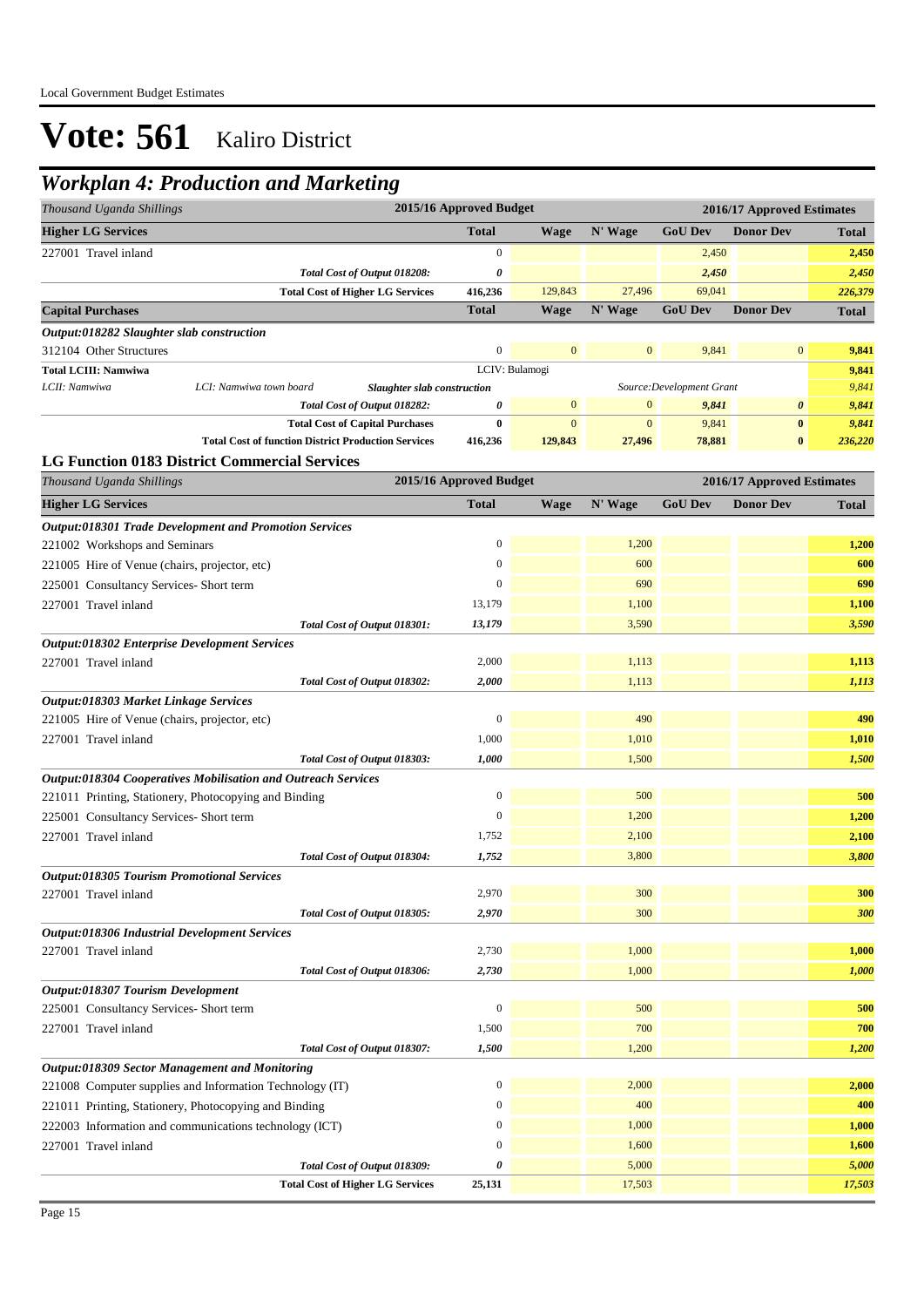Local Government Budget Estimates

# Vote: 561 Kaliro District

## Workplan 4: Production and Marketing

| Thousand Uganda Shillings | 2015/16 Approved Budget | 2016/17 Approved Estimates | | | | |
|---|---|---|---|---|---|---|
| **Higher LG Services** | **Total** | **Wage** | **N' Wage** | **GoU Dev** | **Donor Dev** | **Total** |
| 227001 Travel inland | 0 | | | 2,450 | | 2,450 |
| *Total Cost of Output 018208:* | *0* | | | *2,450* | | *2,450* |
| **Total Cost of Higher LG Services** | 416,236 | 129,843 | 27,496 | 69,041 | | 226,379 |
| **Capital Purchases** | **Total** | **Wage** | **N' Wage** | **GoU Dev** | **Donor Dev** | **Total** |
| ***Output:018282 Slaughter slab construction*** | | | | | | |
| 312104 Other Structures | 0 | 0 | 0 | 9,841 | 0 | 9,841 |
| **Total LCIII: Namwiwa** | LCIV: Bulamogi | | | | | 9,841 |
| LCII: Namwiwa — LCI: Namwiwa town board — *Slaughter slab construction* | | | | Source:Development Grant | | 9,841 |
| *Total Cost of Output 018282:* | *0* | 0 | 0 | *9,841* | *0* | *9,841* |
| **Total Cost of Capital Purchases** | **0** | 0 | 0 | 9,841 | **0** | 9,841 |
| **Total Cost of function District Production Services** | 416,236 | 129,843 | 27,496 | 78,881 | 0 | 236,220 |

### LG Function 0183 District Commercial Services

| Thousand Uganda Shillings | 2015/16 Approved Budget | 2016/17 Approved Estimates | | | | |
|---|---|---|---|---|---|---|
| **Higher LG Services** | **Total** | **Wage** | **N' Wage** | **GoU Dev** | **Donor Dev** | **Total** |
| ***Output:018301 Trade Development and Promotion Services*** | | | | | | |
| 221002 Workshops and Seminars | 0 | | 1,200 | | | 1,200 |
| 221005 Hire of Venue (chairs, projector, etc) | 0 | | 600 | | | 600 |
| 225001 Consultancy Services- Short term | 0 | | 690 | | | 690 |
| 227001 Travel inland | 13,179 | | 1,100 | | | 1,100 |
| *Total Cost of Output 018301:* | *13,179* | | 3,590 | | | *3,590* |
| ***Output:018302 Enterprise Development Services*** | | | | | | |
| 227001 Travel inland | 2,000 | | 1,113 | | | 1,113 |
| *Total Cost of Output 018302:* | *2,000* | | 1,113 | | | *1,113* |
| ***Output:018303 Market Linkage Services*** | | | | | | |
| 221005 Hire of Venue (chairs, projector, etc) | 0 | | 490 | | | 490 |
| 227001 Travel inland | 1,000 | | 1,010 | | | 1,010 |
| *Total Cost of Output 018303:* | *1,000* | | 1,500 | | | *1,500* |
| ***Output:018304 Cooperatives Mobilisation and Outreach Services*** | | | | | | |
| 221011 Printing, Stationery, Photocopying and Binding | 0 | | 500 | | | 500 |
| 225001 Consultancy Services- Short term | 0 | | 1,200 | | | 1,200 |
| 227001 Travel inland | 1,752 | | 2,100 | | | 2,100 |
| *Total Cost of Output 018304:* | *1,752* | | 3,800 | | | *3,800* |
| ***Output:018305 Tourism Promotional Services*** | | | | | | |
| 227001 Travel inland | 2,970 | | 300 | | | 300 |
| *Total Cost of Output 018305:* | *2,970* | | 300 | | | *300* |
| ***Output:018306 Industrial Development Services*** | | | | | | |
| 227001 Travel inland | 2,730 | | 1,000 | | | 1,000 |
| *Total Cost of Output 018306:* | *2,730* | | 1,000 | | | *1,000* |
| ***Output:018307 Tourism Development*** | | | | | | |
| 225001 Consultancy Services- Short term | 0 | | 500 | | | 500 |
| 227001 Travel inland | 1,500 | | 700 | | | 700 |
| *Total Cost of Output 018307:* | *1,500* | | 1,200 | | | *1,200* |
| ***Output:018309 Sector Management and Monitoring*** | | | | | | |
| 221008 Computer supplies and Information Technology (IT) | 0 | | 2,000 | | | 2,000 |
| 221011 Printing, Stationery, Photocopying and Binding | 0 | | 400 | | | 400 |
| 222003 Information and communications technology (ICT) | 0 | | 1,000 | | | 1,000 |
| 227001 Travel inland | 0 | | 1,600 | | | 1,600 |
| *Total Cost of Output 018309:* | *0* | | 5,000 | | | *5,000* |
| **Total Cost of Higher LG Services** | 25,131 | | 17,503 | | | 17,503 |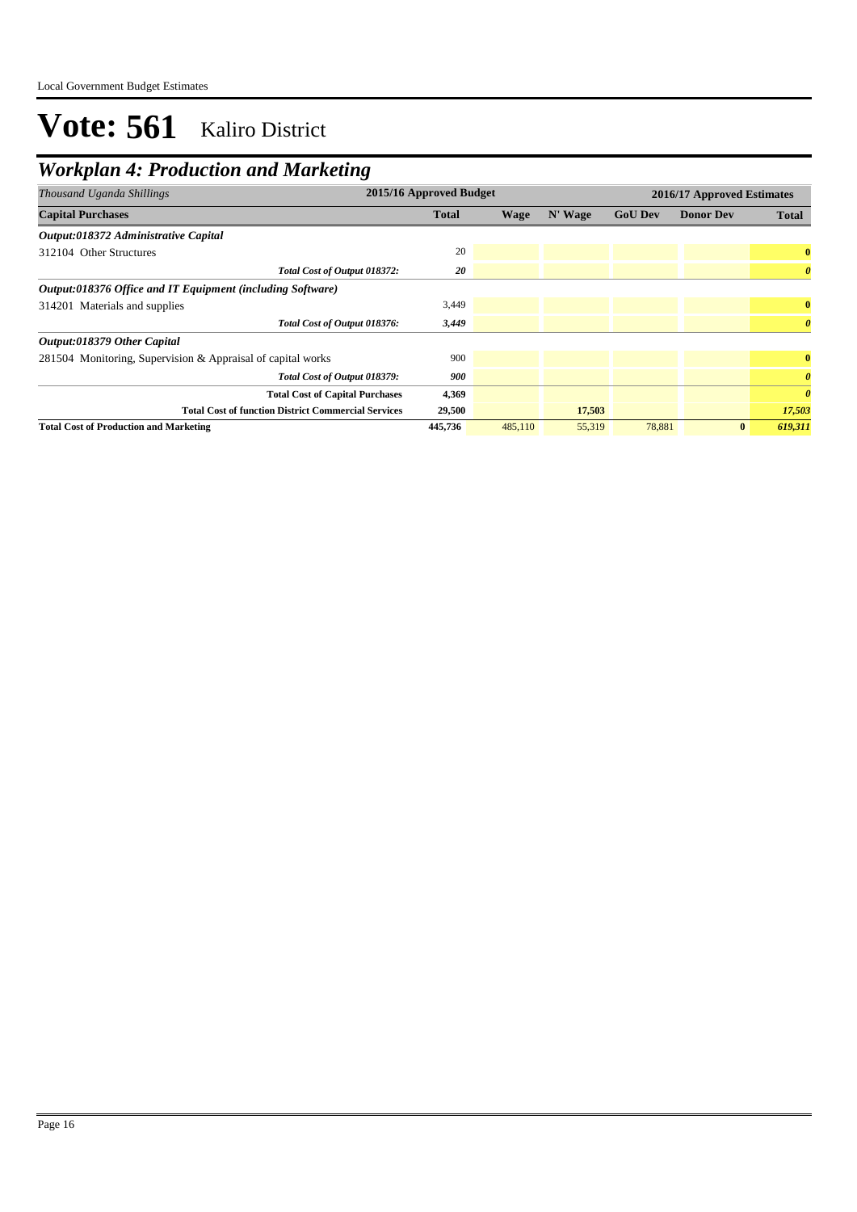# Vote: 561 Kaliro District

## *Workplan 4: Production and Marketing*

| *Thousand Uganda Shillings* | 2015/16 Approved Budget | 2016/17 Approved Estimates | | | | |
|---|---|---|---|---|---|---|
| **Capital Purchases** | **Total** | **Wage** | **N' Wage** | **GoU Dev** | **Donor Dev** | **Total** |
| ***Output:018372 Administrative Capital*** | | | | | | |
| 312104 Other Structures | 20 | | | | | **0** |
| *Total Cost of Output 018372:* | *20* | | | | | *0* |
| ***Output:018376 Office and IT Equipment (including Software)*** | | | | | | |
| 314201 Materials and supplies | 3,449 | | | | | **0** |
| *Total Cost of Output 018376:* | *3,449* | | | | | *0* |
| ***Output:018379 Other Capital*** | | | | | | |
| 281504 Monitoring, Supervision & Appraisal of capital works | 900 | | | | | **0** |
| *Total Cost of Output 018379:* | *900* | | | | | *0* |
| **Total Cost of Capital Purchases** | **4,369** | | | | | ***0*** |
| **Total Cost of function District Commercial Services** | **29,500** | | **17,503** | | | ***17,503*** |
| **Total Cost of Production and Marketing** | **445,736** | 485,110 | 55,319 | 78,881 | **0** | ***619,311*** |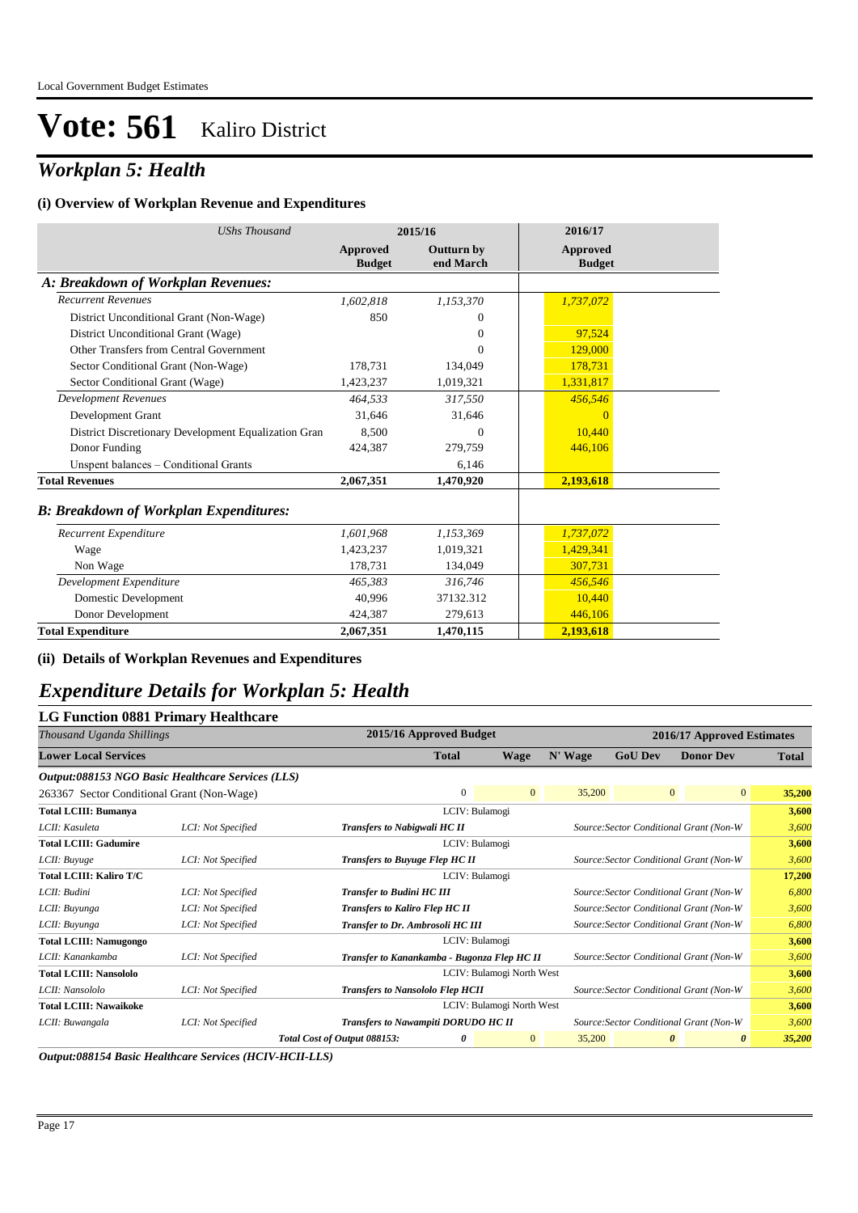# Vote: 561 Kaliro District

## *Workplan 5: Health*

### (i) Overview of Workplan Revenue and Expenditures

| *UShs Thousand* | 2015/16 Approved Budget | 2015/16 Outturn by end March | 2016/17 Approved Budget |
|---|---|---|---|
| ***A: Breakdown of Workplan Revenues:*** | | | |
| *Recurrent Revenues* | *1,602,818* | *1,153,370* | *1,737,072* |
| District Unconditional Grant (Non-Wage) | 850 | 0 | |
| District Unconditional Grant (Wage) | | 0 | 97,524 |
| Other Transfers from Central Government | | 0 | 129,000 |
| Sector Conditional Grant (Non-Wage) | 178,731 | 134,049 | 178,731 |
| Sector Conditional Grant (Wage) | 1,423,237 | 1,019,321 | 1,331,817 |
| *Development Revenues* | *464,533* | *317,550* | *456,546* |
| Development Grant | 31,646 | 31,646 | 0 |
| District Discretionary Development Equalization Gran | 8,500 | 0 | 10,440 |
| Donor Funding | 424,387 | 279,759 | 446,106 |
| Unspent balances – Conditional Grants | | 6,146 | |
| **Total Revenues** | **2,067,351** | **1,470,920** | **2,193,618** |
| ***B: Breakdown of Workplan Expenditures:*** | | | |
| *Recurrent Expenditure* | *1,601,968* | *1,153,369* | *1,737,072* |
| Wage | 1,423,237 | 1,019,321 | 1,429,341 |
| Non Wage | 178,731 | 134,049 | 307,731 |
| *Development Expenditure* | *465,383* | *316,746* | *456,546* |
| Domestic Development | 40,996 | 37132.312 | 10,440 |
| Donor Development | 424,387 | 279,613 | 446,106 |
| **Total Expenditure** | **2,067,351** | **1,470,115** | **2,193,618** |

### (ii) Details of Workplan Revenues and Expenditures

## *Expenditure Details for Workplan 5: Health*

### LG Function 0881 Primary Healthcare

| *Thousand Uganda Shillings* | | | 2015/16 Approved Budget | | 2016/17 Approved Estimates | | | |
|---|---|---|---|---|---|---|---|---|
| **Lower Local Services** | | | **Total** | **Wage** | **N' Wage** | **GoU Dev** | **Donor Dev** | **Total** |
| ***Output:088153 NGO Basic Healthcare Services (LLS)*** | | | | | | | | |
| 263367 Sector Conditional Grant (Non-Wage) | | | 0 | 0 | 35,200 | 0 | 0 | **35,200** |
| **Total LCIII: Bumanya** | | LCIV: Bulamogi | | | | | | **3,600** |
| *LCII: Kasuleta* | *LCI: Not Specified* | ***Transfers to Nabigwali HC II*** | | | *Source:Sector Conditional Grant (Non-W* | | | *3,600* |
| **Total LCIII: Gadumire** | | LCIV: Bulamogi | | | | | | **3,600** |
| *LCII: Buyuge* | *LCI: Not Specified* | ***Transfers to Buyuge Flep HC II*** | | | *Source:Sector Conditional Grant (Non-W* | | | *3,600* |
| **Total LCIII: Kaliro T/C** | | LCIV: Bulamogi | | | | | | **17,200** |
| *LCII: Budini* | *LCI: Not Specified* | ***Transfer to Budini HC III*** | | | *Source:Sector Conditional Grant (Non-W* | | | *6,800* |
| *LCII: Buyunga* | *LCI: Not Specified* | ***Transfers to Kaliro Flep HC II*** | | | *Source:Sector Conditional Grant (Non-W* | | | *3,600* |
| *LCII: Buyunga* | *LCI: Not Specified* | ***Transfer to Dr. Ambrosoli HC III*** | | | *Source:Sector Conditional Grant (Non-W* | | | *6,800* |
| **Total LCIII: Namugongo** | | LCIV: Bulamogi | | | | | | **3,600** |
| *LCII: Kanankamba* | *LCI: Not Specified* | ***Transfer to Kanankamba - Bugonza Flep HC II*** | | | *Source:Sector Conditional Grant (Non-W* | | | *3,600* |
| **Total LCIII: Nansololo** | | LCIV: Bulamogi North West | | | | | | **3,600** |
| *LCII: Nansololo* | *LCI: Not Specified* | ***Transfers to Nansololo Flep HCII*** | | | *Source:Sector Conditional Grant (Non-W* | | | *3,600* |
| **Total LCIII: Nawaikoke** | | LCIV: Bulamogi North West | | | | | | **3,600** |
| *LCII: Buwangala* | *LCI: Not Specified* | ***Transfers to Nawampiti DORUDO HC II*** | | | *Source:Sector Conditional Grant (Non-W* | | | *3,600* |
| | | ***Total Cost of Output 088153:*** | ***0*** | 0 | 35,200 | ***0*** | ***0*** | ***35,200*** |

***Output:088154 Basic Healthcare Services (HCIV-HCII-LLS)***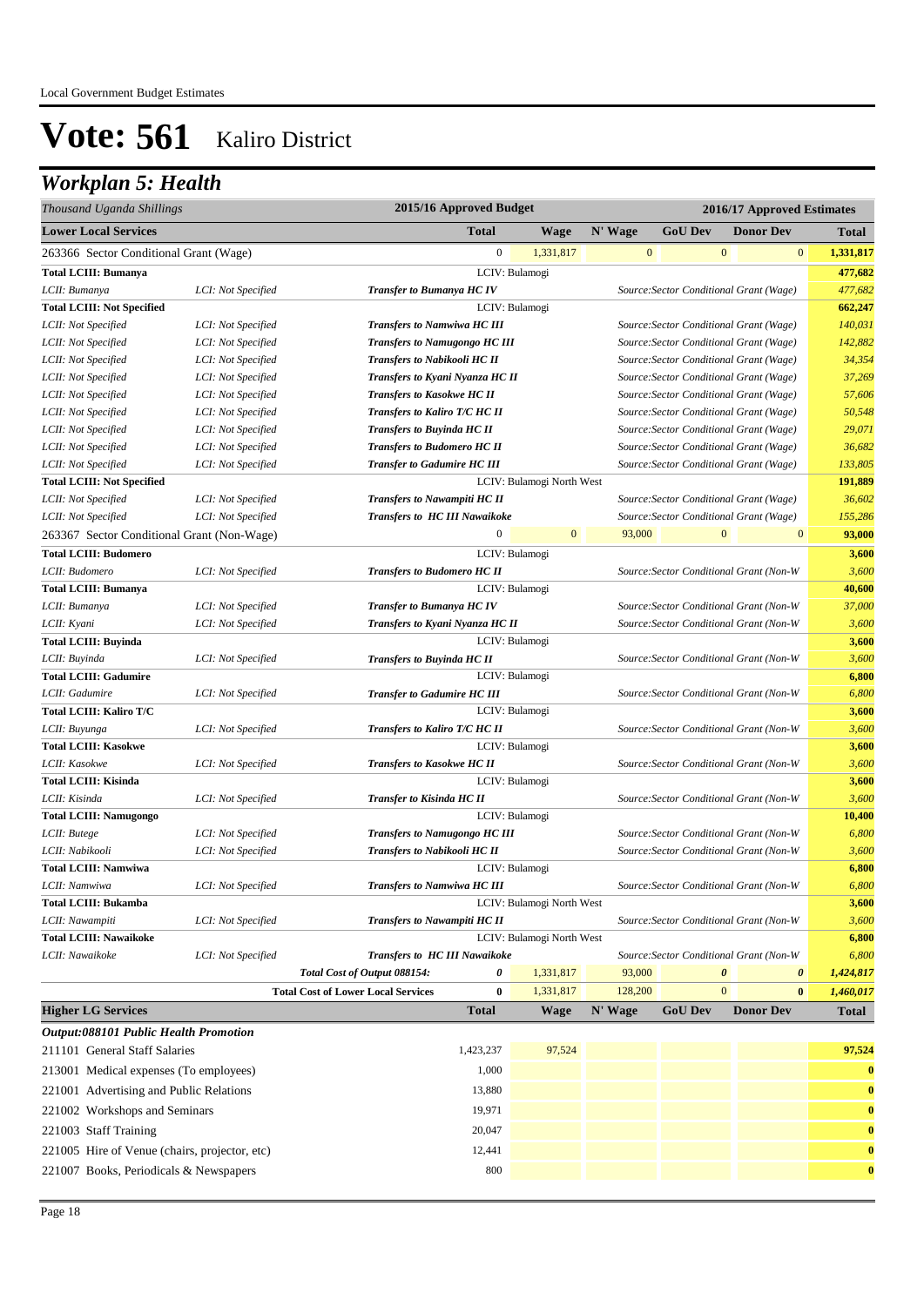# Vote: 561 Kaliro District

## Workplan 5: Health

| *Thousand Uganda Shillings* | | 2015/16 Approved Budget | 2016/17 Approved Estimates | | | | |
|---|---|---|---|---|---|---|---|
| **Lower Local Services** | | **Total** | **Wage** | **N' Wage** | **GoU Dev** | **Donor Dev** | **Total** |
| 263366 Sector Conditional Grant (Wage) | | 0 | 1,331,817 | 0 | 0 | 0 | **1,331,817** |
| **Total LCIII: Bumanya** | | LCIV: Bulamogi | | | | | **477,682** |
| *LCII: Bumanya* | *LCI: Not Specified* | ***Transfer to Bumanya HC IV*** | | *Source:Sector Conditional Grant (Wage)* | | | *477,682* |
| **Total LCIII: Not Specified** | | LCIV: Bulamogi | | | | | **662,247** |
| *LCII: Not Specified* | *LCI: Not Specified* | ***Transfers to Namwiwa HC III*** | | *Source:Sector Conditional Grant (Wage)* | | | *140,031* |
| *LCII: Not Specified* | *LCI: Not Specified* | ***Transfers to Namugongo HC III*** | | *Source:Sector Conditional Grant (Wage)* | | | *142,882* |
| *LCII: Not Specified* | *LCI: Not Specified* | ***Transfers to Nabikooli HC II*** | | *Source:Sector Conditional Grant (Wage)* | | | *34,354* |
| *LCII: Not Specified* | *LCI: Not Specified* | ***Transfers to Kyani Nyanza HC II*** | | *Source:Sector Conditional Grant (Wage)* | | | *37,269* |
| *LCII: Not Specified* | *LCI: Not Specified* | ***Transfers to Kasokwe HC II*** | | *Source:Sector Conditional Grant (Wage)* | | | *57,606* |
| *LCII: Not Specified* | *LCI: Not Specified* | ***Transfers to Kaliro T/C HC II*** | | *Source:Sector Conditional Grant (Wage)* | | | *50,548* |
| *LCII: Not Specified* | *LCI: Not Specified* | ***Transfers to Buyinda HC II*** | | *Source:Sector Conditional Grant (Wage)* | | | *29,071* |
| *LCII: Not Specified* | *LCI: Not Specified* | ***Transfers to Budomero HC II*** | | *Source:Sector Conditional Grant (Wage)* | | | *36,682* |
| *LCII: Not Specified* | *LCI: Not Specified* | ***Transfer to Gadumire HC III*** | | *Source:Sector Conditional Grant (Wage)* | | | *133,805* |
| **Total LCIII: Not Specified** | | LCIV: Bulamogi North West | | | | | **191,889** |
| *LCII: Not Specified* | *LCI: Not Specified* | ***Transfers to Nawampiti HC II*** | | *Source:Sector Conditional Grant (Wage)* | | | *36,602* |
| *LCII: Not Specified* | *LCI: Not Specified* | ***Transfers to HC III Nawaikoke*** | | *Source:Sector Conditional Grant (Wage)* | | | *155,286* |
| 263367 Sector Conditional Grant (Non-Wage) | | 0 | 0 | 93,000 | 0 | 0 | **93,000** |
| **Total LCIII: Budomero** | | LCIV: Bulamogi | | | | | **3,600** |
| *LCII: Budomero* | *LCI: Not Specified* | ***Transfers to Budomero HC II*** | | *Source:Sector Conditional Grant (Non-W* | | | *3,600* |
| **Total LCIII: Bumanya** | | LCIV: Bulamogi | | | | | **40,600** |
| *LCII: Bumanya* | *LCI: Not Specified* | ***Transfer to Bumanya HC IV*** | | *Source:Sector Conditional Grant (Non-W* | | | *37,000* |
| *LCII: Kyani* | *LCI: Not Specified* | ***Transfers to Kyani Nyanza HC II*** | | *Source:Sector Conditional Grant (Non-W* | | | *3,600* |
| **Total LCIII: Buyinda** | | LCIV: Bulamogi | | | | | **3,600** |
| *LCII: Buyinda* | *LCI: Not Specified* | ***Transfers to Buyinda HC II*** | | *Source:Sector Conditional Grant (Non-W* | | | *3,600* |
| **Total LCIII: Gadumire** | | LCIV: Bulamogi | | | | | **6,800** |
| *LCII: Gadumire* | *LCI: Not Specified* | ***Transfer to Gadumire HC III*** | | *Source:Sector Conditional Grant (Non-W* | | | *6,800* |
| **Total LCIII: Kaliro T/C** | | LCIV: Bulamogi | | | | | **3,600** |
| *LCII: Buyunga* | *LCI: Not Specified* | ***Transfers to Kaliro T/C HC II*** | | *Source:Sector Conditional Grant (Non-W* | | | *3,600* |
| **Total LCIII: Kasokwe** | | LCIV: Bulamogi | | | | | **3,600** |
| *LCII: Kasokwe* | *LCI: Not Specified* | ***Transfers to Kasokwe HC II*** | | *Source:Sector Conditional Grant (Non-W* | | | *3,600* |
| **Total LCIII: Kisinda** | | LCIV: Bulamogi | | | | | **3,600** |
| *LCII: Kisinda* | *LCI: Not Specified* | ***Transfer to Kisinda HC II*** | | *Source:Sector Conditional Grant (Non-W* | | | *3,600* |
| **Total LCIII: Namugongo** | | LCIV: Bulamogi | | | | | **10,400** |
| *LCII: Butege* | *LCI: Not Specified* | ***Transfers to Namugongo HC III*** | | *Source:Sector Conditional Grant (Non-W* | | | *6,800* |
| *LCII: Nabikooli* | *LCI: Not Specified* | ***Transfers to Nabikooli HC II*** | | *Source:Sector Conditional Grant (Non-W* | | | *3,600* |
| **Total LCIII: Namwiwa** | | LCIV: Bulamogi | | | | | **6,800** |
| *LCII: Namwiwa* | *LCI: Not Specified* | ***Transfers to Namwiwa HC III*** | | *Source:Sector Conditional Grant (Non-W* | | | *6,800* |
| **Total LCIII: Bukamba** | | LCIV: Bulamogi North West | | | | | **3,600** |
| *LCII: Nawampiti* | *LCI: Not Specified* | ***Transfers to Nawampiti HC II*** | | *Source:Sector Conditional Grant (Non-W* | | | *3,600* |
| **Total LCIII: Nawaikoke** | | LCIV: Bulamogi North West | | | | | **6,800** |
| *LCII: Nawaikoke* | *LCI: Not Specified* | ***Transfers to HC III Nawaikoke*** | | *Source:Sector Conditional Grant (Non-W* | | | *6,800* |
| | | ***Total Cost of Output 088154:*** *0* | 1,331,817 | 93,000 | *0* | *0* | ***1,424,817*** |
| | | **Total Cost of Lower Local Services** **0** | 1,331,817 | 128,200 | 0 | **0** | ***1,460,017*** |

| **Higher LG Services** | **Total** | **Wage** | **N' Wage** | **GoU Dev** | **Donor Dev** | **Total** |
|---|---|---|---|---|---|---|
| ***Output:088101 Public Health Promotion*** | | | | | | |
| 211101 General Staff Salaries | 1,423,237 | 97,524 | | | | **97,524** |
| 213001 Medical expenses (To employees) | 1,000 | | | | | **0** |
| 221001 Advertising and Public Relations | 13,880 | | | | | **0** |
| 221002 Workshops and Seminars | 19,971 | | | | | **0** |
| 221003 Staff Training | 20,047 | | | | | **0** |
| 221005 Hire of Venue (chairs, projector, etc) | 12,441 | | | | | **0** |
| 221007 Books, Periodicals & Newspapers | 800 | | | | | **0** |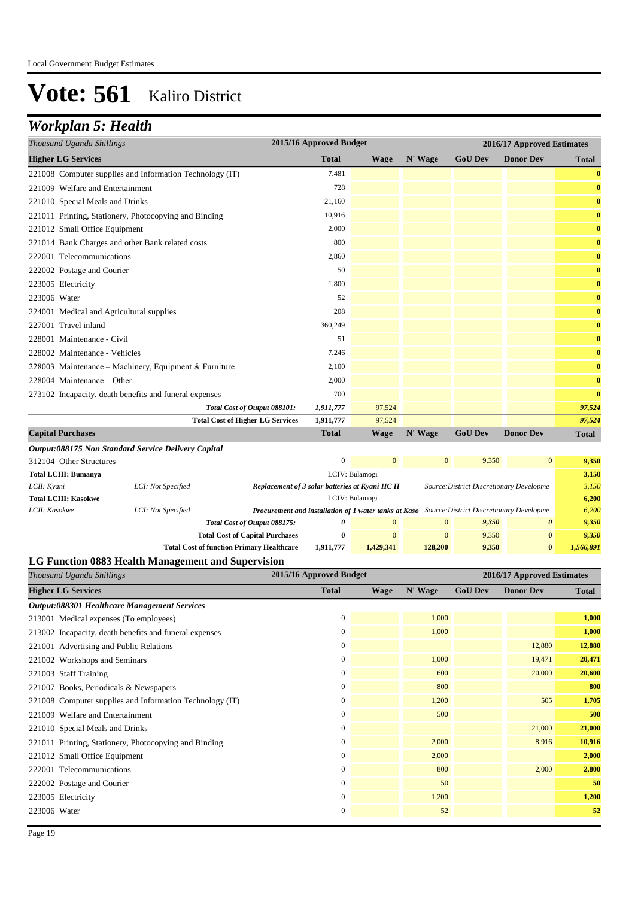# Vote: 561 Kaliro District

## Workplan 5: Health

| Thousand Uganda Shillings | 2015/16 Approved Budget | 2016/17 Approved Estimates | | | | |
|---|---|---|---|---|---|---|
| **Higher LG Services** | **Total** | **Wage** | **N' Wage** | **GoU Dev** | **Donor Dev** | **Total** |
| 221008 Computer supplies and Information Technology (IT) | 7,481 | | | | | **0** |
| 221009 Welfare and Entertainment | 728 | | | | | **0** |
| 221010 Special Meals and Drinks | 21,160 | | | | | **0** |
| 221011 Printing, Stationery, Photocopying and Binding | 10,916 | | | | | **0** |
| 221012 Small Office Equipment | 2,000 | | | | | **0** |
| 221014 Bank Charges and other Bank related costs | 800 | | | | | **0** |
| 222001 Telecommunications | 2,860 | | | | | **0** |
| 222002 Postage and Courier | 50 | | | | | **0** |
| 223005 Electricity | 1,800 | | | | | **0** |
| 223006 Water | 52 | | | | | **0** |
| 224001 Medical and Agricultural supplies | 208 | | | | | **0** |
| 227001 Travel inland | 360,249 | | | | | **0** |
| 228001 Maintenance - Civil | 51 | | | | | **0** |
| 228002 Maintenance - Vehicles | 7,246 | | | | | **0** |
| 228003 Maintenance – Machinery, Equipment & Furniture | 2,100 | | | | | **0** |
| 228004 Maintenance – Other | 2,000 | | | | | **0** |
| 273102 Incapacity, death benefits and funeral expenses | 700 | | | | | **0** |
| *Total Cost of Output 088101:* | *1,911,777* | 97,524 | | | | *97,524* |
| **Total Cost of Higher LG Services** | 1,911,777 | 97,524 | | | | *97,524* |
| **Capital Purchases** | **Total** | **Wage** | **N' Wage** | **GoU Dev** | **Donor Dev** | **Total** |
| ***Output:088175 Non Standard Service Delivery Capital*** | | | | | | |
| 312104 Other Structures | 0 | 0 | 0 | 9,350 | 0 | **9,350** |
| **Total LCIII: Bumanya** | LCIV: Bulamogi | | | | | **3,150** |
| *LCII: Kyani* — *LCI: Not Specified* — ***Replacement of 3 solar batteries at Kyani HC II*** | | | *Source:District Discretionary Developme* | | | *3,150* |
| **Total LCIII: Kasokwe** | LCIV: Bulamogi | | | | | **6,200** |
| *LCII: Kasokwe* — *LCI: Not Specified* — ***Procurement and installation of 1 water tanks at Kaso*** | | | *Source:District Discretionary Developme* | | | *6,200* |
| *Total Cost of Output 088175:* | *0* | 0 | 0 | *9,350* | *0* | *9,350* |
| **Total Cost of Capital Purchases** | **0** | 0 | 0 | 9,350 | **0** | *9,350* |
| **Total Cost of function Primary Healthcare** | **1,911,777** | **1,429,341** | **128,200** | **9,350** | **0** | ***1,566,891*** |

### LG Function 0883 Health Management and Supervision

| Thousand Uganda Shillings | 2015/16 Approved Budget | 2016/17 Approved Estimates | | | | |
|---|---|---|---|---|---|---|
| **Higher LG Services** | **Total** | **Wage** | **N' Wage** | **GoU Dev** | **Donor Dev** | **Total** |
| ***Output:088301 Healthcare Management Services*** | | | | | | |
| 213001 Medical expenses (To employees) | 0 | | 1,000 | | | **1,000** |
| 213002 Incapacity, death benefits and funeral expenses | 0 | | 1,000 | | | **1,000** |
| 221001 Advertising and Public Relations | 0 | | | | 12,880 | **12,880** |
| 221002 Workshops and Seminars | 0 | | 1,000 | | 19,471 | **20,471** |
| 221003 Staff Training | 0 | | 600 | | 20,000 | **20,600** |
| 221007 Books, Periodicals & Newspapers | 0 | | 800 | | | **800** |
| 221008 Computer supplies and Information Technology (IT) | 0 | | 1,200 | | 505 | **1,705** |
| 221009 Welfare and Entertainment | 0 | | 500 | | | **500** |
| 221010 Special Meals and Drinks | 0 | | | | 21,000 | **21,000** |
| 221011 Printing, Stationery, Photocopying and Binding | 0 | | 2,000 | | 8,916 | **10,916** |
| 221012 Small Office Equipment | 0 | | 2,000 | | | **2,000** |
| 222001 Telecommunications | 0 | | 800 | | 2,000 | **2,800** |
| 222002 Postage and Courier | 0 | | 50 | | | **50** |
| 223005 Electricity | 0 | | 1,200 | | | **1,200** |
| 223006 Water | 0 | | 52 | | | **52** |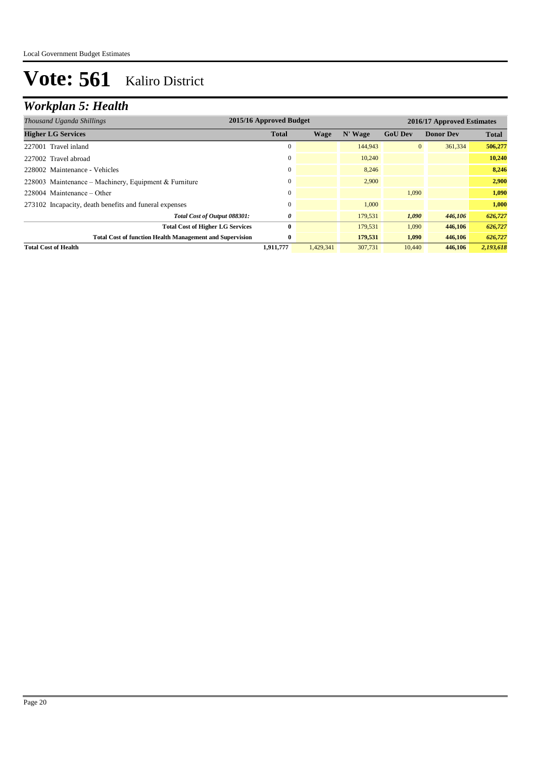# Vote: 561 Kaliro District

## *Workplan 5: Health*

| *Thousand Uganda Shillings* | 2015/16 Approved Budget | 2016/17 Approved Estimates | | | | |
|---|---|---|---|---|---|---|
| **Higher LG Services** | **Total** | **Wage** | **N' Wage** | **GoU Dev** | **Donor Dev** | **Total** |
| 227001 Travel inland | 0 | | 144,943 | 0 | 361,334 | **506,277** |
| 227002 Travel abroad | 0 | | 10,240 | | | **10,240** |
| 228002 Maintenance - Vehicles | 0 | | 8,246 | | | **8,246** |
| 228003 Maintenance – Machinery, Equipment & Furniture | 0 | | 2,900 | | | **2,900** |
| 228004 Maintenance – Other | 0 | | | 1,090 | | **1,090** |
| 273102 Incapacity, death benefits and funeral expenses | 0 | | 1,000 | | | **1,000** |
| ***Total Cost of Output 088301:*** | ***0*** | | 179,531 | ***1,090*** | ***446,106*** | ***626,727*** |
| **Total Cost of Higher LG Services** | **0** | | 179,531 | 1,090 | **446,106** | ***626,727*** |
| **Total Cost of function Health Management and Supervision** | **0** | | **179,531** | **1,090** | **446,106** | ***626,727*** |
| **Total Cost of Health** | **1,911,777** | 1,429,341 | 307,731 | 10,440 | **446,106** | ***2,193,618*** |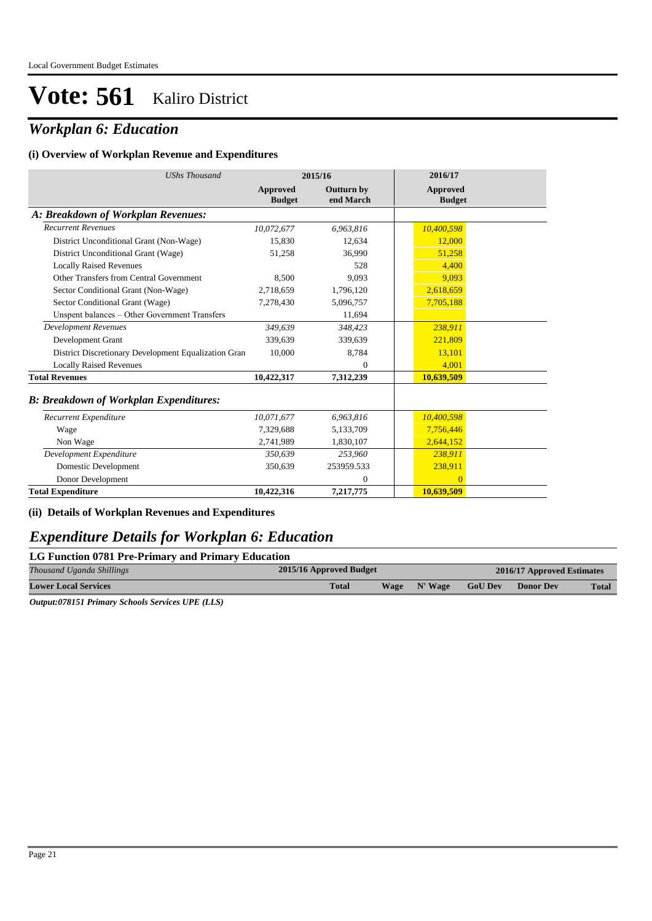# Vote: 561 Kaliro District

## *Workplan 6: Education*

### (i) Overview of Workplan Revenue and Expenditures

| *UShs Thousand* | 2015/16 Approved Budget | 2015/16 Outturn by end March | 2016/17 Approved Budget |
|---|---|---|---|
| ***A: Breakdown of Workplan Revenues:*** | | | |
| *Recurrent Revenues* | *10,072,677* | *6,963,816* | *10,400,598* |
| District Unconditional Grant (Non-Wage) | 15,830 | 12,634 | 12,000 |
| District Unconditional Grant (Wage) | 51,258 | 36,990 | 51,258 |
| Locally Raised Revenues | | 528 | 4,400 |
| Other Transfers from Central Government | 8,500 | 9,093 | 9,093 |
| Sector Conditional Grant (Non-Wage) | 2,718,659 | 1,796,120 | 2,618,659 |
| Sector Conditional Grant (Wage) | 7,278,430 | 5,096,757 | 7,705,188 |
| Unspent balances – Other Government Transfers | | 11,694 | |
| *Development Revenues* | *349,639* | *348,423* | *238,911* |
| Development Grant | 339,639 | 339,639 | 221,809 |
| District Discretionary Development Equalization Gran | 10,000 | 8,784 | 13,101 |
| Locally Raised Revenues | | 0 | 4,001 |
| **Total Revenues** | **10,422,317** | **7,312,239** | **10,639,509** |
| ***B: Breakdown of Workplan Expenditures:*** | | | |
| *Recurrent Expenditure* | *10,071,677* | *6,963,816* | *10,400,598* |
| Wage | 7,329,688 | 5,133,709 | 7,756,446 |
| Non Wage | 2,741,989 | 1,830,107 | 2,644,152 |
| *Development Expenditure* | *350,639* | *253,960* | *238,911* |
| Domestic Development | 350,639 | 253959.533 | 238,911 |
| Donor Development | | 0 | 0 |
| **Total Expenditure** | **10,422,316** | **7,217,775** | **10,639,509** |

### (ii) Details of Workplan Revenues and Expenditures

## *Expenditure Details for Workplan 6: Education*

### LG Function 0781 Pre-Primary and Primary Education

| *Thousand Uganda Shillings* | 2015/16 Approved Budget | 2016/17 Approved Estimates | | | | |
|---|---|---|---|---|---|---|
| **Lower Local Services** | **Total** | **Wage** | **N' Wage** | **GoU Dev** | **Donor Dev** | **Total** |

***Output:078151 Primary Schools Services UPE (LLS)***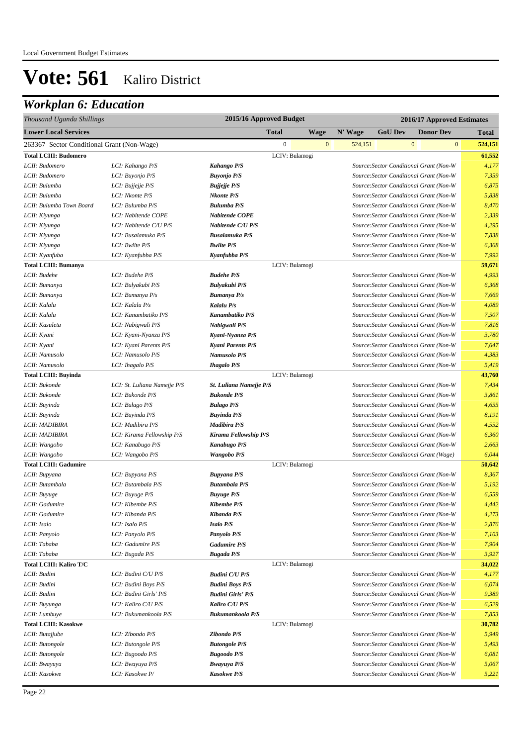# Vote: 561 Kaliro District

## *Workplan 6: Education*

| *Thousand Uganda Shillings* | | | 2015/16 Approved Budget | | 2016/17 Approved Estimates | | | |
|---|---|---|---|---|---|---|---|---|
| **Lower Local Services** | | | **Total** | **Wage** | **N' Wage** | **GoU Dev** | **Donor Dev** | **Total** |
| 263367 Sector Conditional Grant (Non-Wage) | | | 0 | 0 | 524,151 | 0 | 0 | **524,151** |
| **Total LCIII: Budomero** | | | LCIV: Bulamogi | | | | | **61,552** |
| *LCII: Budomero* | *LCI: Kahango P/S* | ***Kahango P/S*** | | | *Source:Sector Conditional Grant (Non-W* | | | *4,177* |
| *LCII: Budomero* | *LCI: Buyonjo P/S* | ***Buyonjo P/S*** | | | *Source:Sector Conditional Grant (Non-W* | | | *7,359* |
| *LCII: Bulumba* | *LCI: Bujjejje P/S* | ***Bujjejje P/S*** | | | *Source:Sector Conditional Grant (Non-W* | | | *6,875* |
| *LCII: Bulumba* | *LCI: Nkonte P/S* | ***Nkonte P/S*** | | | *Source:Sector Conditional Grant (Non-W* | | | *5,838* |
| *LCII: Bulumba Town Board* | *LCI: Bulumba P/S* | ***Bulumba P/S*** | | | *Source:Sector Conditional Grant (Non-W* | | | *8,470* |
| *LCII: Kiyunga* | *LCI: Nabitende COPE* | ***Nabitende COPE*** | | | *Source:Sector Conditional Grant (Non-W* | | | *2,339* |
| *LCII: Kiyunga* | *LCI: Nabitende C/U P/S* | ***Nabitende C/U P/S*** | | | *Source:Sector Conditional Grant (Non-W* | | | *4,295* |
| *LCII: Kiyunga* | *LCI: Busalamuka P/S* | ***Busalamuka P/S*** | | | *Source:Sector Conditional Grant (Non-W* | | | *7,838* |
| *LCII: Kiyunga* | *LCI: Bwiite P/S* | ***Bwiite P/S*** | | | *Source:Sector Conditional Grant (Non-W* | | | *6,368* |
| *LCII: Kyanfuba* | *LCI: Kyanfubba P/S* | ***Kyanfubba P/S*** | | | *Source:Sector Conditional Grant (Non-W* | | | *7,992* |
| **Total LCIII: Bumanya** | | | LCIV: Bulamogi | | | | | **59,671** |
| *LCII: Budehe* | *LCI: Budehe P/S* | ***Budehe P/S*** | | | *Source:Sector Conditional Grant (Non-W* | | | *4,993* |
| *LCII: Bumanya* | *LCI: Bulyakubi P/S* | ***Bulyakubi P/S*** | | | *Source:Sector Conditional Grant (Non-W* | | | *6,368* |
| *LCII: Bumanya* | *LCI: Bumanya P/s* | ***Bumanya P/s*** | | | *Source:Sector Conditional Grant (Non-W* | | | *7,669* |
| *LCII: Kalalu* | *LCI: Kalalu P/s* | ***Kalalu P/s*** | | | *Source:Sector Conditional Grant (Non-W* | | | *4,089* |
| *LCII: Kalalu* | *LCI: Kanambatiko P/S* | ***Kanambatiko P/S*** | | | *Source:Sector Conditional Grant (Non-W* | | | *7,507* |
| *LCII: Kasuleta* | *LCI: Nabigwali P/S* | ***Nabigwali P/S*** | | | *Source:Sector Conditional Grant (Non-W* | | | *7,816* |
| *LCII: Kyani* | *LCI: Kyani-Nyanza P/S* | ***Kyani-Nyanza P/S*** | | | *Source:Sector Conditional Grant (Non-W* | | | *3,780* |
| *LCII: Kyani* | *LCI: Kyani Parents P/S* | ***Kyani Parents P/S*** | | | *Source:Sector Conditional Grant (Non-W* | | | *7,647* |
| *LCII: Namusolo* | *LCI: Namusolo P/S* | ***Namusolo P/S*** | | | *Source:Sector Conditional Grant (Non-W* | | | *4,383* |
| *LCII: Namusolo* | *LCI: Ihagalo P/S* | ***Ihagalo P/S*** | | | *Source:Sector Conditional Grant (Non-W* | | | *5,419* |
| **Total LCIII: Buyinda** | | | LCIV: Bulamogi | | | | | **43,760** |
| *LCII: Bukonde* | *LCI: St. Luliana Namejje P/S* | ***St. Luliana Namejje P/S*** | | | *Source:Sector Conditional Grant (Non-W* | | | *7,434* |
| *LCII: Bukonde* | *LCI: Bukonde P/S* | ***Bukonde P/S*** | | | *Source:Sector Conditional Grant (Non-W* | | | *3,861* |
| *LCII: Buyinda* | *LCI: Bulago P/S* | ***Bulago P/S*** | | | *Source:Sector Conditional Grant (Non-W* | | | *4,655* |
| *LCII: Buyinda* | *LCI: Buyinda P/S* | ***Buyinda P/S*** | | | *Source:Sector Conditional Grant (Non-W* | | | *8,191* |
| *LCII: MADIBIRA* | *LCI: Madibira P/S* | ***Madibira P/S*** | | | *Source:Sector Conditional Grant (Non-W* | | | *4,552* |
| *LCII: MADIBIRA* | *LCI: Kirama Fellowship P/S* | ***Kirama Fellowship P/S*** | | | *Source:Sector Conditional Grant (Non-W* | | | *6,360* |
| *LCII: Wangobo* | *LCI: Kanabugo P/S* | ***Kanabugo P/S*** | | | *Source:Sector Conditional Grant (Non-W* | | | *2,663* |
| *LCII: Wangobo* | *LCI: Wangobo P/S* | ***Wangobo P/S*** | | | *Source:Sector Conditional Grant (Wage)* | | | *6,044* |
| **Total LCIII: Gadumire** | | | LCIV: Bulamogi | | | | | **50,642** |
| *LCII: Bupyana* | *LCI: Bupyana P/S* | ***Bupyana P/S*** | | | *Source:Sector Conditional Grant (Non-W* | | | *8,367* |
| *LCII: Butambala* | *LCI: Butambala P/S* | ***Butambala P/S*** | | | *Source:Sector Conditional Grant (Non-W* | | | *5,192* |
| *LCII: Buyuge* | *LCI: Buyuge P/S* | ***Buyuge P/S*** | | | *Source:Sector Conditional Grant (Non-W* | | | *6,559* |
| *LCII: Gadumire* | *LCI: Kibembe P/S* | ***Kibembe P/S*** | | | *Source:Sector Conditional Grant (Non-W* | | | *4,442* |
| *LCII: Gadumire* | *LCI: Kibanda P/S* | ***Kibanda P/S*** | | | *Source:Sector Conditional Grant (Non-W* | | | *4,273* |
| *LCII: Isalo* | *LCI: Isalo P/S* | ***Isalo P/S*** | | | *Source:Sector Conditional Grant (Non-W* | | | *2,876* |
| *LCII: Panyolo* | *LCI: Panyolo P/S* | ***Panyolo P/S*** | | | *Source:Sector Conditional Grant (Non-W* | | | *7,103* |
| *LCII: Tababa* | *LCI: Gadumire P/S* | ***Gadumire P/S*** | | | *Source:Sector Conditional Grant (Non-W* | | | *7,904* |
| *LCII: Tababa* | *LCI: Bugada P/S* | ***Bugada P/S*** | | | *Source:Sector Conditional Grant (Non-W* | | | *3,927* |
| **Total LCIII: Kaliro T/C** | | | LCIV: Bulamogi | | | | | **34,022** |
| *LCII: Budini* | *LCI: Budini C/U P/S* | ***Budini C/U P/S*** | | | *Source:Sector Conditional Grant (Non-W* | | | *4,177* |
| *LCII: Budini* | *LCI: Budini Boys P/S* | ***Budini Boys P/S*** | | | *Source:Sector Conditional Grant (Non-W* | | | *6,074* |
| *LCII: Budini* | *LCI: Budini Girls' P/S* | ***Budini Girls' P/S*** | | | *Source:Sector Conditional Grant (Non-W* | | | *9,389* |
| *LCII: Buyunga* | *LCI: Kaliro C/U P/S* | ***Kaliro C/U P/S*** | | | *Source:Sector Conditional Grant (Non-W* | | | *6,529* |
| *LCII: Lumbuye* | *LCI: Bukumankoola P/S* | ***Bukumankoola P/S*** | | | *Source:Sector Conditional Grant (Non-W* | | | *7,853* |
| **Total LCIII: Kasokwe** | | | LCIV: Bulamogi | | | | | **30,782** |
| *LCII: Butajjube* | *LCI: Zibondo P/S* | ***Zibondo P/S*** | | | *Source:Sector Conditional Grant (Non-W* | | | *5,949* |
| *LCII: Butongole* | *LCI: Butongole P/S* | ***Butongole P/S*** | | | *Source:Sector Conditional Grant (Non-W* | | | *5,493* |
| *LCII: Butongole* | *LCI: Bugoodo P/S* | ***Bugoodo P/S*** | | | *Source:Sector Conditional Grant (Non-W* | | | *6,081* |
| *LCII: Bwayuya* | *LCI: Bwayuya P/S* | ***Bwayuya P/S*** | | | *Source:Sector Conditional Grant (Non-W* | | | *5,067* |
| *LCII: Kasokwe* | *LCI: Kasokwe P/* | ***Kasokwe P/S*** | | | *Source:Sector Conditional Grant (Non-W* | | | *5,221* |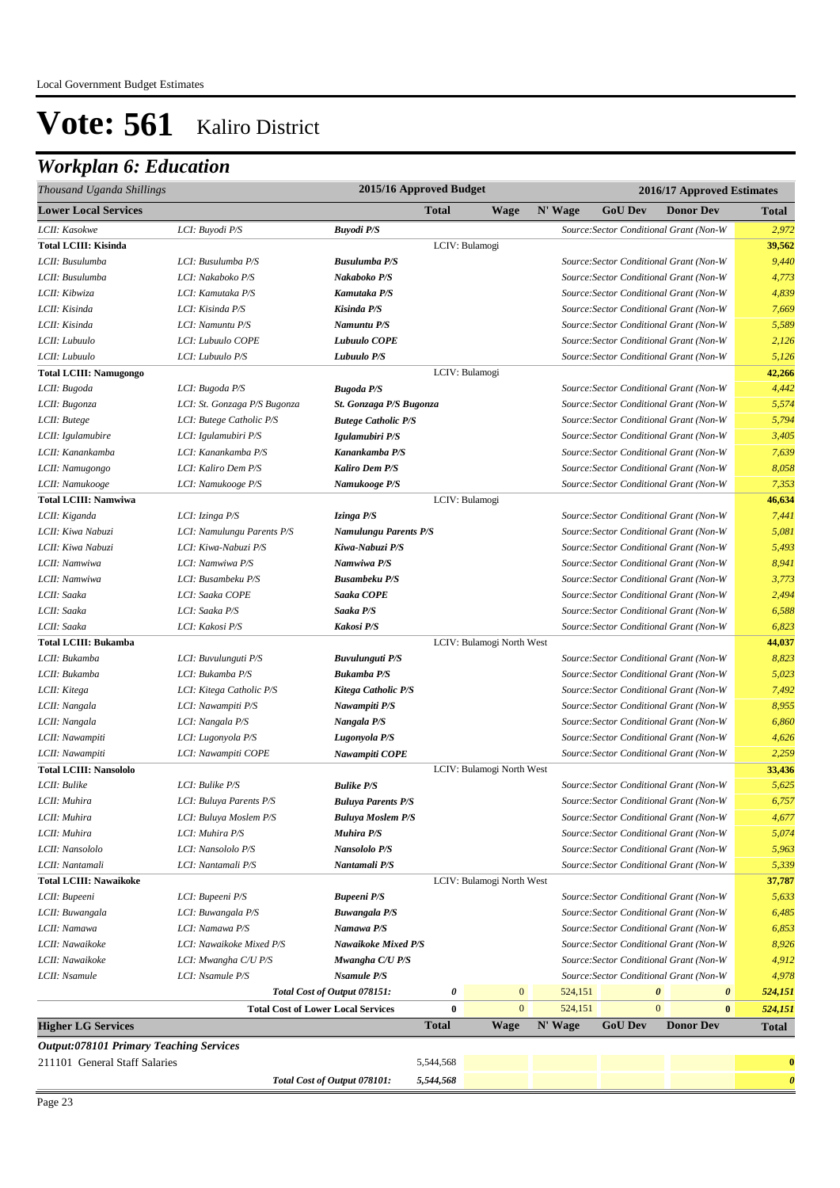Local Government Budget Estimates

# Vote: 561 Kaliro District

## *Workplan 6: Education*

| *Thousand Uganda Shillings* | | | 2015/16 Approved Budget | | 2016/17 Approved Estimates | | | | |
|---|---|---|---|---|---|---|---|---|---|
| **Lower Local Services** | | | **Total** | **Wage** | **N' Wage** | **GoU Dev** | **Donor Dev** | | **Total** |
| *LCII: Kasokwe* | *LCI: Buyodi P/S* | ***Buyodi P/S*** | | | | *Source:Sector Conditional Grant (Non-W* | | | *2,972* |
| **Total LCIII: Kisinda** | | | LCIV: Bulamogi | | | | | | **39,562** |
| *LCII: Busulumba* | *LCI: Busulumba P/S* | ***Busulumba P/S*** | | | | *Source:Sector Conditional Grant (Non-W* | | | *9,440* |
| *LCII: Busulumba* | *LCI: Nakaboko P/S* | ***Nakaboko P/S*** | | | | *Source:Sector Conditional Grant (Non-W* | | | *4,773* |
| *LCII: Kibwiza* | *LCI: Kamutaka P/S* | ***Kamutaka P/S*** | | | | *Source:Sector Conditional Grant (Non-W* | | | *4,839* |
| *LCII: Kisinda* | *LCI: Kisinda P/S* | ***Kisinda P/S*** | | | | *Source:Sector Conditional Grant (Non-W* | | | *7,669* |
| *LCII: Kisinda* | *LCI: Namuntu P/S* | ***Namuntu P/S*** | | | | *Source:Sector Conditional Grant (Non-W* | | | *5,589* |
| *LCII: Lubuulo* | *LCI: Lubuulo COPE* | ***Lubuulo COPE*** | | | | *Source:Sector Conditional Grant (Non-W* | | | *2,126* |
| *LCII: Lubuulo* | *LCI: Lubuulo P/S* | ***Lubuulo P/S*** | | | | *Source:Sector Conditional Grant (Non-W* | | | *5,126* |
| **Total LCIII: Namugongo** | | | LCIV: Bulamogi | | | | | | **42,266** |
| *LCII: Bugoda* | *LCI: Bugoda P/S* | ***Bugoda P/S*** | | | | *Source:Sector Conditional Grant (Non-W* | | | *4,442* |
| *LCII: Bugonza* | *LCI: St. Gonzaga P/S Bugonza* | ***St. Gonzaga P/S Bugonza*** | | | | *Source:Sector Conditional Grant (Non-W* | | | *5,574* |
| *LCII: Butege* | *LCI: Butege Catholic P/S* | ***Butege Catholic P/S*** | | | | *Source:Sector Conditional Grant (Non-W* | | | *5,794* |
| *LCII: Igulamubire* | *LCI: Igulamubiri P/S* | ***Igulamubiri P/S*** | | | | *Source:Sector Conditional Grant (Non-W* | | | *3,405* |
| *LCII: Kanankamba* | *LCI: Kanankamba P/S* | ***Kanankamba P/S*** | | | | *Source:Sector Conditional Grant (Non-W* | | | *7,639* |
| *LCII: Namugongo* | *LCI: Kaliro Dem P/S* | ***Kaliro Dem P/S*** | | | | *Source:Sector Conditional Grant (Non-W* | | | *8,058* |
| *LCII: Namukooge* | *LCI: Namukooge P/S* | ***Namukooge P/S*** | | | | *Source:Sector Conditional Grant (Non-W* | | | *7,353* |
| **Total LCIII: Namwiwa** | | | LCIV: Bulamogi | | | | | | **46,634** |
| *LCII: Kiganda* | *LCI: Izinga P/S* | ***Izinga P/S*** | | | | *Source:Sector Conditional Grant (Non-W* | | | *7,441* |
| *LCII: Kiwa Nabuzi* | *LCI: Namulungu Parents P/S* | ***Namulungu Parents P/S*** | | | | *Source:Sector Conditional Grant (Non-W* | | | *5,081* |
| *LCII: Kiwa Nabuzi* | *LCI: Kiwa-Nabuzi P/S* | ***Kiwa-Nabuzi P/S*** | | | | *Source:Sector Conditional Grant (Non-W* | | | *5,493* |
| *LCII: Namwiwa* | *LCI: Namwiwa P/S* | ***Namwiwa P/S*** | | | | *Source:Sector Conditional Grant (Non-W* | | | *8,941* |
| *LCII: Namwiwa* | *LCI: Busambeku P/S* | ***Busambeku P/S*** | | | | *Source:Sector Conditional Grant (Non-W* | | | *3,773* |
| *LCII: Saaka* | *LCI: Saaka COPE* | ***Saaka COPE*** | | | | *Source:Sector Conditional Grant (Non-W* | | | *2,494* |
| *LCII: Saaka* | *LCI: Saaka P/S* | ***Saaka P/S*** | | | | *Source:Sector Conditional Grant (Non-W* | | | *6,588* |
| *LCII: Saaka* | *LCI: Kakosi P/S* | ***Kakosi P/S*** | | | | *Source:Sector Conditional Grant (Non-W* | | | *6,823* |
| **Total LCIII: Bukamba** | | | LCIV: Bulamogi North West | | | | | | **44,037** |
| *LCII: Bukamba* | *LCI: Buvulunguti P/S* | ***Buvulunguti P/S*** | | | | *Source:Sector Conditional Grant (Non-W* | | | *8,823* |
| *LCII: Bukamba* | *LCI: Bukamba P/S* | ***Bukamba P/S*** | | | | *Source:Sector Conditional Grant (Non-W* | | | *5,023* |
| *LCII: Kitega* | *LCI: Kitega Catholic P/S* | ***Kitega Catholic P/S*** | | | | *Source:Sector Conditional Grant (Non-W* | | | *7,492* |
| *LCII: Nangala* | *LCI: Nawampiti P/S* | ***Nawampiti P/S*** | | | | *Source:Sector Conditional Grant (Non-W* | | | *8,955* |
| *LCII: Nangala* | *LCI: Nangala P/S* | ***Nangala P/S*** | | | | *Source:Sector Conditional Grant (Non-W* | | | *6,860* |
| *LCII: Nawampiti* | *LCI: Lugonyola P/S* | ***Lugonyola P/S*** | | | | *Source:Sector Conditional Grant (Non-W* | | | *4,626* |
| *LCII: Nawampiti* | *LCI: Nawampiti COPE* | ***Nawampiti COPE*** | | | | *Source:Sector Conditional Grant (Non-W* | | | *2,259* |
| **Total LCIII: Nansololo** | | | LCIV: Bulamogi North West | | | | | | **33,436** |
| *LCII: Bulike* | *LCI: Bulike P/S* | ***Bulike P/S*** | | | | *Source:Sector Conditional Grant (Non-W* | | | *5,625* |
| *LCII: Muhira* | *LCI: Buluya Parents P/S* | ***Buluya Parents P/S*** | | | | *Source:Sector Conditional Grant (Non-W* | | | *6,757* |
| *LCII: Muhira* | *LCI: Buluya Moslem P/S* | ***Buluya Moslem P/S*** | | | | *Source:Sector Conditional Grant (Non-W* | | | *4,677* |
| *LCII: Muhira* | *LCI: Muhira P/S* | ***Muhira P/S*** | | | | *Source:Sector Conditional Grant (Non-W* | | | *5,074* |
| *LCII: Nansololo* | *LCI: Nansololo P/S* | ***Nansololo P/S*** | | | | *Source:Sector Conditional Grant (Non-W* | | | *5,963* |
| *LCII: Nantamali* | *LCI: Nantamali P/S* | ***Nantamali P/S*** | | | | *Source:Sector Conditional Grant (Non-W* | | | *5,339* |
| **Total LCIII: Nawaikoke** | | | LCIV: Bulamogi North West | | | | | | **37,787** |
| *LCII: Bupeeni* | *LCI: Bupeeni P/S* | ***Bupeeni P/S*** | | | | *Source:Sector Conditional Grant (Non-W* | | | *5,633* |
| *LCII: Buwangala* | *LCI: Buwangala P/S* | ***Buwangala P/S*** | | | | *Source:Sector Conditional Grant (Non-W* | | | *6,485* |
| *LCII: Namawa* | *LCI: Namawa P/S* | ***Namawa P/S*** | | | | *Source:Sector Conditional Grant (Non-W* | | | *6,853* |
| *LCII: Nawaikoke* | *LCI: Nawaikoke Mixed P/S* | ***Nawaikoke Mixed P/S*** | | | | *Source:Sector Conditional Grant (Non-W* | | | *8,926* |
| *LCII: Nawaikoke* | *LCI: Mwangha C/U P/S* | ***Mwangha C/U P/S*** | | | | *Source:Sector Conditional Grant (Non-W* | | | *4,912* |
| *LCII: Nsamule* | *LCI: Nsamule P/S* | ***Nsamule P/S*** | | | | *Source:Sector Conditional Grant (Non-W* | | | *4,978* |
| | | ***Total Cost of Output 078151:*** | ***0*** | 0 | 524,151 | ***0*** | ***0*** | | ***524,151*** |
| | | **Total Cost of Lower Local Services** | **0** | 0 | 524,151 | 0 | **0** | | ***524,151*** |
| **Higher LG Services** | | | **Total** | **Wage** | **N' Wage** | **GoU Dev** | **Donor Dev** | | **Total** |
| ***Output:078101 Primary Teaching Services*** | | | | | | | | | |
| 211101 General Staff Salaries | | | 5,544,568 | | | | | | **0** |
| | | ***Total Cost of Output 078101:*** | ***5,544,568*** | | | | | | ***0*** |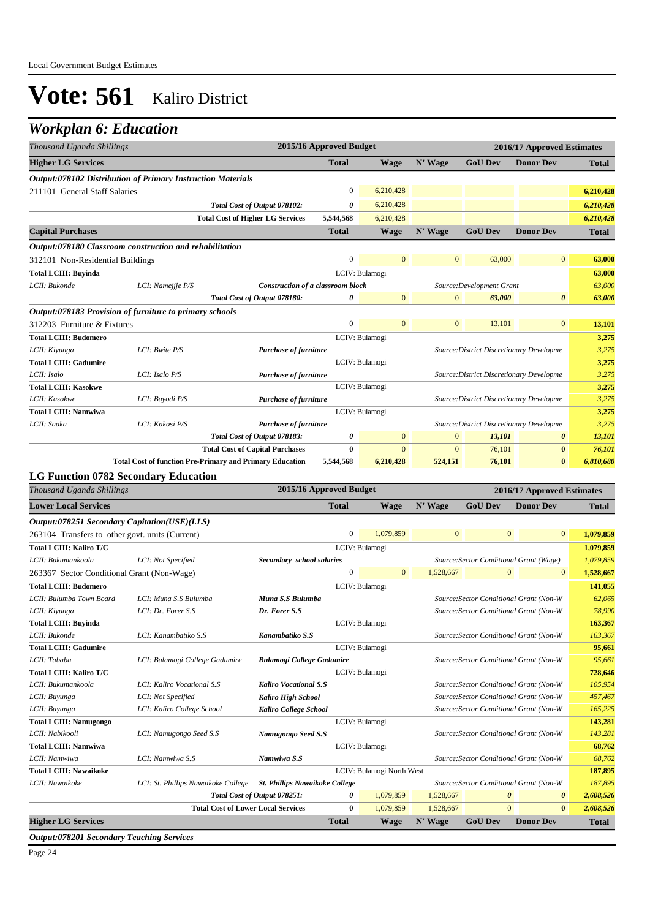# Vote: 561 Kaliro District

## Workplan 6: Education

| Thousand Uganda Shillings | | | 2015/16 Approved Budget | 2016/17 Approved Estimates | | | | |
|---|---|---|---|---|---|---|---|---|
| **Higher LG Services** | | | **Total** | **Wage** | **N' Wage** | **GoU Dev** | **Donor Dev** | **Total** |
| ***Output:078102 Distribution of Primary Instruction Materials*** | | | | | | | | |
| 211101 General Staff Salaries | | | 0 | 6,210,428 | | | | **6,210,428** |
| | | *Total Cost of Output 078102:* | *0* | 6,210,428 | | | | ***6,210,428*** |
| | | **Total Cost of Higher LG Services** | **5,544,568** | 6,210,428 | | | | ***6,210,428*** |
| **Capital Purchases** | | | **Total** | **Wage** | **N' Wage** | **GoU Dev** | **Donor Dev** | **Total** |
| ***Output:078180 Classroom construction and rehabilitation*** | | | | | | | | |
| 312101 Non-Residential Buildings | | | 0 | 0 | 0 | 63,000 | 0 | **63,000** |
| **Total LCIII: Buyinda** | | | LCIV: Bulamogi | | | | | **63,000** |
| *LCII: Bukonde* | *LCI: Namejjje P/S* | ***Construction of a classroom block*** | | | | *Source:Development Grant* | | *63,000* |
| | | *Total Cost of Output 078180:* | *0* | 0 | 0 | ***63,000*** | ***0*** | ***63,000*** |
| ***Output:078183 Provision of furniture to primary schools*** | | | | | | | | |
| 312203 Furniture & Fixtures | | | 0 | 0 | 0 | 13,101 | 0 | **13,101** |
| **Total LCIII: Budomero** | | | LCIV: Bulamogi | | | | | **3,275** |
| *LCII: Kiyunga* | *LCI: Bwite P/S* | ***Purchase of furniture*** | | | | *Source:District Discretionary Developme* | | *3,275* |
| **Total LCIII: Gadumire** | | | LCIV: Bulamogi | | | | | **3,275** |
| *LCII: Isalo* | *LCI: Isalo P/S* | ***Purchase of furniture*** | | | | *Source:District Discretionary Developme* | | *3,275* |
| **Total LCIII: Kasokwe** | | | LCIV: Bulamogi | | | | | **3,275** |
| *LCII: Kasokwe* | *LCI: Buyodi P/S* | ***Purchase of furniture*** | | | | *Source:District Discretionary Developme* | | *3,275* |
| **Total LCIII: Namwiwa** | | | LCIV: Bulamogi | | | | | **3,275** |
| *LCII: Saaka* | *LCI: Kakosi P/S* | ***Purchase of furniture*** | | | | *Source:District Discretionary Developme* | | *3,275* |
| | | *Total Cost of Output 078183:* | *0* | 0 | 0 | ***13,101*** | ***0*** | ***13,101*** |
| | | **Total Cost of Capital Purchases** | **0** | 0 | 0 | 76,101 | **0** | ***76,101*** |
| | **Total Cost of function Pre-Primary and Primary Education** | | **5,544,568** | **6,210,428** | **524,151** | **76,101** | **0** | ***6,810,680*** |

### LG Function 0782 Secondary Education

| Thousand Uganda Shillings | | | 2015/16 Approved Budget | 2016/17 Approved Estimates | | | | |
|---|---|---|---|---|---|---|---|---|
| **Lower Local Services** | | | **Total** | **Wage** | **N' Wage** | **GoU Dev** | **Donor Dev** | **Total** |
| ***Output:078251 Secondary Capitation(USE)(LLS)*** | | | | | | | | |
| 263104 Transfers to other govt. units (Current) | | | 0 | 1,079,859 | 0 | 0 | 0 | **1,079,859** |
| **Total LCIII: Kaliro T/C** | | | LCIV: Bulamogi | | | | | **1,079,859** |
| *LCII: Bukumankoola* | *LCI: Not Specified* | ***Secondary school salaries*** | | | | *Source:Sector Conditional Grant (Wage)* | | *1,079,859* |
| 263367 Sector Conditional Grant (Non-Wage) | | | 0 | 0 | 1,528,667 | 0 | 0 | **1,528,667** |
| **Total LCIII: Budomero** | | | LCIV: Bulamogi | | | | | **141,055** |
| *LCII: Bulumba Town Board* | *LCI: Muna S.S Bulumba* | ***Muna S.S Bulumba*** | | | | *Source:Sector Conditional Grant (Non-W* | | *62,065* |
| *LCII: Kiyunga* | *LCI: Dr. Forer S.S* | ***Dr. Forer S.S*** | | | | *Source:Sector Conditional Grant (Non-W* | | *78,990* |
| **Total LCIII: Buyinda** | | | LCIV: Bulamogi | | | | | **163,367** |
| *LCII: Bukonde* | *LCI: Kanambatiko S.S* | ***Kanambatiko S.S*** | | | | *Source:Sector Conditional Grant (Non-W* | | *163,367* |
| **Total LCIII: Gadumire** | | | LCIV: Bulamogi | | | | | **95,661** |
| *LCII: Tababa* | *LCI: Bulamogi College Gadumire* | ***Bulamogi College Gadumire*** | | | | *Source:Sector Conditional Grant (Non-W* | | *95,661* |
| **Total LCIII: Kaliro T/C** | | | LCIV: Bulamogi | | | | | **728,646** |
| *LCII: Bukumankoola* | *LCI: Kaliro Vocational S.S* | ***Kaliro Vocational S.S*** | | | | *Source:Sector Conditional Grant (Non-W* | | *105,954* |
| *LCII: Buyunga* | *LCI: Not Specified* | ***Kaliro High School*** | | | | *Source:Sector Conditional Grant (Non-W* | | *457,467* |
| *LCII: Buyunga* | *LCI: Kaliro College School* | ***Kaliro College School*** | | | | *Source:Sector Conditional Grant (Non-W* | | *165,225* |
| **Total LCIII: Namugongo** | | | LCIV: Bulamogi | | | | | **143,281** |
| *LCII: Nabikooli* | *LCI: Namugongo Seed S.S* | ***Namugongo Seed S.S*** | | | | *Source:Sector Conditional Grant (Non-W* | | *143,281* |
| **Total LCIII: Namwiwa** | | | LCIV: Bulamogi | | | | | **68,762** |
| *LCII: Namwiwa* | *LCI: Namwiwa S.S* | ***Namwiwa S.S*** | | | | *Source:Sector Conditional Grant (Non-W* | | *68,762* |
| **Total LCIII: Nawaikoke** | | | LCIV: Bulamogi North West | | | | | **187,895** |
| *LCII: Nawaikoke* | *LCI: St. Phillips Nawaikoke College* | ***St. Phillips Nawaikoke College*** | | | | *Source:Sector Conditional Grant (Non-W* | | *187,895* |
| | | *Total Cost of Output 078251:* | *0* | 1,079,859 | 1,528,667 | ***0*** | ***0*** | ***2,608,526*** |
| | | **Total Cost of Lower Local Services** | **0** | 1,079,859 | 1,528,667 | 0 | **0** | ***2,608,526*** |
| **Higher LG Services** | | | **Total** | **Wage** | **N' Wage** | **GoU Dev** | **Donor Dev** | **Total** |
| ***Output:078201 Secondary Teaching Services*** | | | | | | | | |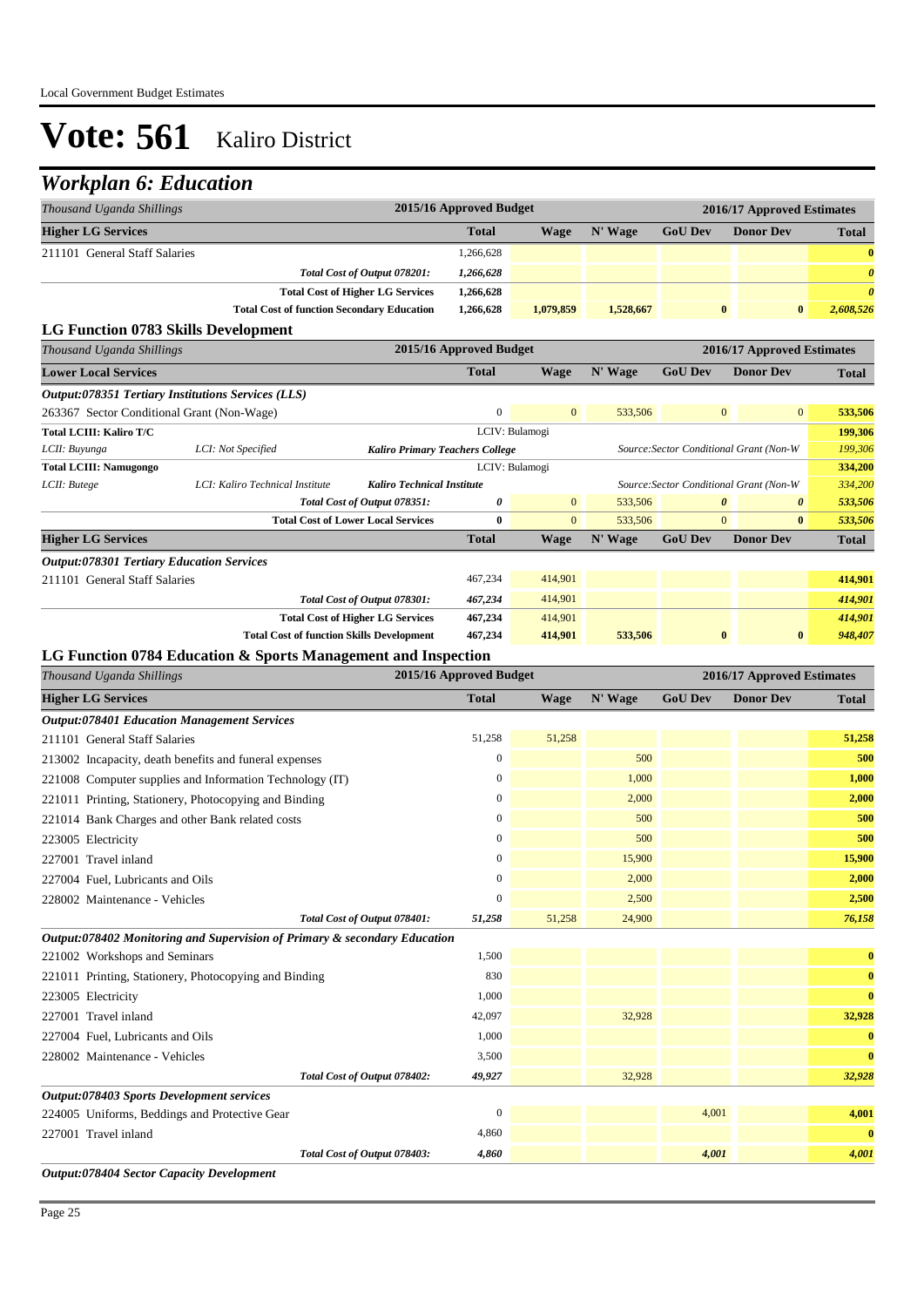# Vote: 561 Kaliro District

## *Workplan 6: Education*

| *Thousand Uganda Shillings* | | | 2015/16 Approved Budget | 2016/17 Approved Estimates | | | | |
|---|---|---|---|---|---|---|---|---|
| **Higher LG Services** | | | **Total** | **Wage** | **N' Wage** | **GoU Dev** | **Donor Dev** | **Total** |
| 211101 General Staff Salaries | | | 1,266,628 | | | | | **0** |
| | | *Total Cost of Output 078201:* | *1,266,628* | | | | | ***0*** |
| | | **Total Cost of Higher LG Services** | **1,266,628** | | | | | ***0*** |
| | | **Total Cost of function Secondary Education** | **1,266,628** | **1,079,859** | **1,528,667** | **0** | **0** | ***2,608,526*** |

### LG Function 0783 Skills Development

| *Thousand Uganda Shillings* | | | 2015/16 Approved Budget | 2016/17 Approved Estimates | | | | |
|---|---|---|---|---|---|---|---|---|
| **Lower Local Services** | | | **Total** | **Wage** | **N' Wage** | **GoU Dev** | **Donor Dev** | **Total** |
| ***Output:078351 Tertiary Institutions Services (LLS)*** | | | | | | | | |
| 263367 Sector Conditional Grant (Non-Wage) | | | 0 | 0 | 533,506 | 0 | 0 | **533,506** |
| **Total LCIII: Kaliro T/C** | | | LCIV: Bulamogi | | | | | **199,306** |
| *LCII: Buyunga* | *LCI: Not Specified* | ***Kaliro Primary Teachers College*** | | | *Source:Sector Conditional Grant (Non-W* | | | *199,306* |
| **Total LCIII: Namugongo** | | | LCIV: Bulamogi | | | | | **334,200** |
| *LCII: Butege* | *LCI: Kaliro Technical Institute* | ***Kaliro Technical Institute*** | | | *Source:Sector Conditional Grant (Non-W* | | | *334,200* |
| | | *Total Cost of Output 078351:* | ***0*** | 0 | 533,506 | ***0*** | ***0*** | ***533,506*** |
| | | **Total Cost of Lower Local Services** | **0** | 0 | 533,506 | 0 | **0** | ***533,506*** |
| **Higher LG Services** | | | **Total** | **Wage** | **N' Wage** | **GoU Dev** | **Donor Dev** | **Total** |
| ***Output:078301 Tertiary Education Services*** | | | | | | | | |
| 211101 General Staff Salaries | | | 467,234 | 414,901 | | | | **414,901** |
| | | *Total Cost of Output 078301:* | *467,234* | 414,901 | | | | ***414,901*** |
| | | **Total Cost of Higher LG Services** | **467,234** | 414,901 | | | | ***414,901*** |
| | | **Total Cost of function Skills Development** | **467,234** | **414,901** | **533,506** | **0** | **0** | ***948,407*** |

### LG Function 0784 Education & Sports Management and Inspection

| *Thousand Uganda Shillings* | | 2015/16 Approved Budget | 2016/17 Approved Estimates | | | | |
|---|---|---|---|---|---|---|---|
| **Higher LG Services** | | **Total** | **Wage** | **N' Wage** | **GoU Dev** | **Donor Dev** | **Total** |
| ***Output:078401 Education Management Services*** | | | | | | | |
| 211101 General Staff Salaries | | 51,258 | 51,258 | | | | **51,258** |
| 213002 Incapacity, death benefits and funeral expenses | | 0 | | 500 | | | **500** |
| 221008 Computer supplies and Information Technology (IT) | | 0 | | 1,000 | | | **1,000** |
| 221011 Printing, Stationery, Photocopying and Binding | | 0 | | 2,000 | | | **2,000** |
| 221014 Bank Charges and other Bank related costs | | 0 | | 500 | | | **500** |
| 223005 Electricity | | 0 | | 500 | | | **500** |
| 227001 Travel inland | | 0 | | 15,900 | | | **15,900** |
| 227004 Fuel, Lubricants and Oils | | 0 | | 2,000 | | | **2,000** |
| 228002 Maintenance - Vehicles | | 0 | | 2,500 | | | **2,500** |
| | *Total Cost of Output 078401:* | *51,258* | 51,258 | 24,900 | | | ***76,158*** |
| ***Output:078402 Monitoring and Supervision of Primary & secondary Education*** | | | | | | | |
| 221002 Workshops and Seminars | | 1,500 | | | | | **0** |
| 221011 Printing, Stationery, Photocopying and Binding | | 830 | | | | | **0** |
| 223005 Electricity | | 1,000 | | | | | **0** |
| 227001 Travel inland | | 42,097 | | 32,928 | | | **32,928** |
| 227004 Fuel, Lubricants and Oils | | 1,000 | | | | | **0** |
| 228002 Maintenance - Vehicles | | 3,500 | | | | | **0** |
| | *Total Cost of Output 078402:* | *49,927* | | 32,928 | | | ***32,928*** |
| ***Output:078403 Sports Development services*** | | | | | | | |
| 224005 Uniforms, Beddings and Protective Gear | | 0 | | | 4,001 | | **4,001** |
| 227001 Travel inland | | 4,860 | | | | | **0** |
| | *Total Cost of Output 078403:* | *4,860* | | | *4,001* | | ***4,001*** |
| ***Output:078404 Sector Capacity Development*** | | | | | | | |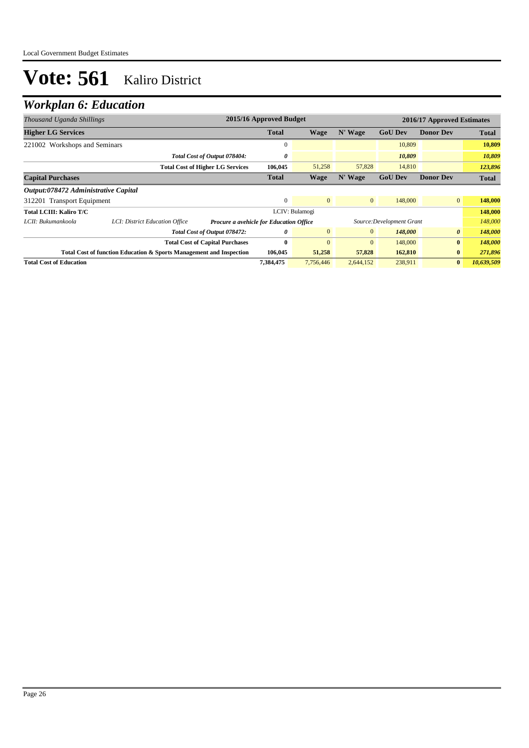# Vote: 561 Kaliro District

## *Workplan 6: Education*

| *Thousand Uganda Shillings* | | | 2015/16 Approved Budget | 2016/17 Approved Estimates | | | | |
|---|---|---|---|---|---|---|---|---|
| **Higher LG Services** | | | **Total** | **Wage** | **N' Wage** | **GoU Dev** | **Donor Dev** | **Total** |
| 221002 Workshops and Seminars | | | 0 | | | 10,809 | | **10,809** |
| | | *Total Cost of Output 078404:* | *0* | | | *10,809* | | *10,809* |
| | | **Total Cost of Higher LG Services** | **106,045** | 51,258 | 57,828 | 14,810 | | *123,896* |
| **Capital Purchases** | | | **Total** | **Wage** | **N' Wage** | **GoU Dev** | **Donor Dev** | **Total** |
| ***Output:078472 Administrative Capital*** | | | | | | | | |
| 312201 Transport Equipment | | | 0 | 0 | 0 | 148,000 | 0 | **148,000** |
| **Total LCIII: Kaliro T/C** | | | LCIV: Bulamogi | | | | | **148,000** |
| *LCII: Bukumankoola* | *LCI: District Education Office* | ***Procure a avehicle for Education Office*** | | | *Source:Development Grant* | | | *148,000* |
| | | *Total Cost of Output 078472:* | *0* | 0 | 0 | *148,000* | *0* | *148,000* |
| | | **Total Cost of Capital Purchases** | **0** | 0 | 0 | 148,000 | **0** | *148,000* |
| | | **Total Cost of function Education & Sports Management and Inspection** | **106,045** | **51,258** | **57,828** | **162,810** | **0** | *271,896* |
| **Total Cost of Education** | | | **7,384,475** | 7,756,446 | 2,644,152 | 238,911 | **0** | *10,639,509* |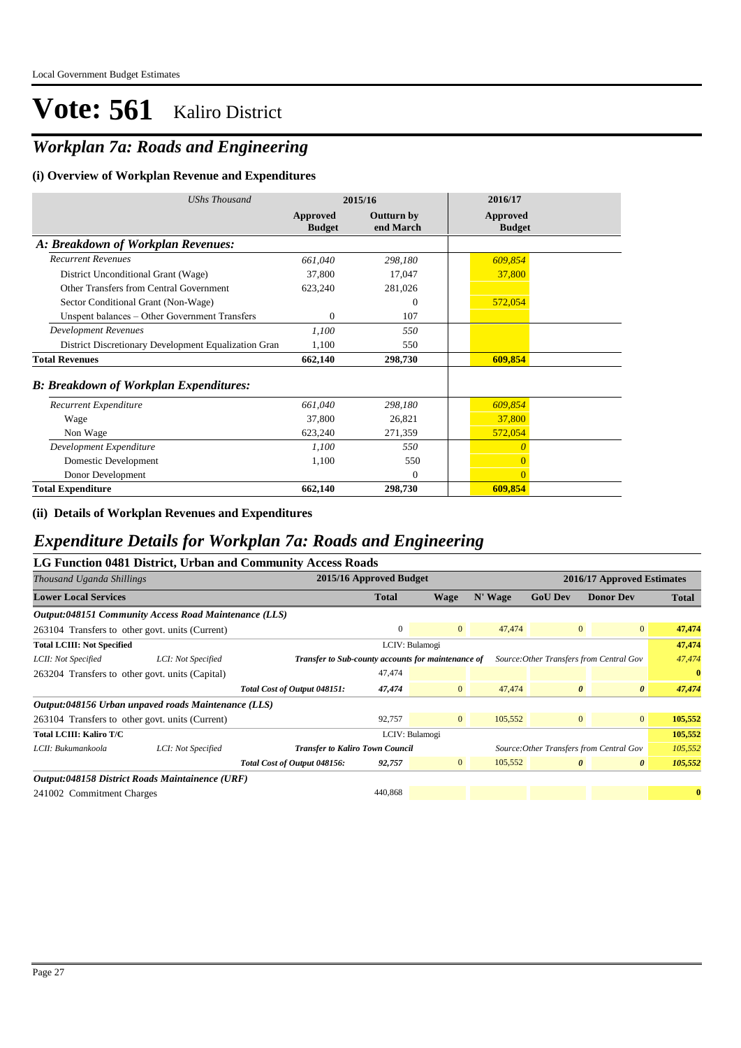Local Government Budget Estimates

# Vote: 561 Kaliro District

## *Workplan 7a: Roads and Engineering*

### (i) Overview of Workplan Revenue and Expenditures

| *UShs Thousand* | 2015/16 | | 2016/17 |
|---|---|---|---|
| | **Approved Budget** | **Outturn by end March** | **Approved Budget** |
| ***A: Breakdown of Workplan Revenues:*** | | | |
| *Recurrent Revenues* | *661,040* | *298,180* | *609,854* |
| District Unconditional Grant (Wage) | 37,800 | 17,047 | 37,800 |
| Other Transfers from Central Government | 623,240 | 281,026 | |
| Sector Conditional Grant (Non-Wage) | | 0 | 572,054 |
| Unspent balances – Other Government Transfers | 0 | 107 | |
| *Development Revenues* | *1,100* | *550* | |
| District Discretionary Development Equalization Gran | 1,100 | 550 | |
| **Total Revenues** | **662,140** | **298,730** | **609,854** |
| ***B: Breakdown of Workplan Expenditures:*** | | | |
| *Recurrent Expenditure* | *661,040* | *298,180* | *609,854* |
| Wage | 37,800 | 26,821 | 37,800 |
| Non Wage | 623,240 | 271,359 | 572,054 |
| *Development Expenditure* | *1,100* | *550* | *0* |
| Domestic Development | 1,100 | 550 | 0 |
| Donor Development | | 0 | 0 |
| **Total Expenditure** | **662,140** | **298,730** | **609,854** |

### (ii) Details of Workplan Revenues and Expenditures

## *Expenditure Details for Workplan 7a: Roads and Engineering*

### LG Function 0481 District, Urban and Community Access Roads

| *Thousand Uganda Shillings* | | 2015/16 Approved Budget | 2016/17 Approved Estimates | | | | |
|---|---|---|---|---|---|---|---|
| **Lower Local Services** | | **Total** | **Wage** | **N' Wage** | **GoU Dev** | **Donor Dev** | **Total** |
| ***Output:048151 Community Access Road Maintenance (LLS)*** | | | | | | | |
| 263104 Transfers to other govt. units (Current) | | 0 | 0 | 47,474 | 0 | 0 | **47,474** |
| **Total LCIII: Not Specified** | | LCIV: Bulamogi | | | | | **47,474** |
| *LCII: Not Specified* | *LCI: Not Specified* | ***Transfer to Sub-county accounts for maintenance of*** | | *Source:Other Transfers from Central Gov* | | | *47,474* |
| 263204 Transfers to other govt. units (Capital) | | 47,474 | | | | | **0** |
| | ***Total Cost of Output 048151:*** | ***47,474*** | 0 | 47,474 | ***0*** | ***0*** | ***47,474*** |
| ***Output:048156 Urban unpaved roads Maintenance (LLS)*** | | | | | | | |
| 263104 Transfers to other govt. units (Current) | | 92,757 | 0 | 105,552 | 0 | 0 | **105,552** |
| **Total LCIII: Kaliro T/C** | | LCIV: Bulamogi | | | | | **105,552** |
| *LCII: Bukumankoola* | *LCI: Not Specified* | ***Transfer to Kaliro Town Council*** | | *Source:Other Transfers from Central Gov* | | | *105,552* |
| | ***Total Cost of Output 048156:*** | ***92,757*** | 0 | 105,552 | ***0*** | ***0*** | ***105,552*** |
| ***Output:048158 District Roads Maintainence (URF)*** | | | | | | | |
| 241002 Commitment Charges | | 440,868 | | | | | **0** |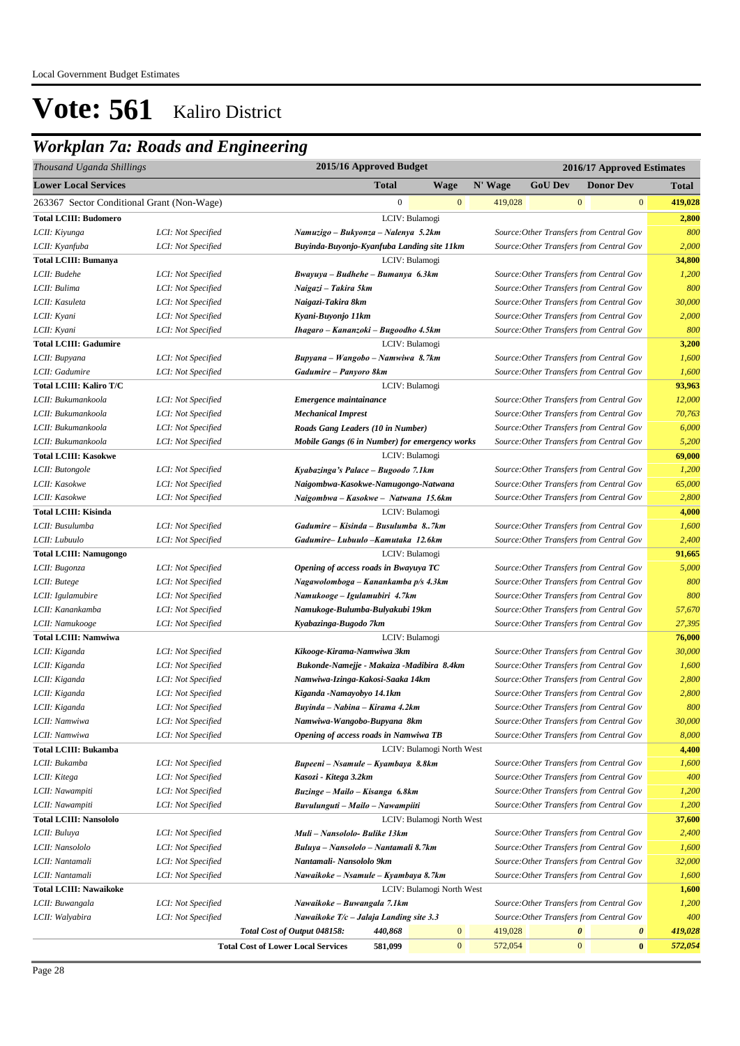# Vote: 561 Kaliro District

## *Workplan 7a: Roads and Engineering*

| *Thousand Uganda Shillings* | | 2015/16 Approved Budget | | | 2016/17 Approved Estimates | | | |
|---|---|---|---|---|---|---|---|---|
| **Lower Local Services** | | **Total** | **Wage** | **N' Wage** | **GoU Dev** | **Donor Dev** | **Total** |
| 263367 Sector Conditional Grant (Non-Wage) | | 0 | 0 | 419,028 | 0 | 0 | **419,028** |
| **Total LCIII: Budomero** | | LCIV: Bulamogi | | | | | **2,800** |
| *LCII: Kiyunga* | *LCI: Not Specified* | ***Namuzigo – Bukyonza – Nalenya 5.2km*** | | *Source:Other Transfers from Central Gov* | | | *800* |
| *LCII: Kyanfuba* | *LCI: Not Specified* | ***Buyinda-Buyonjo-Kyanfuba Landing site 11km*** | | *Source:Other Transfers from Central Gov* | | | *2,000* |
| **Total LCIII: Bumanya** | | LCIV: Bulamogi | | | | | **34,800** |
| *LCII: Budehe* | *LCI: Not Specified* | ***Bwayuya – Budhehe – Bumanya 6.3km*** | | *Source:Other Transfers from Central Gov* | | | *1,200* |
| *LCII: Bulima* | *LCI: Not Specified* | ***Naigazi – Takira 5km*** | | *Source:Other Transfers from Central Gov* | | | *800* |
| *LCII: Kasuleta* | *LCI: Not Specified* | ***Naigazi-Takira 8km*** | | *Source:Other Transfers from Central Gov* | | | *30,000* |
| *LCII: Kyani* | *LCI: Not Specified* | ***Kyani-Buyonjo 11km*** | | *Source:Other Transfers from Central Gov* | | | *2,000* |
| *LCII: Kyani* | *LCI: Not Specified* | ***Ihagaro – Kananzoki – Bugoodho 4.5km*** | | *Source:Other Transfers from Central Gov* | | | *800* |
| **Total LCIII: Gadumire** | | LCIV: Bulamogi | | | | | **3,200** |
| *LCII: Bupyana* | *LCI: Not Specified* | ***Bupyana – Wangobo – Namwiwa 8.7km*** | | *Source:Other Transfers from Central Gov* | | | *1,600* |
| *LCII: Gadumire* | *LCI: Not Specified* | ***Gadumire – Panyoro 8km*** | | *Source:Other Transfers from Central Gov* | | | *1,600* |
| **Total LCIII: Kaliro T/C** | | LCIV: Bulamogi | | | | | **93,963** |
| *LCII: Bukumankoola* | *LCI: Not Specified* | ***Emergence maintainance*** | | *Source:Other Transfers from Central Gov* | | | *12,000* |
| *LCII: Bukumankoola* | *LCI: Not Specified* | ***Mechanical Imprest*** | | *Source:Other Transfers from Central Gov* | | | *70,763* |
| *LCII: Bukumankoola* | *LCI: Not Specified* | ***Roads Gang Leaders (10 in Number)*** | | *Source:Other Transfers from Central Gov* | | | *6,000* |
| *LCII: Bukumankoola* | *LCI: Not Specified* | ***Mobile Gangs (6 in Number) for emergency works*** | | *Source:Other Transfers from Central Gov* | | | *5,200* |
| **Total LCIII: Kasokwe** | | LCIV: Bulamogi | | | | | **69,000** |
| *LCII: Butongole* | *LCI: Not Specified* | ***Kyabazinga's Palace – Bugoodo 7.1km*** | | *Source:Other Transfers from Central Gov* | | | *1,200* |
| *LCII: Kasokwe* | *LCI: Not Specified* | ***Naigombwa-Kasokwe-Namugongo-Natwana*** | | *Source:Other Transfers from Central Gov* | | | *65,000* |
| *LCII: Kasokwe* | *LCI: Not Specified* | ***Naigombwa – Kasokwe – Natwana 15.6km*** | | *Source:Other Transfers from Central Gov* | | | *2,800* |
| **Total LCIII: Kisinda** | | LCIV: Bulamogi | | | | | **4,000** |
| *LCII: Busulumba* | *LCI: Not Specified* | ***Gadumire – Kisinda – Busulumba 8..7km*** | | *Source:Other Transfers from Central Gov* | | | *1,600* |
| *LCII: Lubuulo* | *LCI: Not Specified* | ***Gadumire– Lubuulo –Kamutaka 12.6km*** | | *Source:Other Transfers from Central Gov* | | | *2,400* |
| **Total LCIII: Namugongo** | | LCIV: Bulamogi | | | | | **91,665** |
| *LCII: Bugonza* | *LCI: Not Specified* | ***Opening of access roads in Bwayuya TC*** | | *Source:Other Transfers from Central Gov* | | | *5,000* |
| *LCII: Butege* | *LCI: Not Specified* | ***Nagawolomboga – Kanankamba p/s 4.3km*** | | *Source:Other Transfers from Central Gov* | | | *800* |
| *LCII: Igulamubire* | *LCI: Not Specified* | ***Namukooge – Igulamubiri 4.7km*** | | *Source:Other Transfers from Central Gov* | | | *800* |
| *LCII: Kanankamba* | *LCI: Not Specified* | ***Namukoge-Bulumba-Bulyakubi 19km*** | | *Source:Other Transfers from Central Gov* | | | *57,670* |
| *LCII: Namukooge* | *LCI: Not Specified* | ***Kyabazinga-Bugodo 7km*** | | *Source:Other Transfers from Central Gov* | | | *27,395* |
| **Total LCIII: Namwiwa** | | LCIV: Bulamogi | | | | | **76,000** |
| *LCII: Kiganda* | *LCI: Not Specified* | ***Kikooge-Kirama-Namwiwa 3km*** | | *Source:Other Transfers from Central Gov* | | | *30,000* |
| *LCII: Kiganda* | *LCI: Not Specified* | ***Bukonde-Namejje - Makaiza -Madibira 8.4km*** | | *Source:Other Transfers from Central Gov* | | | *1,600* |
| *LCII: Kiganda* | *LCI: Not Specified* | ***Namwiwa-Izinga-Kakosi-Saaka 14km*** | | *Source:Other Transfers from Central Gov* | | | *2,800* |
| *LCII: Kiganda* | *LCI: Not Specified* | ***Kiganda -Namayobyo 14.1km*** | | *Source:Other Transfers from Central Gov* | | | *2,800* |
| *LCII: Kiganda* | *LCI: Not Specified* | ***Buyinda – Nabina – Kirama 4.2km*** | | *Source:Other Transfers from Central Gov* | | | *800* |
| *LCII: Namwiwa* | *LCI: Not Specified* | ***Namwiwa-Wangobo-Bupyana 8km*** | | *Source:Other Transfers from Central Gov* | | | *30,000* |
| *LCII: Namwiwa* | *LCI: Not Specified* | ***Opening of access roads in Namwiwa TB*** | | *Source:Other Transfers from Central Gov* | | | *8,000* |
| **Total LCIII: Bukamba** | | LCIV: Bulamogi North West | | | | | **4,400** |
| *LCII: Bukamba* | *LCI: Not Specified* | ***Bupeeni – Nsamule – Kyambaya 8.8km*** | | *Source:Other Transfers from Central Gov* | | | *1,600* |
| *LCII: Kitega* | *LCI: Not Specified* | ***Kasozi - Kitega 3.2km*** | | *Source:Other Transfers from Central Gov* | | | *400* |
| *LCII: Nawampiti* | *LCI: Not Specified* | ***Buzinge – Mailo – Kisanga 6.8km*** | | *Source:Other Transfers from Central Gov* | | | *1,200* |
| *LCII: Nawampiti* | *LCI: Not Specified* | ***Buvulunguti – Mailo – Nawampiiti*** | | *Source:Other Transfers from Central Gov* | | | *1,200* |
| **Total LCIII: Nansololo** | | LCIV: Bulamogi North West | | | | | **37,600** |
| *LCII: Buluya* | *LCI: Not Specified* | ***Muli – Nansololo- Bulike 13km*** | | *Source:Other Transfers from Central Gov* | | | *2,400* |
| *LCII: Nansololo* | *LCI: Not Specified* | ***Buluya – Nansololo – Nantamali 8.7km*** | | *Source:Other Transfers from Central Gov* | | | *1,600* |
| *LCII: Nantamali* | *LCI: Not Specified* | ***Nantamali- Nansololo 9km*** | | *Source:Other Transfers from Central Gov* | | | *32,000* |
| *LCII: Nantamali* | *LCI: Not Specified* | ***Nawaikoke – Nsamule – Kyambaya 8.7km*** | | *Source:Other Transfers from Central Gov* | | | *1,600* |
| **Total LCIII: Nawaikoke** | | LCIV: Bulamogi North West | | | | | **1,600** |
| *LCII: Buwangala* | *LCI: Not Specified* | ***Nawaikoke – Buwangala 7.1km*** | | *Source:Other Transfers from Central Gov* | | | *1,200* |
| *LCII: Walyabira* | *LCI: Not Specified* | ***Nawaikoke T/c – Jalaja Landing site 3.3*** | | *Source:Other Transfers from Central Gov* | | | *400* |
| | | ***Total Cost of Output 048158:*** ***440,868*** | 0 | 419,028 | ***0*** | ***0*** | ***419,028*** |
| | | **Total Cost of Lower Local Services** **581,099** | 0 | 572,054 | 0 | **0** | ***572,054*** |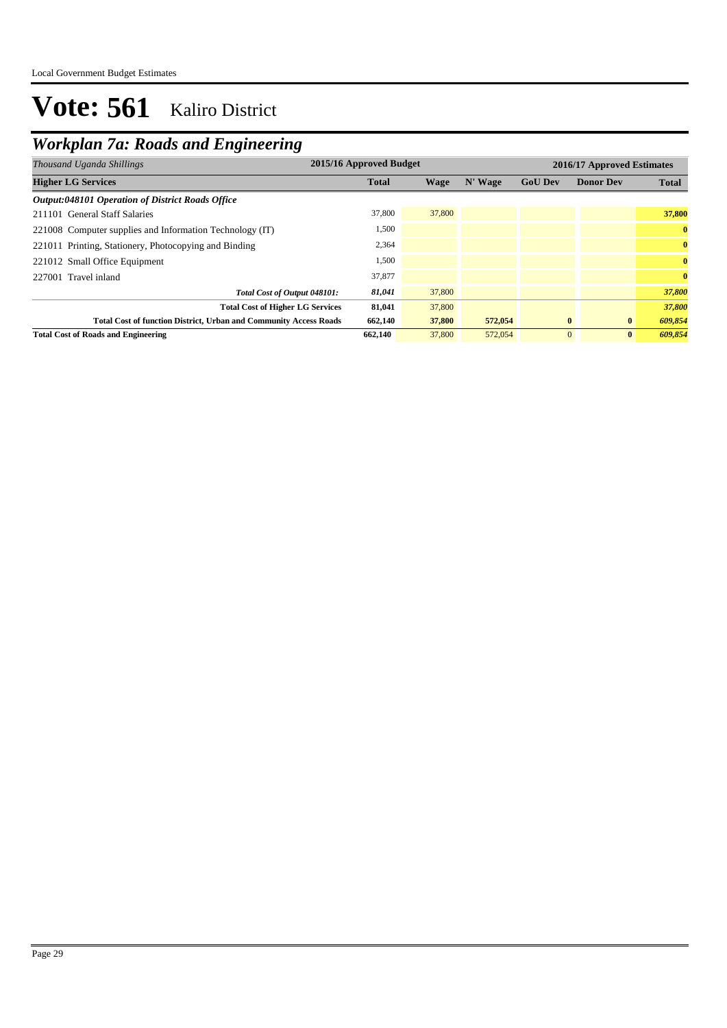# Vote: 561 Kaliro District

## *Workplan 7a: Roads and Engineering*

| *Thousand Uganda Shillings* | 2015/16 Approved Budget | 2016/17 Approved Estimates | | | | |
|---|---|---|---|---|---|---|
| **Higher LG Services** | **Total** | **Wage** | **N' Wage** | **GoU Dev** | **Donor Dev** | **Total** |
| ***Output:048101 Operation of District Roads Office*** | | | | | | |
| 211101 General Staff Salaries | 37,800 | 37,800 | | | | **37,800** |
| 221008 Computer supplies and Information Technology (IT) | 1,500 | | | | | **0** |
| 221011 Printing, Stationery, Photocopying and Binding | 2,364 | | | | | **0** |
| 221012 Small Office Equipment | 1,500 | | | | | **0** |
| 227001 Travel inland | 37,877 | | | | | **0** |
| ***Total Cost of Output 048101:*** | ***81,041*** | 37,800 | | | | ***37,800*** |
| **Total Cost of Higher LG Services** | **81,041** | 37,800 | | | | ***37,800*** |
| **Total Cost of function District, Urban and Community Access Roads** | **662,140** | **37,800** | **572,054** | **0** | **0** | ***609,854*** |
| **Total Cost of Roads and Engineering** | **662,140** | 37,800 | 572,054 | 0 | **0** | ***609,854*** |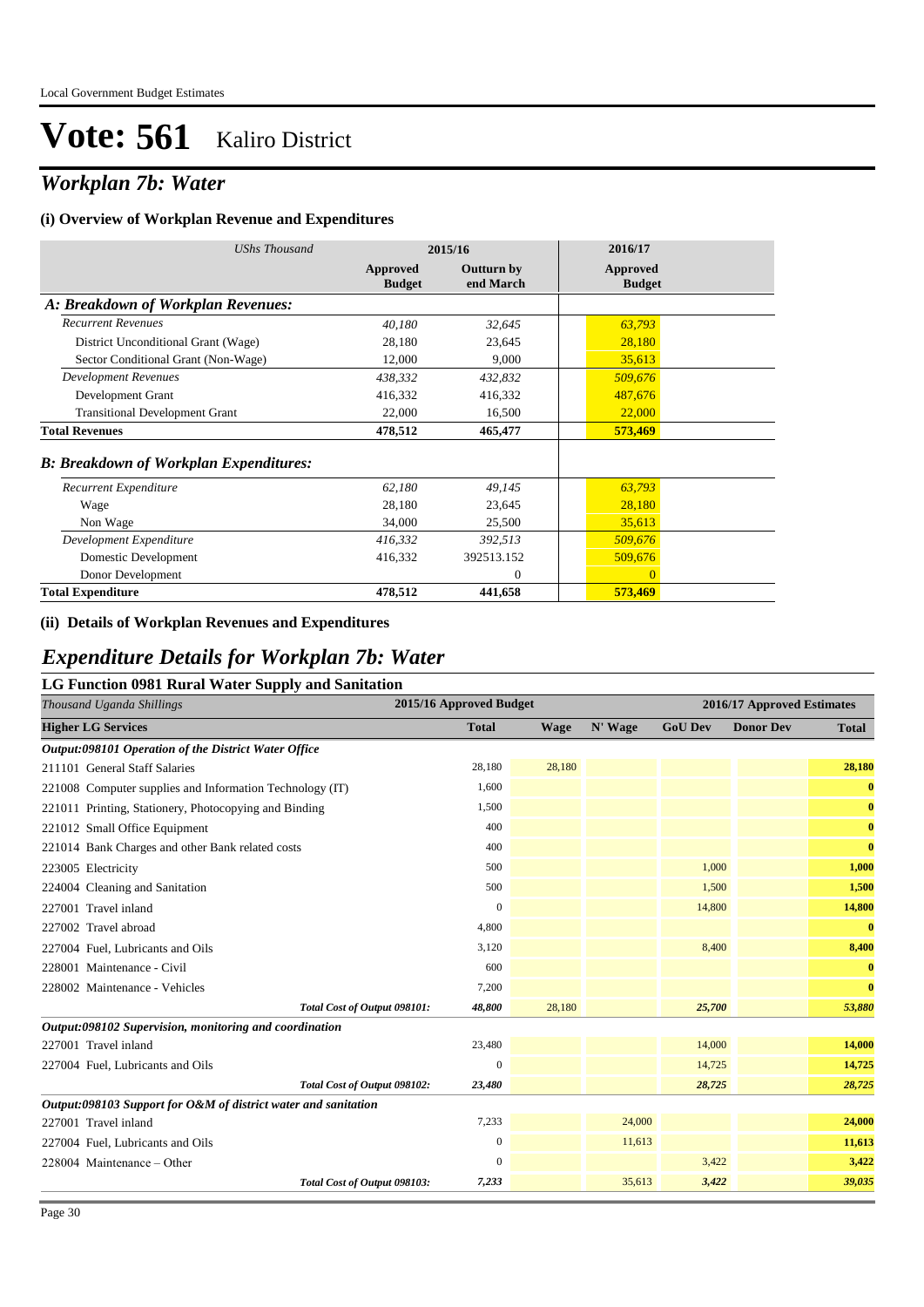# Vote: 561 Kaliro District

## *Workplan 7b: Water*

### (i) Overview of Workplan Revenue and Expenditures

| *UShs Thousand* | 2015/16 | | 2016/17 |
|---|---|---|---|
| | **Approved Budget** | **Outturn by end March** | **Approved Budget** |
| ***A: Breakdown of Workplan Revenues:*** | | | |
| *Recurrent Revenues* | *40,180* | *32,645* | *63,793* |
| District Unconditional Grant (Wage) | 28,180 | 23,645 | 28,180 |
| Sector Conditional Grant (Non-Wage) | 12,000 | 9,000 | 35,613 |
| *Development Revenues* | *438,332* | *432,832* | *509,676* |
| Development Grant | 416,332 | 416,332 | 487,676 |
| Transitional Development Grant | 22,000 | 16,500 | 22,000 |
| **Total Revenues** | **478,512** | **465,477** | **573,469** |
| ***B: Breakdown of Workplan Expenditures:*** | | | |
| *Recurrent Expenditure* | *62,180* | *49,145* | *63,793* |
| Wage | 28,180 | 23,645 | 28,180 |
| Non Wage | 34,000 | 25,500 | 35,613 |
| *Development Expenditure* | *416,332* | *392,513* | *509,676* |
| Domestic Development | 416,332 | 392513.152 | 509,676 |
| Donor Development | | 0 | 0 |
| **Total Expenditure** | **478,512** | **441,658** | **573,469** |

### (ii) Details of Workplan Revenues and Expenditures

## *Expenditure Details for Workplan 7b: Water*

### LG Function 0981 Rural Water Supply and Sanitation

| *Thousand Uganda Shillings* | 2015/16 Approved Budget | 2016/17 Approved Estimates | | | | |
|---|---|---|---|---|---|---|
| **Higher LG Services** | **Total** | **Wage** | **N' Wage** | **GoU Dev** | **Donor Dev** | **Total** |
| ***Output:098101 Operation of the District Water Office*** | | | | | | |
| 211101 General Staff Salaries | 28,180 | 28,180 | | | | **28,180** |
| 221008 Computer supplies and Information Technology (IT) | 1,600 | | | | | **0** |
| 221011 Printing, Stationery, Photocopying and Binding | 1,500 | | | | | **0** |
| 221012 Small Office Equipment | 400 | | | | | **0** |
| 221014 Bank Charges and other Bank related costs | 400 | | | | | **0** |
| 223005 Electricity | 500 | | | 1,000 | | **1,000** |
| 224004 Cleaning and Sanitation | 500 | | | 1,500 | | **1,500** |
| 227001 Travel inland | 0 | | | 14,800 | | **14,800** |
| 227002 Travel abroad | 4,800 | | | | | **0** |
| 227004 Fuel, Lubricants and Oils | 3,120 | | | 8,400 | | **8,400** |
| 228001 Maintenance - Civil | 600 | | | | | **0** |
| 228002 Maintenance - Vehicles | 7,200 | | | | | **0** |
| ***Total Cost of Output 098101:*** | ***48,800*** | 28,180 | | ***25,700*** | | ***53,880*** |
| ***Output:098102 Supervision, monitoring and coordination*** | | | | | | |
| 227001 Travel inland | 23,480 | | | 14,000 | | **14,000** |
| 227004 Fuel, Lubricants and Oils | 0 | | | 14,725 | | **14,725** |
| ***Total Cost of Output 098102:*** | ***23,480*** | | | ***28,725*** | | ***28,725*** |
| ***Output:098103 Support for O&M of district water and sanitation*** | | | | | | |
| 227001 Travel inland | 7,233 | | 24,000 | | | **24,000** |
| 227004 Fuel, Lubricants and Oils | 0 | | 11,613 | | | **11,613** |
| 228004 Maintenance – Other | 0 | | | 3,422 | | **3,422** |
| ***Total Cost of Output 098103:*** | ***7,233*** | | 35,613 | ***3,422*** | | ***39,035*** |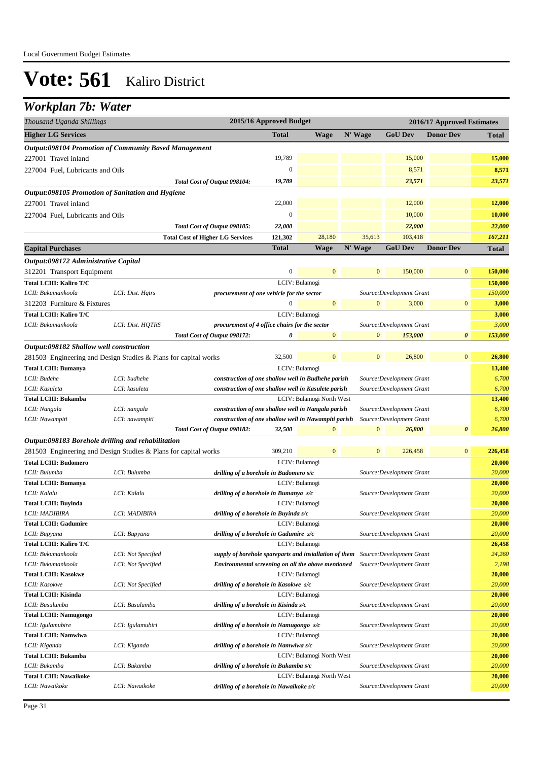Local Government Budget Estimates

# Vote: 561 Kaliro District

## Workplan 7b: Water

| Thousand Uganda Shillings | | | 2015/16 Approved Budget | | | 2016/17 Approved Estimates | | |
|---|---|---|---|---|---|---|---|---|
| **Higher LG Services** | | | **Total** | **Wage** | **N' Wage** | **GoU Dev** | **Donor Dev** | **Total** |
| ***Output:098104 Promotion of Community Based Management*** | | | | | | | | |
| 227001 Travel inland | | | 19,789 | | | 15,000 | | **15,000** |
| 227004 Fuel, Lubricants and Oils | | | 0 | | | 8,571 | | **8,571** |
| | | *Total Cost of Output 098104:* | *19,789* | | | *23,571* | | *23,571* |
| ***Output:098105 Promotion of Sanitation and Hygiene*** | | | | | | | | |
| 227001 Travel inland | | | 22,000 | | | 12,000 | | **12,000** |
| 227004 Fuel, Lubricants and Oils | | | 0 | | | 10,000 | | **10,000** |
| | | *Total Cost of Output 098105:* | *22,000* | | | *22,000* | | *22,000* |
| | | **Total Cost of Higher LG Services** | **121,302** | 28,180 | 35,613 | 103,418 | | ***167,211*** |
| **Capital Purchases** | | | **Total** | **Wage** | **N' Wage** | **GoU Dev** | **Donor Dev** | **Total** |
| ***Output:098172 Administrative Capital*** | | | | | | | | |
| 312201 Transport Equipment | | | 0 | 0 | 0 | 150,000 | 0 | **150,000** |
| **Total LCIII: Kaliro T/C** | | | LCIV: Bulamogi | | | | | **150,000** |
| *LCII: Bukumankoola* | *LCI: Dist. Hqtrs* | ***procurement of one vehicle for the sector*** | | | | *Source:Development Grant* | | *150,000* |
| 312203 Furniture & Fixtures | | | 0 | 0 | 0 | 3,000 | 0 | **3,000** |
| **Total LCIII: Kaliro T/C** | | | LCIV: Bulamogi | | | | | **3,000** |
| *LCII: Bukumankoola* | *LCI: Dist. HQTRS* | ***procurement of 4 office chairs for the sector*** | | | | *Source:Development Grant* | | *3,000* |
| | | *Total Cost of Output 098172:* | *0* | 0 | 0 | *153,000* | *0* | *153,000* |
| ***Output:098182 Shallow well construction*** | | | | | | | | |
| 281503 Engineering and Design Studies & Plans for capital works | | | 32,500 | 0 | 0 | 26,800 | 0 | **26,800** |
| **Total LCIII: Bumanya** | | | LCIV: Bulamogi | | | | | **13,400** |
| *LCII: Budehe* | *LCI: budhehe* | ***construction of one shallow well in Budhehe parish*** | | | | *Source:Development Grant* | | *6,700* |
| *LCII: Kasuleta* | *LCI: kasuleta* | ***construction of one shallow well in Kasulete parish*** | | | | *Source:Development Grant* | | *6,700* |
| **Total LCIII: Bukamba** | | | LCIV: Bulamogi North West | | | | | **13,400** |
| *LCII: Nangala* | *LCI: nangala* | ***construction of one shallow well in Nangala parish*** | | | | *Source:Development Grant* | | *6,700* |
| *LCII: Nawampiti* | *LCI: nawampiti* | ***construction of one shallow well in Nawampiti parish*** | | | | *Source:Development Grant* | | *6,700* |
| | | *Total Cost of Output 098182:* | *32,500* | 0 | 0 | *26,800* | *0* | *26,800* |
| ***Output:098183 Borehole drilling and rehabilitation*** | | | | | | | | |
| 281503 Engineering and Design Studies & Plans for capital works | | | 309,210 | 0 | 0 | 226,458 | 0 | **226,458** |
| **Total LCIII: Budomero** | | | LCIV: Bulamogi | | | | | **20,000** |
| *LCII: Bulumba* | *LCI: Bulumba* | ***drilling of a borehole in Budomero s/c*** | | | | *Source:Development Grant* | | *20,000* |
| **Total LCIII: Bumanya** | | | LCIV: Bulamogi | | | | | **20,000** |
| *LCII: Kalalu* | *LCI: Kalalu* | ***drilling of a borehole in Bumanya s/c*** | | | | *Source:Development Grant* | | *20,000* |
| **Total LCIII: Buyinda** | | | LCIV: Bulamogi | | | | | **20,000** |
| *LCII: MADIBIRA* | *LCI: MADIBIRA* | ***drilling of a borehole in Buyinda s/c*** | | | | *Source:Development Grant* | | *20,000* |
| **Total LCIII: Gadumire** | | | LCIV: Bulamogi | | | | | **20,000** |
| *LCII: Bupyana* | *LCI: Bupyana* | ***drilling of a borehole in Gadumire s/c*** | | | | *Source:Development Grant* | | *20,000* |
| **Total LCIII: Kaliro T/C** | | | LCIV: Bulamogi | | | | | **26,458** |
| *LCII: Bukumankoola* | *LCI: Not Specified* | ***supply of borehole spareparts and installation of them*** | | | | *Source:Development Grant* | | *24,260* |
| *LCII: Bukumankoola* | *LCI: Not Specified* | ***Environmental screening on all the above mentioned*** | | | | *Source:Development Grant* | | *2,198* |
| **Total LCIII: Kasokwe** | | | LCIV: Bulamogi | | | | | **20,000** |
| *LCII: Kasokwe* | *LCI: Not Specified* | ***drilling of a borehole in Kasokwe s/c*** | | | | *Source:Development Grant* | | *20,000* |
| **Total LCIII: Kisinda** | | | LCIV: Bulamogi | | | | | **20,000** |
| *LCII: Busulumba* | *LCI: Busulumba* | ***drilling of a borehole in Kisinda s/c*** | | | | *Source:Development Grant* | | *20,000* |
| **Total LCIII: Namugongo** | | | LCIV: Bulamogi | | | | | **20,000** |
| *LCII: Igulamubire* | *LCI: Igulamubiri* | ***drilling of a borehole in Namugongo s/c*** | | | | *Source:Development Grant* | | *20,000* |
| **Total LCIII: Namwiwa** | | | LCIV: Bulamogi | | | | | **20,000** |
| *LCII: Kiganda* | *LCI: Kiganda* | ***drilling of a borehole in Namwiwa s/c*** | | | | *Source:Development Grant* | | *20,000* |
| **Total LCIII: Bukamba** | | | LCIV: Bulamogi North West | | | | | **20,000** |
| *LCII: Bukamba* | *LCI: Bukamba* | ***drilling of a borehole in Bukamba s/c*** | | | | *Source:Development Grant* | | *20,000* |
| **Total LCIII: Nawaikoke** | | | LCIV: Bulamogi North West | | | | | **20,000** |
| *LCII: Nawaikoke* | *LCI: Nawaikoke* | ***drilling of a borehole in Nawaikoke s/c*** | | | | *Source:Development Grant* | | *20,000* |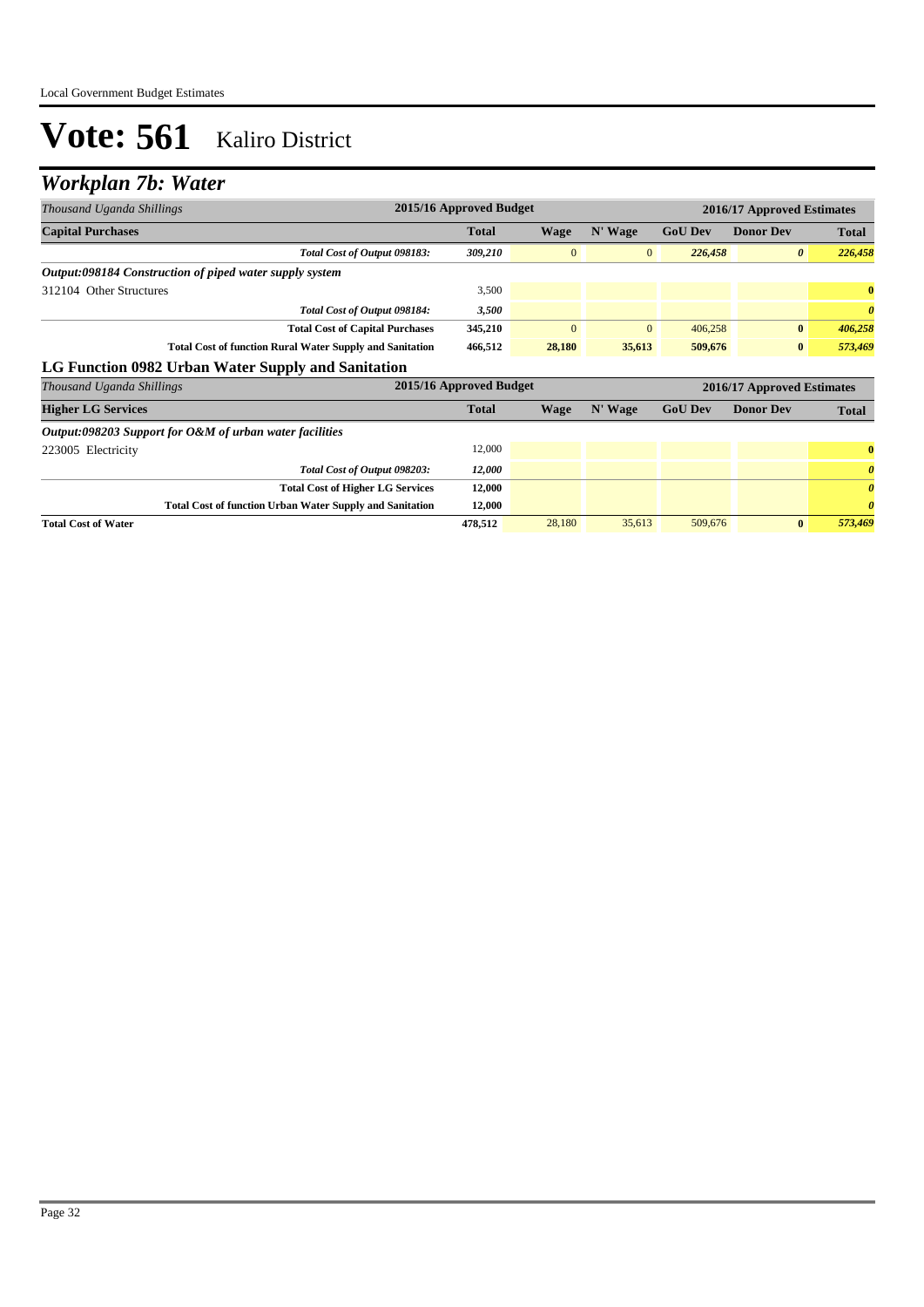# Vote: 561 Kaliro District

## *Workplan 7b: Water*

| *Thousand Uganda Shillings* | 2015/16 Approved Budget | 2016/17 Approved Estimates | | | | |
|---|---|---|---|---|---|---|
| **Capital Purchases** | **Total** | **Wage** | **N' Wage** | **GoU Dev** | **Donor Dev** | **Total** |
| *Total Cost of Output 098183:* | *309,210* | 0 | 0 | *226,458* | *0* | *226,458* |
| ***Output:098184 Construction of piped water supply system*** | | | | | | |
| 312104 Other Structures | 3,500 | | | | | **0** |
| *Total Cost of Output 098184:* | *3,500* | | | | | *0* |
| **Total Cost of Capital Purchases** | **345,210** | 0 | 0 | 406,258 | **0** | *406,258* |
| **Total Cost of function Rural Water Supply and Sanitation** | **466,512** | **28,180** | **35,613** | **509,676** | **0** | *573,469* |

### LG Function 0982 Urban Water Supply and Sanitation

| *Thousand Uganda Shillings* | 2015/16 Approved Budget | 2016/17 Approved Estimates | | | | |
|---|---|---|---|---|---|---|
| **Higher LG Services** | **Total** | **Wage** | **N' Wage** | **GoU Dev** | **Donor Dev** | **Total** |
| ***Output:098203 Support for O&M of urban water facilities*** | | | | | | |
| 223005 Electricity | 12,000 | | | | | **0** |
| *Total Cost of Output 098203:* | *12,000* | | | | | *0* |
| **Total Cost of Higher LG Services** | **12,000** | | | | | *0* |
| **Total Cost of function Urban Water Supply and Sanitation** | **12,000** | | | | | *0* |
| **Total Cost of Water** | **478,512** | 28,180 | 35,613 | 509,676 | **0** | *573,469* |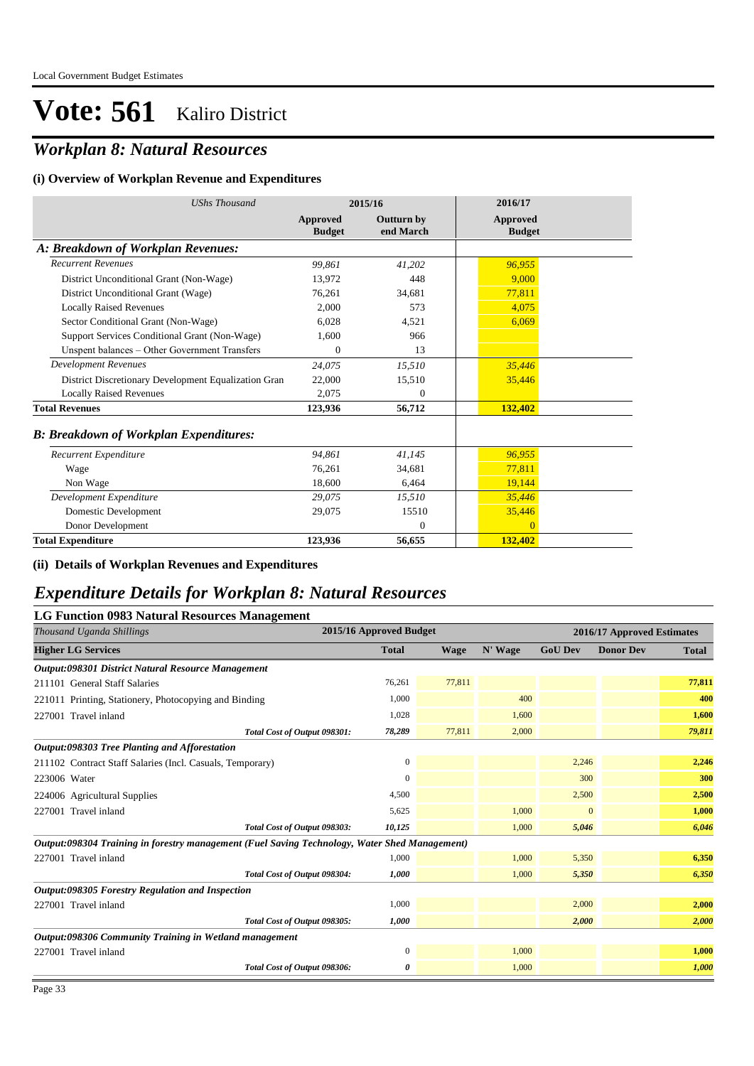# Vote: 561 Kaliro District

## *Workplan 8: Natural Resources*

### (i) Overview of Workplan Revenue and Expenditures

| *UShs Thousand* | 2015/16 | | 2016/17 |
|---|---|---|---|
| | **Approved Budget** | **Outturn by end March** | **Approved Budget** |
| ***A: Breakdown of Workplan Revenues:*** | | | |
| *Recurrent Revenues* | *99,861* | *41,202* | *96,955* |
| District Unconditional Grant (Non-Wage) | 13,972 | 448 | 9,000 |
| District Unconditional Grant (Wage) | 76,261 | 34,681 | 77,811 |
| Locally Raised Revenues | 2,000 | 573 | 4,075 |
| Sector Conditional Grant (Non-Wage) | 6,028 | 4,521 | 6,069 |
| Support Services Conditional Grant (Non-Wage) | 1,600 | 966 | |
| Unspent balances – Other Government Transfers | 0 | 13 | |
| *Development Revenues* | *24,075* | *15,510* | *35,446* |
| District Discretionary Development Equalization Gran | 22,000 | 15,510 | 35,446 |
| Locally Raised Revenues | 2,075 | 0 | |
| **Total Revenues** | **123,936** | **56,712** | **132,402** |
| ***B: Breakdown of Workplan Expenditures:*** | | | |
| *Recurrent Expenditure* | *94,861* | *41,145* | *96,955* |
| Wage | 76,261 | 34,681 | 77,811 |
| Non Wage | 18,600 | 6,464 | 19,144 |
| *Development Expenditure* | *29,075* | *15,510* | *35,446* |
| Domestic Development | 29,075 | 15510 | 35,446 |
| Donor Development | | 0 | 0 |
| **Total Expenditure** | **123,936** | **56,655** | **132,402** |

### (ii) Details of Workplan Revenues and Expenditures

## *Expenditure Details for Workplan 8: Natural Resources*

### LG Function 0983 Natural Resources Management

| *Thousand Uganda Shillings* | 2015/16 Approved Budget | 2016/17 Approved Estimates | | | | |
|---|---|---|---|---|---|---|
| **Higher LG Services** | **Total** | **Wage** | **N' Wage** | **GoU Dev** | **Donor Dev** | **Total** |
| ***Output:098301 District Natural Resource Management*** | | | | | | |
| 211101 General Staff Salaries | 76,261 | 77,811 | | | | 77,811 |
| 221011 Printing, Stationery, Photocopying and Binding | 1,000 | | 400 | | | 400 |
| 227001 Travel inland | 1,028 | | 1,600 | | | 1,600 |
| *Total Cost of Output 098301:* | *78,289* | 77,811 | 2,000 | | | *79,811* |
| ***Output:098303 Tree Planting and Afforestation*** | | | | | | |
| 211102 Contract Staff Salaries (Incl. Casuals, Temporary) | 0 | | | 2,246 | | 2,246 |
| 223006 Water | 0 | | | 300 | | 300 |
| 224006 Agricultural Supplies | 4,500 | | | 2,500 | | 2,500 |
| 227001 Travel inland | 5,625 | | 1,000 | 0 | | 1,000 |
| *Total Cost of Output 098303:* | *10,125* | | 1,000 | *5,046* | | *6,046* |
| ***Output:098304 Training in forestry management (Fuel Saving Technology, Water Shed Management)*** | | | | | | |
| 227001 Travel inland | 1,000 | | 1,000 | 5,350 | | 6,350 |
| *Total Cost of Output 098304:* | *1,000* | | 1,000 | *5,350* | | *6,350* |
| ***Output:098305 Forestry Regulation and Inspection*** | | | | | | |
| 227001 Travel inland | 1,000 | | | 2,000 | | 2,000 |
| *Total Cost of Output 098305:* | *1,000* | | | *2,000* | | *2,000* |
| ***Output:098306 Community Training in Wetland management*** | | | | | | |
| 227001 Travel inland | 0 | | 1,000 | | | 1,000 |
| *Total Cost of Output 098306:* | *0* | | 1,000 | | | *1,000* |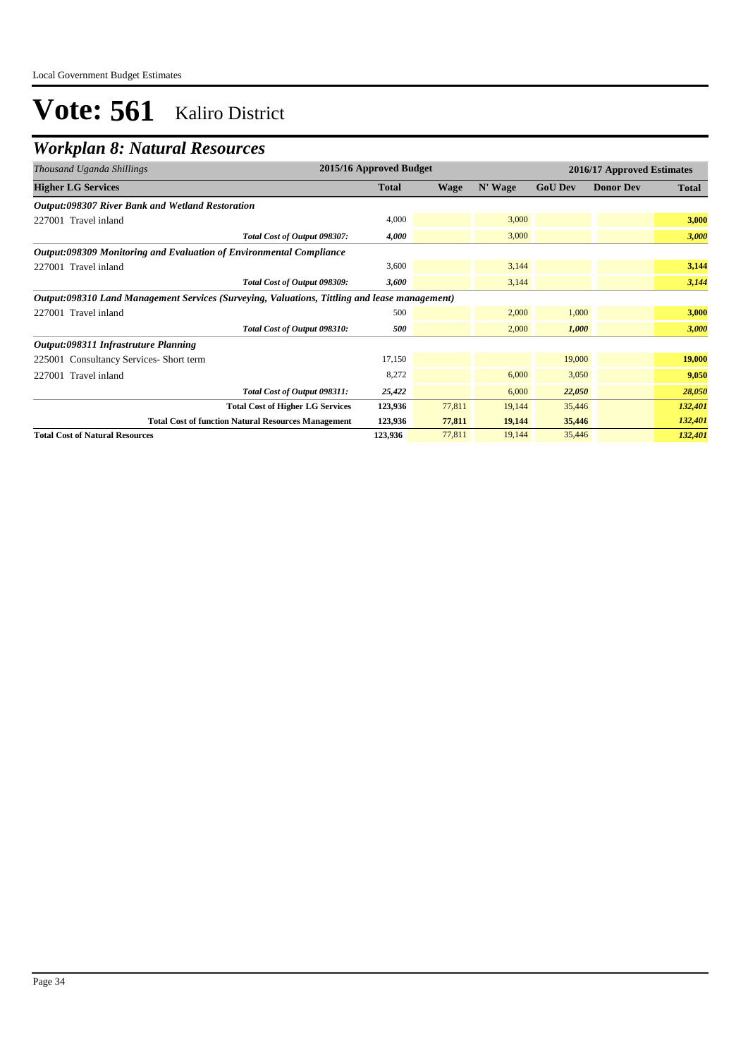# Vote: 561 Kaliro District

## *Workplan 8: Natural Resources*

| *Thousand Uganda Shillings* | 2015/16 Approved Budget | 2016/17 Approved Estimates | | | | |
|---|---|---|---|---|---|---|
| **Higher LG Services** | **Total** | **Wage** | **N' Wage** | **GoU Dev** | **Donor Dev** | **Total** |
| ***Output:098307 River Bank and Wetland Restoration*** | | | | | | |
| 227001 Travel inland | 4,000 | | 3,000 | | | **3,000** |
| *Total Cost of Output 098307:* | *4,000* | | 3,000 | | | ***3,000*** |
| ***Output:098309 Monitoring and Evaluation of Environmental Compliance*** | | | | | | |
| 227001 Travel inland | 3,600 | | 3,144 | | | **3,144** |
| *Total Cost of Output 098309:* | *3,600* | | 3,144 | | | ***3,144*** |
| ***Output:098310 Land Management Services (Surveying, Valuations, Tittling and lease management)*** | | | | | | |
| 227001 Travel inland | 500 | | 2,000 | 1,000 | | **3,000** |
| *Total Cost of Output 098310:* | *500* | | 2,000 | *1,000* | | ***3,000*** |
| ***Output:098311 Infrastruture Planning*** | | | | | | |
| 225001 Consultancy Services- Short term | 17,150 | | | 19,000 | | **19,000** |
| 227001 Travel inland | 8,272 | | 6,000 | 3,050 | | **9,050** |
| *Total Cost of Output 098311:* | *25,422* | | 6,000 | *22,050* | | ***28,050*** |
| **Total Cost of Higher LG Services** | **123,936** | 77,811 | 19,144 | 35,446 | | ***132,401*** |
| **Total Cost of function Natural Resources Management** | **123,936** | **77,811** | **19,144** | **35,446** | | ***132,401*** |
| **Total Cost of Natural Resources** | **123,936** | 77,811 | 19,144 | 35,446 | | ***132,401*** |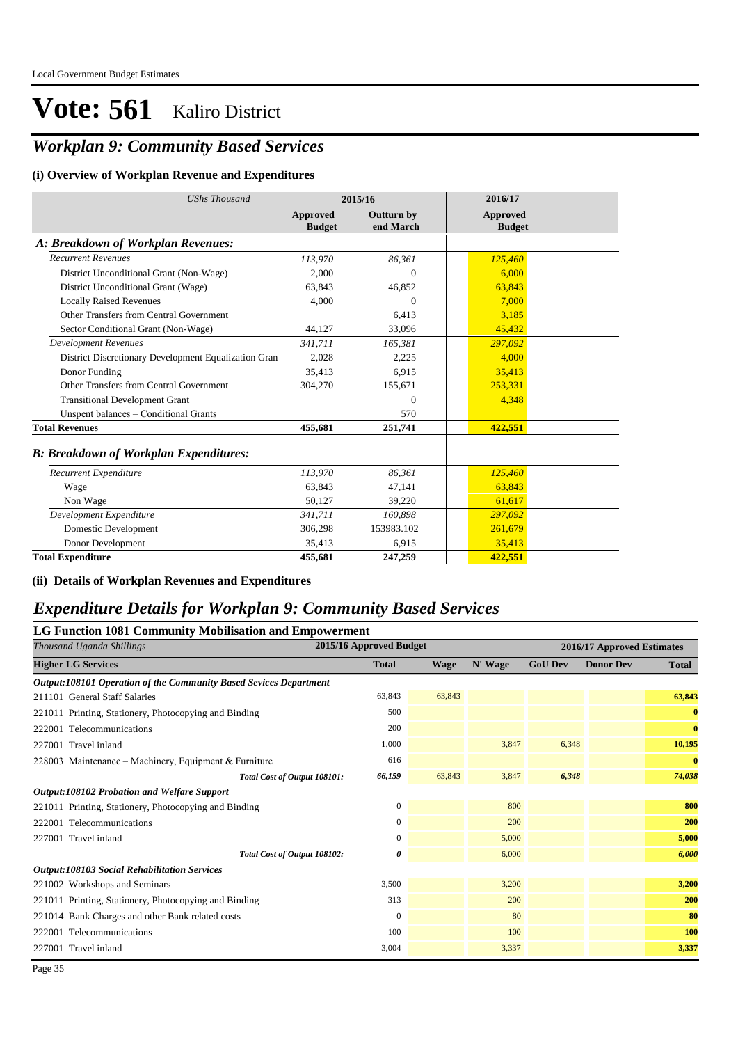# Vote: 561 Kaliro District

## *Workplan 9: Community Based Services*

### (i) Overview of Workplan Revenue and Expenditures

| *UShs Thousand* | 2015/16 | | 2016/17 |
|---|---|---|---|
| | **Approved Budget** | **Outturn by end March** | **Approved Budget** |
| ***A: Breakdown of Workplan Revenues:*** | | | |
| *Recurrent Revenues* | *113,970* | *86,361* | *125,460* |
| District Unconditional Grant (Non-Wage) | 2,000 | 0 | 6,000 |
| District Unconditional Grant (Wage) | 63,843 | 46,852 | 63,843 |
| Locally Raised Revenues | 4,000 | 0 | 7,000 |
| Other Transfers from Central Government | | 6,413 | 3,185 |
| Sector Conditional Grant (Non-Wage) | 44,127 | 33,096 | 45,432 |
| *Development Revenues* | *341,711* | *165,381* | *297,092* |
| District Discretionary Development Equalization Gran | 2,028 | 2,225 | 4,000 |
| Donor Funding | 35,413 | 6,915 | 35,413 |
| Other Transfers from Central Government | 304,270 | 155,671 | 253,331 |
| Transitional Development Grant | | 0 | 4,348 |
| Unspent balances – Conditional Grants | | 570 | |
| **Total Revenues** | **455,681** | **251,741** | **422,551** |
| ***B: Breakdown of Workplan Expenditures:*** | | | |
| *Recurrent Expenditure* | *113,970* | *86,361* | *125,460* |
| Wage | 63,843 | 47,141 | 63,843 |
| Non Wage | 50,127 | 39,220 | 61,617 |
| *Development Expenditure* | *341,711* | *160,898* | *297,092* |
| Domestic Development | 306,298 | 153983.102 | 261,679 |
| Donor Development | 35,413 | 6,915 | 35,413 |
| **Total Expenditure** | **455,681** | **247,259** | **422,551** |

### (ii) Details of Workplan Revenues and Expenditures

## *Expenditure Details for Workplan 9: Community Based Services*

### LG Function 1081 Community Mobilisation and Empowerment

| *Thousand Uganda Shillings* | 2015/16 Approved Budget | 2016/17 Approved Estimates | | | | |
|---|---|---|---|---|---|---|
| **Higher LG Services** | **Total** | **Wage** | **N' Wage** | **GoU Dev** | **Donor Dev** | **Total** |
| ***Output:108101 Operation of the Community Based Sevices Department*** | | | | | | |
| 211101 General Staff Salaries | 63,843 | 63,843 | | | | **63,843** |
| 221011 Printing, Stationery, Photocopying and Binding | 500 | | | | | **0** |
| 222001 Telecommunications | 200 | | | | | **0** |
| 227001 Travel inland | 1,000 | | 3,847 | 6,348 | | **10,195** |
| 228003 Maintenance – Machinery, Equipment & Furniture | 616 | | | | | **0** |
| ***Total Cost of Output 108101:*** | ***66,159*** | 63,843 | 3,847 | ***6,348*** | | ***74,038*** |
| ***Output:108102 Probation and Welfare Support*** | | | | | | |
| 221011 Printing, Stationery, Photocopying and Binding | 0 | | 800 | | | **800** |
| 222001 Telecommunications | 0 | | 200 | | | **200** |
| 227001 Travel inland | 0 | | 5,000 | | | **5,000** |
| ***Total Cost of Output 108102:*** | ***0*** | | 6,000 | | | ***6,000*** |
| ***Output:108103 Social Rehabilitation Services*** | | | | | | |
| 221002 Workshops and Seminars | 3,500 | | 3,200 | | | **3,200** |
| 221011 Printing, Stationery, Photocopying and Binding | 313 | | 200 | | | **200** |
| 221014 Bank Charges and other Bank related costs | 0 | | 80 | | | **80** |
| 222001 Telecommunications | 100 | | 100 | | | **100** |
| 227001 Travel inland | 3,004 | | 3,337 | | | **3,337** |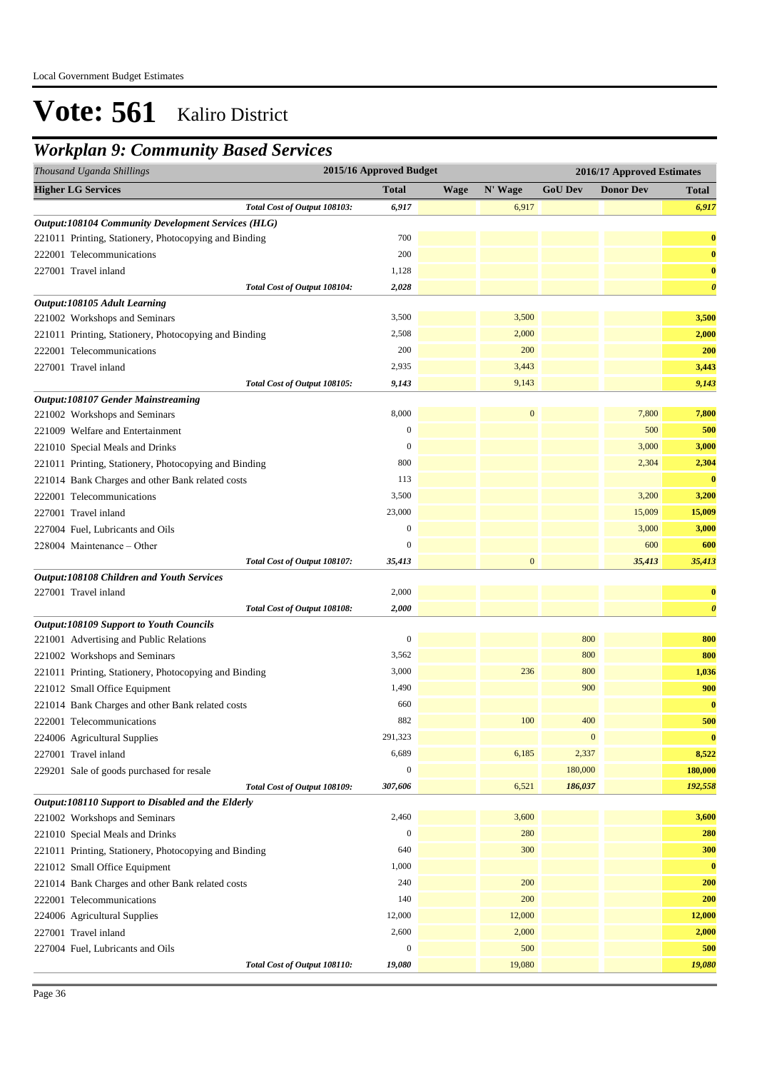# Vote: 561 Kaliro District

## *Workplan 9: Community Based Services*

| *Thousand Uganda Shillings* | 2015/16 Approved Budget | 2016/17 Approved Estimates | | | | |
|---|---|---|---|---|---|---|
| **Higher LG Services** | **Total** | **Wage** | **N' Wage** | **GoU Dev** | **Donor Dev** | **Total** |
| *Total Cost of Output 108103:* | *6,917* | | 6,917 | | | *6,917* |
| ***Output:108104 Community Development Services (HLG)*** | | | | | | |
| 221011 Printing, Stationery, Photocopying and Binding | 700 | | | | | **0** |
| 222001 Telecommunications | 200 | | | | | **0** |
| 227001 Travel inland | 1,128 | | | | | **0** |
| *Total Cost of Output 108104:* | *2,028* | | | | | ***0*** |
| ***Output:108105 Adult Learning*** | | | | | | |
| 221002 Workshops and Seminars | 3,500 | | 3,500 | | | **3,500** |
| 221011 Printing, Stationery, Photocopying and Binding | 2,508 | | 2,000 | | | **2,000** |
| 222001 Telecommunications | 200 | | 200 | | | **200** |
| 227001 Travel inland | 2,935 | | 3,443 | | | **3,443** |
| *Total Cost of Output 108105:* | *9,143* | | 9,143 | | | *9,143* |
| ***Output:108107 Gender Mainstreaming*** | | | | | | |
| 221002 Workshops and Seminars | 8,000 | | 0 | | 7,800 | **7,800** |
| 221009 Welfare and Entertainment | 0 | | | | 500 | **500** |
| 221010 Special Meals and Drinks | 0 | | | | 3,000 | **3,000** |
| 221011 Printing, Stationery, Photocopying and Binding | 800 | | | | 2,304 | **2,304** |
| 221014 Bank Charges and other Bank related costs | 113 | | | | | **0** |
| 222001 Telecommunications | 3,500 | | | | 3,200 | **3,200** |
| 227001 Travel inland | 23,000 | | | | 15,009 | **15,009** |
| 227004 Fuel, Lubricants and Oils | 0 | | | | 3,000 | **3,000** |
| 228004 Maintenance – Other | 0 | | | | 600 | **600** |
| *Total Cost of Output 108107:* | *35,413* | | 0 | | *35,413* | *35,413* |
| ***Output:108108 Children and Youth Services*** | | | | | | |
| 227001 Travel inland | 2,000 | | | | | **0** |
| *Total Cost of Output 108108:* | *2,000* | | | | | ***0*** |
| ***Output:108109 Support to Youth Councils*** | | | | | | |
| 221001 Advertising and Public Relations | 0 | | | 800 | | **800** |
| 221002 Workshops and Seminars | 3,562 | | | 800 | | **800** |
| 221011 Printing, Stationery, Photocopying and Binding | 3,000 | | 236 | 800 | | **1,036** |
| 221012 Small Office Equipment | 1,490 | | | 900 | | **900** |
| 221014 Bank Charges and other Bank related costs | 660 | | | | | **0** |
| 222001 Telecommunications | 882 | | 100 | 400 | | **500** |
| 224006 Agricultural Supplies | 291,323 | | | 0 | | **0** |
| 227001 Travel inland | 6,689 | | 6,185 | 2,337 | | **8,522** |
| 229201 Sale of goods purchased for resale | 0 | | | 180,000 | | **180,000** |
| *Total Cost of Output 108109:* | *307,606* | | 6,521 | *186,037* | | *192,558* |
| ***Output:108110 Support to Disabled and the Elderly*** | | | | | | |
| 221002 Workshops and Seminars | 2,460 | | 3,600 | | | **3,600** |
| 221010 Special Meals and Drinks | 0 | | 280 | | | **280** |
| 221011 Printing, Stationery, Photocopying and Binding | 640 | | 300 | | | **300** |
| 221012 Small Office Equipment | 1,000 | | | | | **0** |
| 221014 Bank Charges and other Bank related costs | 240 | | 200 | | | **200** |
| 222001 Telecommunications | 140 | | 200 | | | **200** |
| 224006 Agricultural Supplies | 12,000 | | 12,000 | | | **12,000** |
| 227001 Travel inland | 2,600 | | 2,000 | | | **2,000** |
| 227004 Fuel, Lubricants and Oils | 0 | | 500 | | | **500** |
| *Total Cost of Output 108110:* | *19,080* | | 19,080 | | | *19,080* |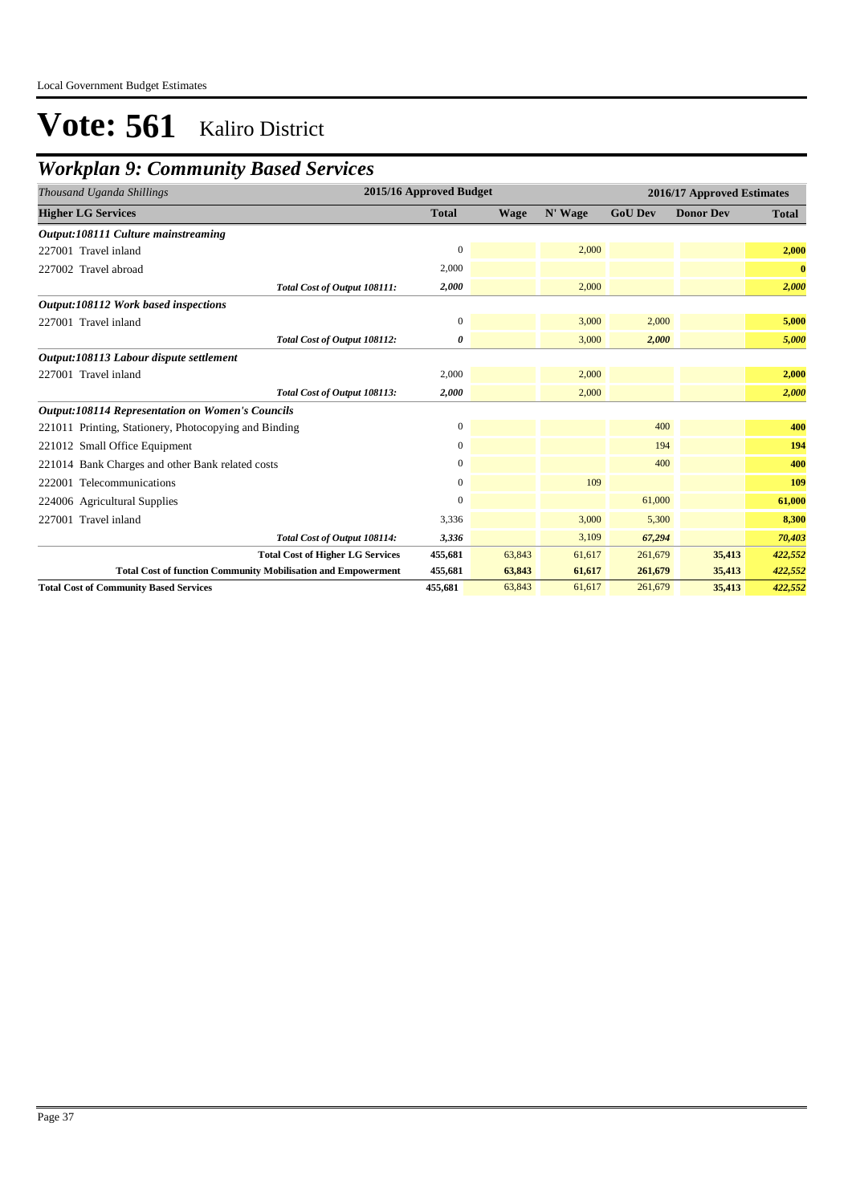# Vote: 561 Kaliro District

## *Workplan 9: Community Based Services*

| *Thousand Uganda Shillings* | 2015/16 Approved Budget | 2016/17 Approved Estimates | | | | |
|---|---|---|---|---|---|---|
| **Higher LG Services** | **Total** | **Wage** | **N' Wage** | **GoU Dev** | **Donor Dev** | **Total** |
| ***Output:108111 Culture mainstreaming*** | | | | | | |
| 227001 Travel inland | 0 | | 2,000 | | | **2,000** |
| 227002 Travel abroad | 2,000 | | | | | **0** |
| *Total Cost of Output 108111:* | ***2,000*** | | 2,000 | | | ***2,000*** |
| ***Output:108112 Work based inspections*** | | | | | | |
| 227001 Travel inland | 0 | | 3,000 | 2,000 | | **5,000** |
| *Total Cost of Output 108112:* | ***0*** | | 3,000 | ***2,000*** | | ***5,000*** |
| ***Output:108113 Labour dispute settlement*** | | | | | | |
| 227001 Travel inland | 2,000 | | 2,000 | | | **2,000** |
| *Total Cost of Output 108113:* | ***2,000*** | | 2,000 | | | ***2,000*** |
| ***Output:108114 Representation on Women's Councils*** | | | | | | |
| 221011 Printing, Stationery, Photocopying and Binding | 0 | | | 400 | | **400** |
| 221012 Small Office Equipment | 0 | | | 194 | | **194** |
| 221014 Bank Charges and other Bank related costs | 0 | | | 400 | | **400** |
| 222001 Telecommunications | 0 | | 109 | | | **109** |
| 224006 Agricultural Supplies | 0 | | | 61,000 | | **61,000** |
| 227001 Travel inland | 3,336 | | 3,000 | 5,300 | | **8,300** |
| *Total Cost of Output 108114:* | ***3,336*** | | 3,109 | ***67,294*** | | ***70,403*** |
| **Total Cost of Higher LG Services** | **455,681** | 63,843 | 61,617 | 261,679 | **35,413** | ***422,552*** |
| **Total Cost of function Community Mobilisation and Empowerment** | **455,681** | **63,843** | **61,617** | **261,679** | **35,413** | ***422,552*** |
| **Total Cost of Community Based Services** | **455,681** | 63,843 | 61,617 | 261,679 | **35,413** | ***422,552*** |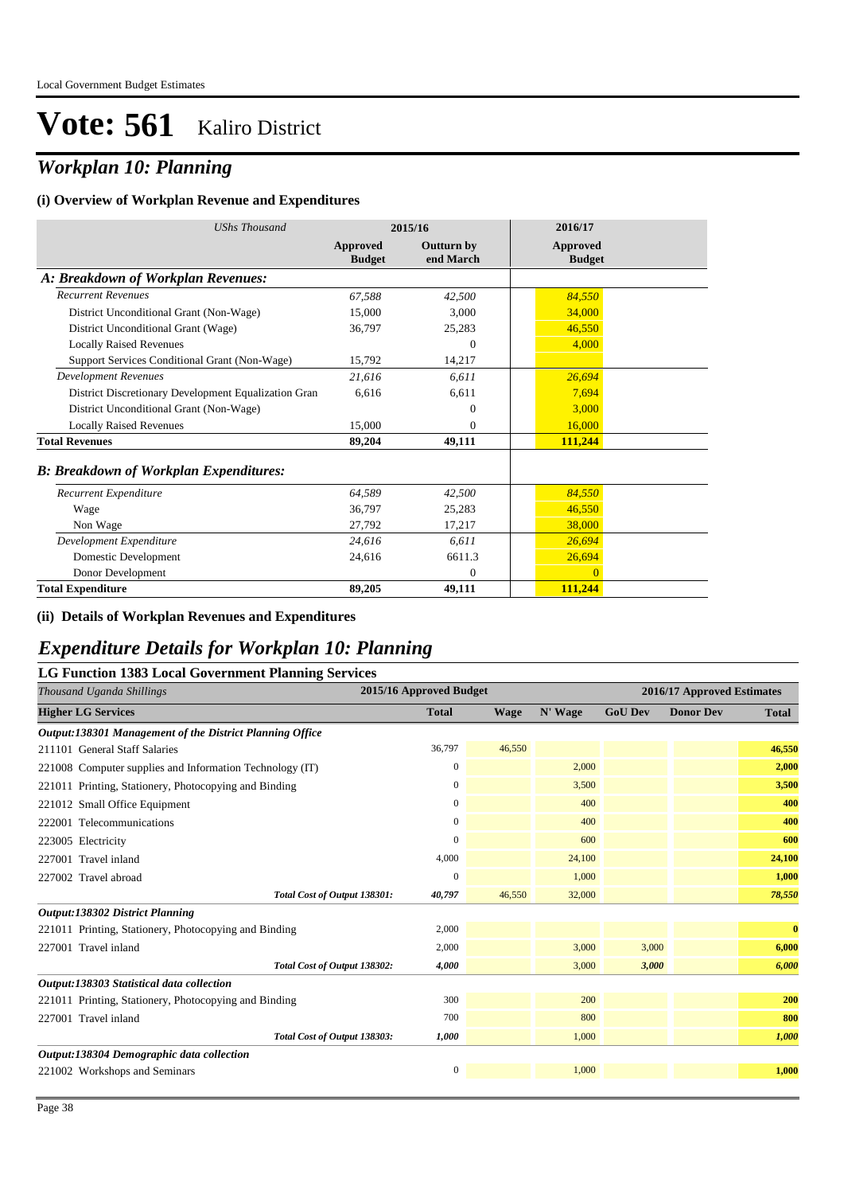Local Government Budget Estimates

# Vote: 561 Kaliro District

## *Workplan 10: Planning*

### (i) Overview of Workplan Revenue and Expenditures

| *UShs Thousand* | 2015/16 | | 2016/17 |
|---|---|---|---|
| | **Approved Budget** | **Outturn by end March** | **Approved Budget** |
| ***A: Breakdown of Workplan Revenues:*** | | | |
| *Recurrent Revenues* | *67,588* | *42,500* | *84,550* |
| District Unconditional Grant (Non-Wage) | 15,000 | 3,000 | 34,000 |
| District Unconditional Grant (Wage) | 36,797 | 25,283 | 46,550 |
| Locally Raised Revenues | | 0 | 4,000 |
| Support Services Conditional Grant (Non-Wage) | 15,792 | 14,217 | |
| *Development Revenues* | *21,616* | *6,611* | *26,694* |
| District Discretionary Development Equalization Gran | 6,616 | 6,611 | 7,694 |
| District Unconditional Grant (Non-Wage) | | 0 | 3,000 |
| Locally Raised Revenues | 15,000 | 0 | 16,000 |
| **Total Revenues** | **89,204** | **49,111** | **111,244** |
| ***B: Breakdown of Workplan Expenditures:*** | | | |
| *Recurrent Expenditure* | *64,589* | *42,500* | *84,550* |
| Wage | 36,797 | 25,283 | 46,550 |
| Non Wage | 27,792 | 17,217 | 38,000 |
| *Development Expenditure* | *24,616* | *6,611* | *26,694* |
| Domestic Development | 24,616 | 6611.3 | 26,694 |
| Donor Development | | 0 | 0 |
| **Total Expenditure** | **89,205** | **49,111** | **111,244** |

### (ii) Details of Workplan Revenues and Expenditures

## *Expenditure Details for Workplan 10: Planning*

### LG Function 1383 Local Government Planning Services

| *Thousand Uganda Shillings* | 2015/16 Approved Budget | 2016/17 Approved Estimates | | | | |
|---|---|---|---|---|---|---|
| **Higher LG Services** | **Total** | **Wage** | **N' Wage** | **GoU Dev** | **Donor Dev** | **Total** |
| ***Output:138301 Management of the District Planning Office*** | | | | | | |
| 211101 General Staff Salaries | 36,797 | 46,550 | | | | **46,550** |
| 221008 Computer supplies and Information Technology (IT) | 0 | | 2,000 | | | **2,000** |
| 221011 Printing, Stationery, Photocopying and Binding | 0 | | 3,500 | | | **3,500** |
| 221012 Small Office Equipment | 0 | | 400 | | | **400** |
| 222001 Telecommunications | 0 | | 400 | | | **400** |
| 223005 Electricity | 0 | | 600 | | | **600** |
| 227001 Travel inland | 4,000 | | 24,100 | | | **24,100** |
| 227002 Travel abroad | 0 | | 1,000 | | | **1,000** |
| *Total Cost of Output 138301:* | *40,797* | 46,550 | 32,000 | | | ***78,550*** |
| ***Output:138302 District Planning*** | | | | | | |
| 221011 Printing, Stationery, Photocopying and Binding | 2,000 | | | | | **0** |
| 227001 Travel inland | 2,000 | | 3,000 | 3,000 | | **6,000** |
| *Total Cost of Output 138302:* | *4,000* | | 3,000 | *3,000* | | ***6,000*** |
| ***Output:138303 Statistical data collection*** | | | | | | |
| 221011 Printing, Stationery, Photocopying and Binding | 300 | | 200 | | | **200** |
| 227001 Travel inland | 700 | | 800 | | | **800** |
| *Total Cost of Output 138303:* | *1,000* | | 1,000 | | | ***1,000*** |
| ***Output:138304 Demographic data collection*** | | | | | | |
| 221002 Workshops and Seminars | 0 | | 1,000 | | | **1,000** |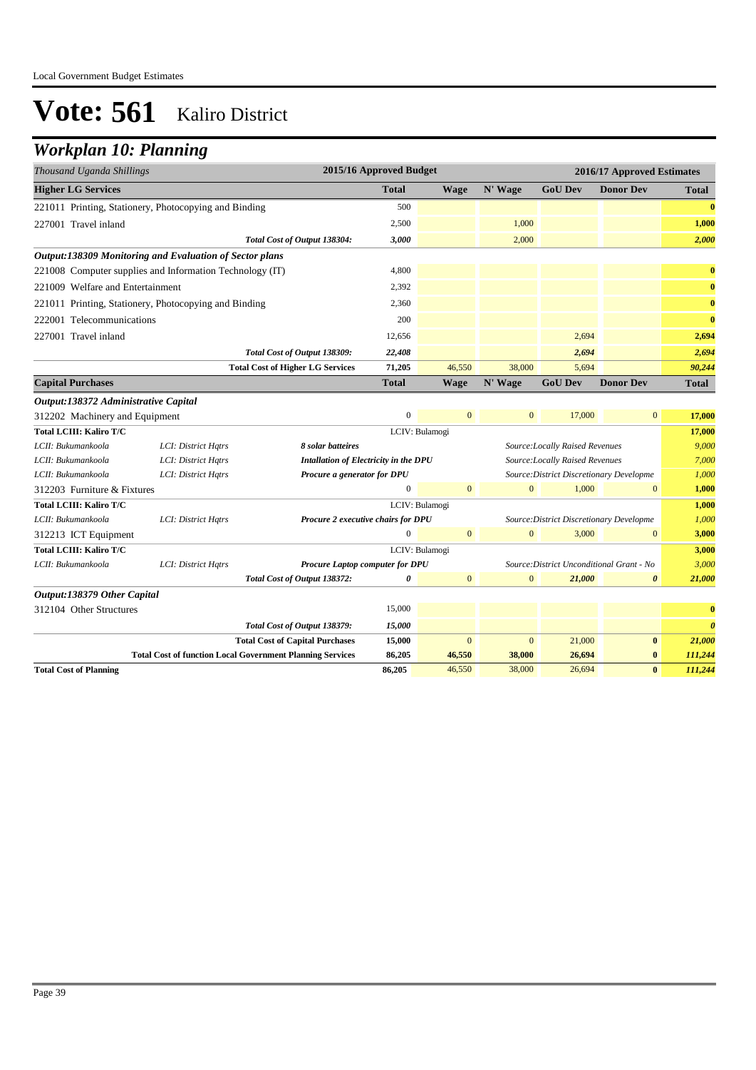Local Government Budget Estimates

# Vote: 561 Kaliro District

## *Workplan 10: Planning*

| *Thousand Uganda Shillings* | | | 2015/16 Approved Budget | | | | | 2016/17 Approved Estimates |
|---|---|---|---|---|---|---|---|---|
| **Higher LG Services** | | | **Total** | **Wage** | **N' Wage** | **GoU Dev** | **Donor Dev** | **Total** |
| 221011 Printing, Stationery, Photocopying and Binding | | | 500 | | | | | **0** |
| 227001 Travel inland | | | 2,500 | | 1,000 | | | **1,000** |
| | | *Total Cost of Output 138304:* | *3,000* | | 2,000 | | | *2,000* |
| ***Output:138309 Monitoring and Evaluation of Sector plans*** | | | | | | | | |
| 221008 Computer supplies and Information Technology (IT) | | | 4,800 | | | | | **0** |
| 221009 Welfare and Entertainment | | | 2,392 | | | | | **0** |
| 221011 Printing, Stationery, Photocopying and Binding | | | 2,360 | | | | | **0** |
| 222001 Telecommunications | | | 200 | | | | | **0** |
| 227001 Travel inland | | | 12,656 | | | 2,694 | | **2,694** |
| | | *Total Cost of Output 138309:* | *22,408* | | | *2,694* | | *2,694* |
| | | **Total Cost of Higher LG Services** | **71,205** | 46,550 | 38,000 | 5,694 | | *90,244* |
| **Capital Purchases** | | | **Total** | **Wage** | **N' Wage** | **GoU Dev** | **Donor Dev** | **Total** |
| ***Output:138372 Administrative Capital*** | | | | | | | | |
| 312202 Machinery and Equipment | | | 0 | 0 | 0 | 17,000 | 0 | **17,000** |
| **Total LCIII: Kaliro T/C** | | | LCIV: Bulamogi | | | | | **17,000** |
| *LCII: Bukumankoola* | *LCI: District Hqtrs* | ***8 solar batteires*** | | | *Source:Locally Raised Revenues* | | | *9,000* |
| *LCII: Bukumankoola* | *LCI: District Hqtrs* | ***Intallation of Electricity in the DPU*** | | | *Source:Locally Raised Revenues* | | | *7,000* |
| *LCII: Bukumankoola* | *LCI: District Hqtrs* | ***Procure a generator for DPU*** | | | *Source:District Discretionary Developme* | | | *1,000* |
| 312203 Furniture & Fixtures | | | 0 | 0 | 0 | 1,000 | 0 | **1,000** |
| **Total LCIII: Kaliro T/C** | | | LCIV: Bulamogi | | | | | **1,000** |
| *LCII: Bukumankoola* | *LCI: District Hqtrs* | ***Procure 2 executive chairs for DPU*** | | | *Source:District Discretionary Developme* | | | *1,000* |
| 312213 ICT Equipment | | | 0 | 0 | 0 | 3,000 | 0 | **3,000** |
| **Total LCIII: Kaliro T/C** | | | LCIV: Bulamogi | | | | | **3,000** |
| *LCII: Bukumankoola* | *LCI: District Hqtrs* | ***Procure Laptop computer for DPU*** | | | *Source:District Unconditional Grant - No* | | | *3,000* |
| | | *Total Cost of Output 138372:* | *0* | 0 | 0 | *21,000* | *0* | *21,000* |
| ***Output:138379 Other Capital*** | | | | | | | | |
| 312104 Other Structures | | | 15,000 | | | | | **0** |
| | | *Total Cost of Output 138379:* | *15,000* | | | | | *0* |
| | | **Total Cost of Capital Purchases** | **15,000** | 0 | 0 | 21,000 | **0** | *21,000* |
| | | **Total Cost of function Local Government Planning Services** | **86,205** | **46,550** | **38,000** | **26,694** | **0** | ***111,244*** |
| **Total Cost of Planning** | | | **86,205** | 46,550 | 38,000 | 26,694 | **0** | ***111,244*** |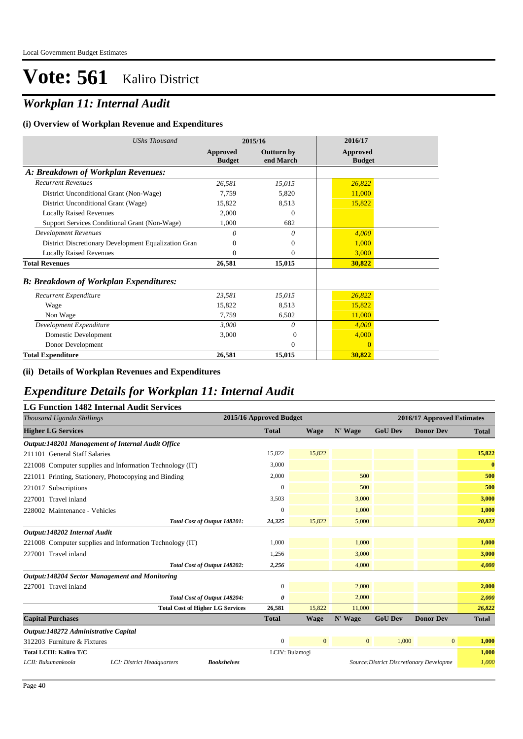# Vote: 561 Kaliro District

## *Workplan 11: Internal Audit*

### (i) Overview of Workplan Revenue and Expenditures

| *UShs Thousand* | 2015/16 | | 2016/17 |
|---|---|---|---|
| | **Approved Budget** | **Outturn by end March** | **Approved Budget** |
| ***A: Breakdown of Workplan Revenues:*** | | | |
| *Recurrent Revenues* | *26,581* | *15,015* | *26,822* |
| District Unconditional Grant (Non-Wage) | 7,759 | 5,820 | 11,000 |
| District Unconditional Grant (Wage) | 15,822 | 8,513 | 15,822 |
| Locally Raised Revenues | 2,000 | 0 | |
| Support Services Conditional Grant (Non-Wage) | 1,000 | 682 | |
| *Development Revenues* | *0* | *0* | *4,000* |
| District Discretionary Development Equalization Gran | 0 | 0 | 1,000 |
| Locally Raised Revenues | 0 | 0 | 3,000 |
| **Total Revenues** | **26,581** | **15,015** | **30,822** |
| ***B: Breakdown of Workplan Expenditures:*** | | | |
| *Recurrent Expenditure* | *23,581* | *15,015* | *26,822* |
| Wage | 15,822 | 8,513 | 15,822 |
| Non Wage | 7,759 | 6,502 | 11,000 |
| *Development Expenditure* | *3,000* | *0* | *4,000* |
| Domestic Development | 3,000 | 0 | 4,000 |
| Donor Development | | 0 | 0 |
| **Total Expenditure** | **26,581** | **15,015** | **30,822** |

### (ii) Details of Workplan Revenues and Expenditures

## *Expenditure Details for Workplan 11: Internal Audit*

### LG Function 1482 Internal Audit Services

| *Thousand Uganda Shillings* | 2015/16 Approved Budget | 2016/17 Approved Estimates | | | | |
|---|---|---|---|---|---|---|
| **Higher LG Services** | **Total** | **Wage** | **N' Wage** | **GoU Dev** | **Donor Dev** | **Total** |
| ***Output:148201 Management of Internal Audit Office*** | | | | | | |
| 211101 General Staff Salaries | 15,822 | 15,822 | | | | 15,822 |
| 221008 Computer supplies and Information Technology (IT) | 3,000 | | | | | 0 |
| 221011 Printing, Stationery, Photocopying and Binding | 2,000 | | 500 | | | 500 |
| 221017 Subscriptions | 0 | | 500 | | | 500 |
| 227001 Travel inland | 3,503 | | 3,000 | | | 3,000 |
| 228002 Maintenance - Vehicles | 0 | | 1,000 | | | 1,000 |
| *Total Cost of Output 148201:* | *24,325* | 15,822 | 5,000 | | | *20,822* |
| ***Output:148202 Internal Audit*** | | | | | | |
| 221008 Computer supplies and Information Technology (IT) | 1,000 | | 1,000 | | | 1,000 |
| 227001 Travel inland | 1,256 | | 3,000 | | | 3,000 |
| *Total Cost of Output 148202:* | *2,256* | | 4,000 | | | *4,000* |
| ***Output:148204 Sector Management and Monitoring*** | | | | | | |
| 227001 Travel inland | 0 | | 2,000 | | | 2,000 |
| *Total Cost of Output 148204:* | *0* | | 2,000 | | | *2,000* |
| *Total Cost of Higher LG Services* | *26,581* | 15,822 | 11,000 | | | *26,822* |
| **Capital Purchases** | **Total** | **Wage** | **N' Wage** | **GoU Dev** | **Donor Dev** | **Total** |
| ***Output:148272 Administrative Capital*** | | | | | | |
| 312203 Furniture & Fixtures | 0 | 0 | 0 | 1,000 | 0 | 1,000 |
| **Total LCIII: Kaliro T/C** | LCIV: Bulamogi | | | | | 1,000 |
| *LCII: Bukumankoola* — *LCI: District Headquarters* — ***Bookshelves*** | | | | *Source:District Discretionary Developme* | | *1,000* |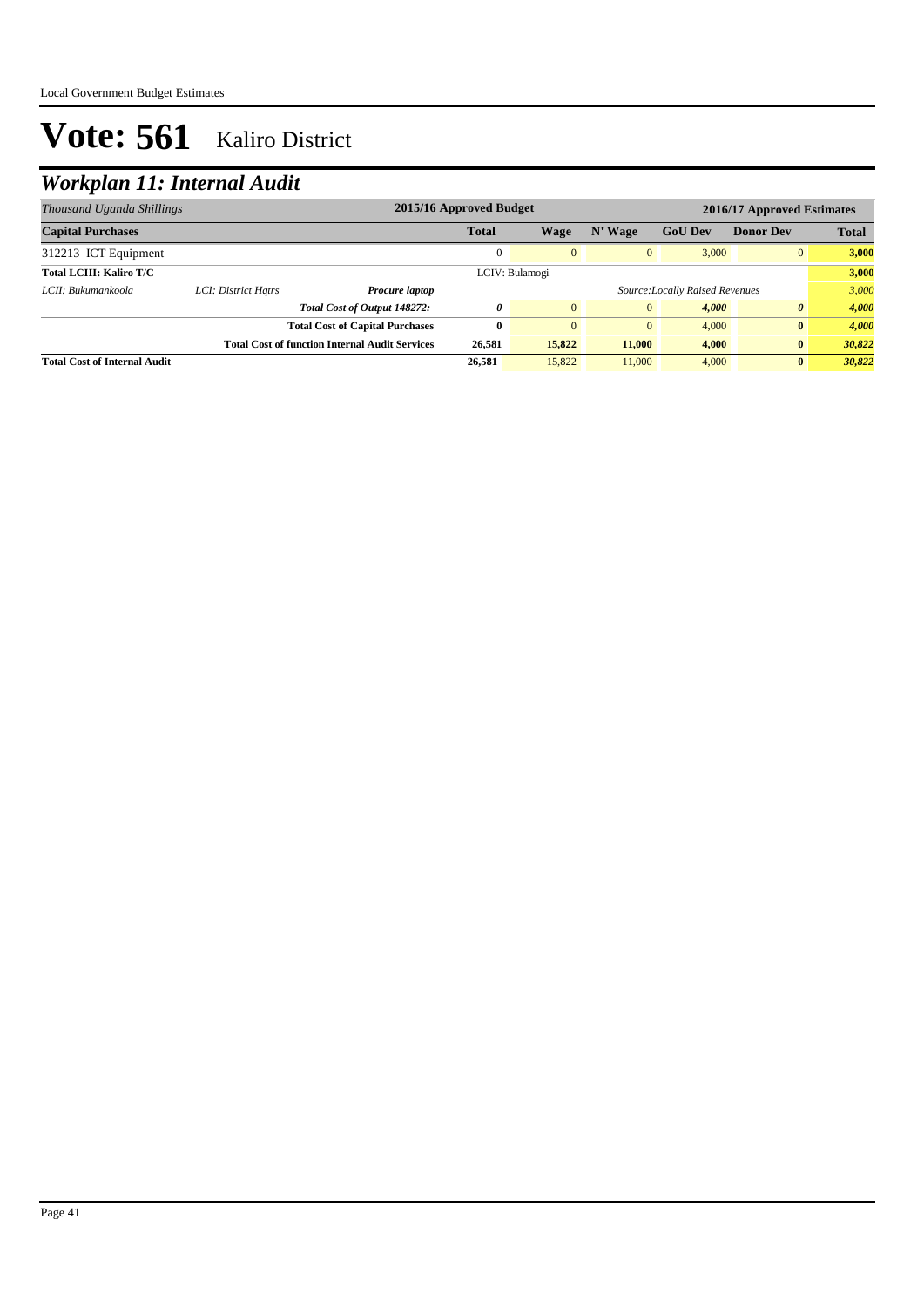# Vote: 561 Kaliro District

## *Workplan 11: Internal Audit*

| *Thousand Uganda Shillings* | | | 2015/16 Approved Budget | | | 2016/17 Approved Estimates | | |
|---|---|---|---|---|---|---|---|---|
| **Capital Purchases** | | | **Total** | **Wage** | **N' Wage** | **GoU Dev** | **Donor Dev** | **Total** |
| 312213 ICT Equipment | | | 0 | 0 | 0 | 3,000 | 0 | **3,000** |
| **Total LCIII: Kaliro T/C** | | | LCIV: Bulamogi | | | | | **3,000** |
| *LCII: Bukumankoola* | *LCI: District Hqtrs* | ***Procure laptop*** | | | | *Source:Locally Raised Revenues* | | *3,000* |
| | | ***Total Cost of Output 148272:*** | ***0*** | 0 | 0 | ***4,000*** | ***0*** | ***4,000*** |
| | | **Total Cost of Capital Purchases** | **0** | 0 | 0 | 4,000 | **0** | ***4,000*** |
| | | **Total Cost of function Internal Audit Services** | **26,581** | **15,822** | **11,000** | **4,000** | **0** | ***30,822*** |
| **Total Cost of Internal Audit** | | | **26,581** | 15,822 | 11,000 | 4,000 | **0** | ***30,822*** |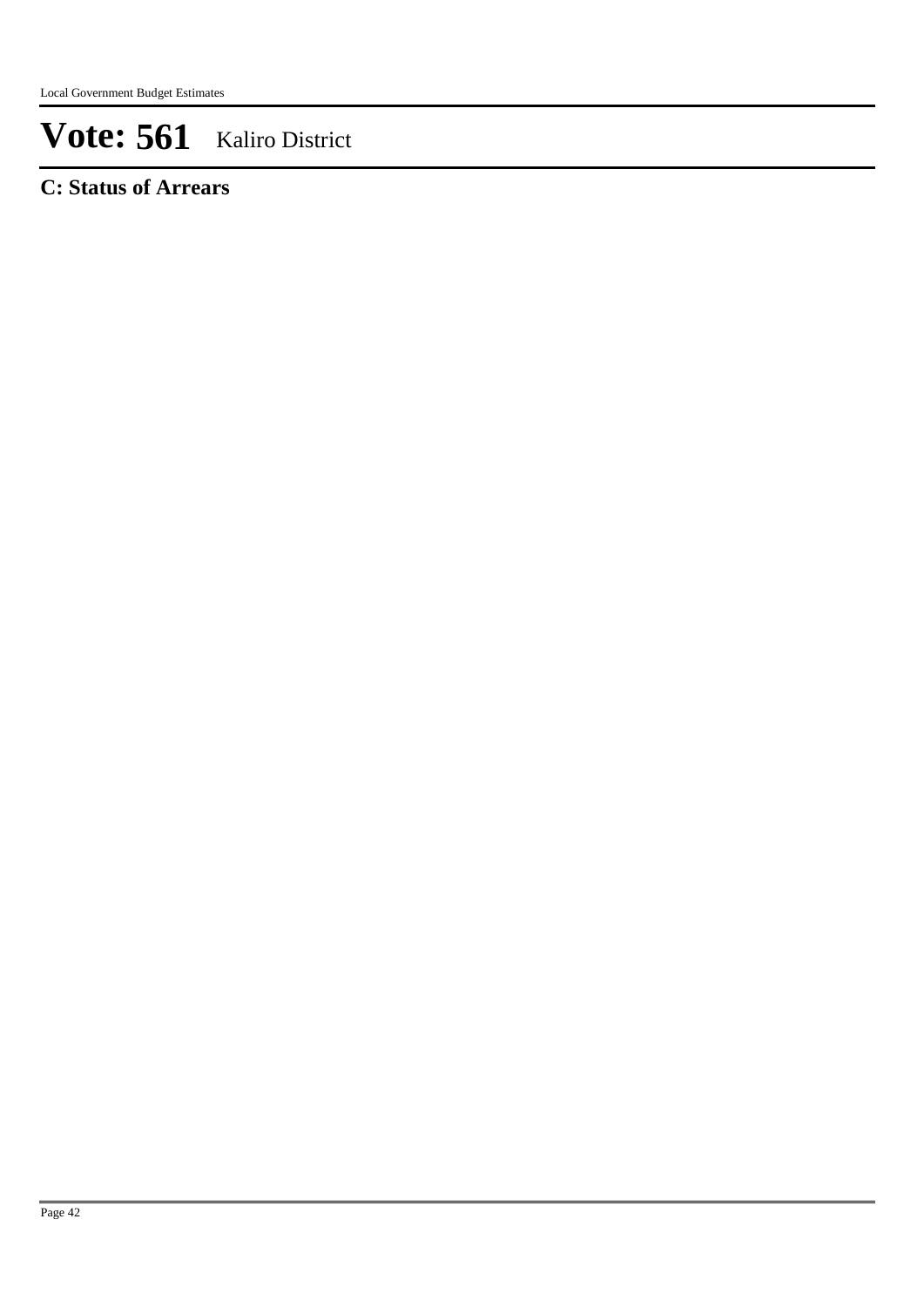# Vote: 561 Kaliro District

## C: Status of Arrears